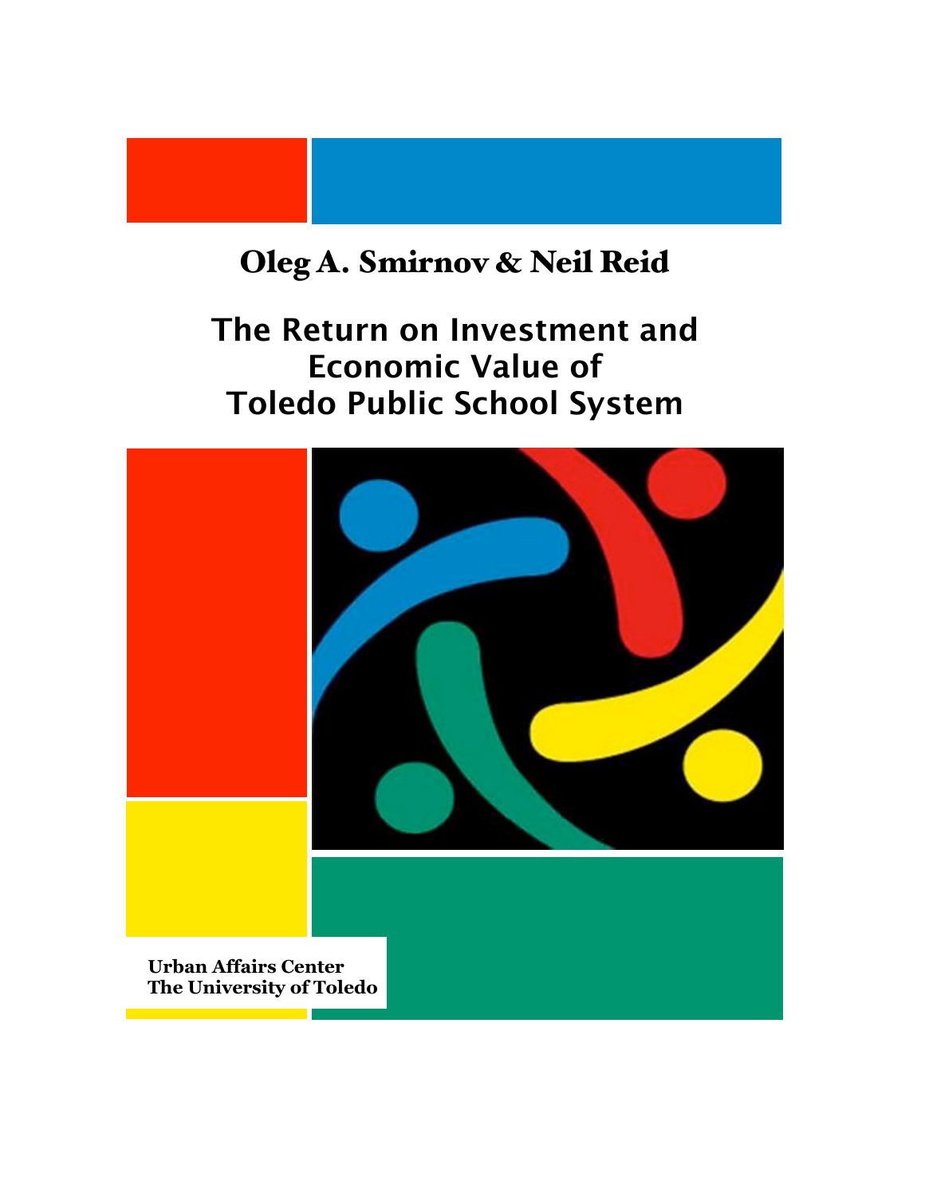**Oleg A. Smirnov & Neil Reid**

# The Return on Investment and Economic Value of Toledo Public School System

**Urban Affairs Center**
**The University of Toledo**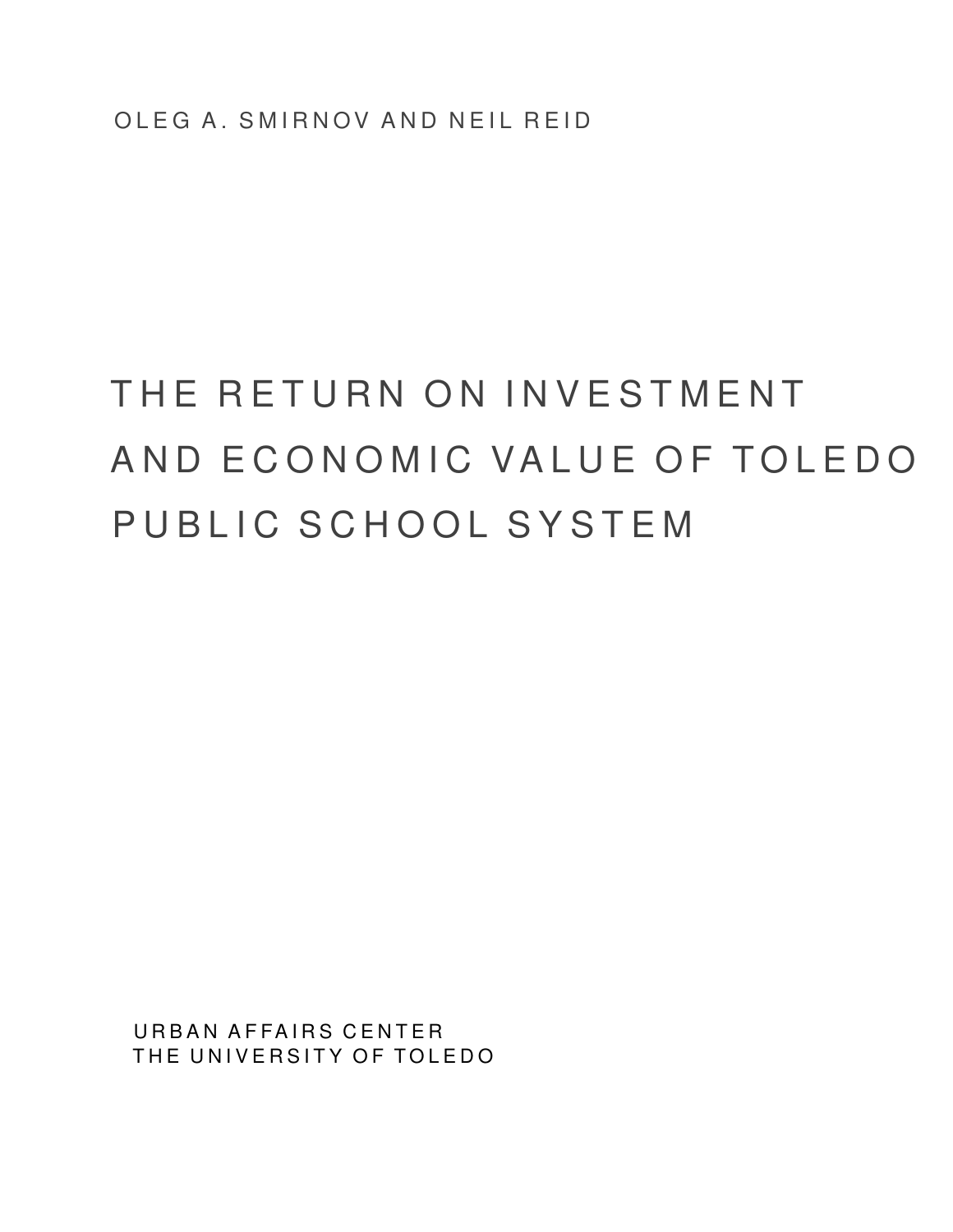OLEG A. SMIRNOV AND NEIL REID

# THE RETURN ON INVESTMENT AND ECONOMIC VALUE OF TOLEDO PUBLIC SCHOOL SYSTEM

URBAN AFFAIRS CENTER
THE UNIVERSITY OF TOLEDO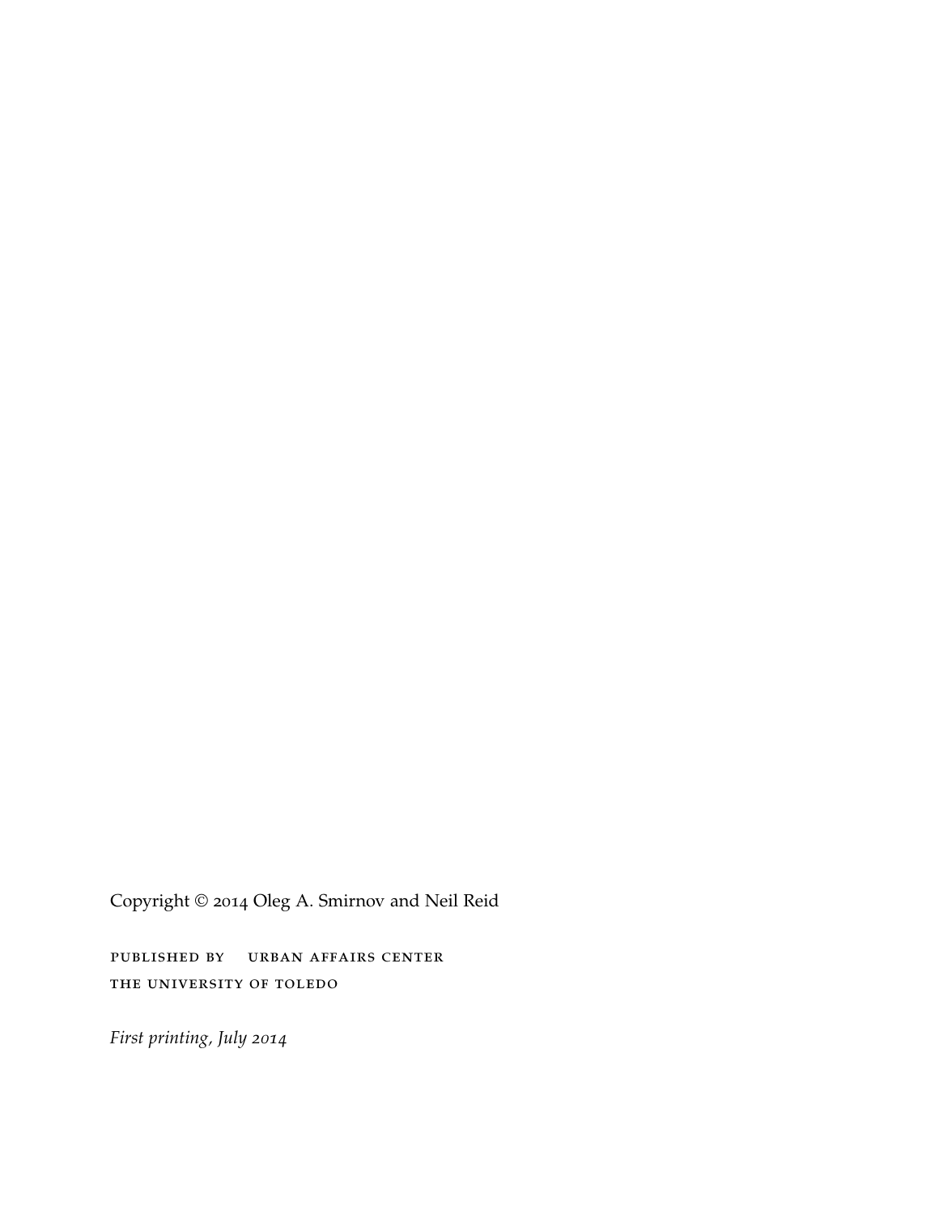Copyright © 2014 Oleg A. Smirnov and Neil Reid

PUBLISHED BY URBAN AFFAIRS CENTER
THE UNIVERSITY OF TOLEDO

*First printing, July 2014*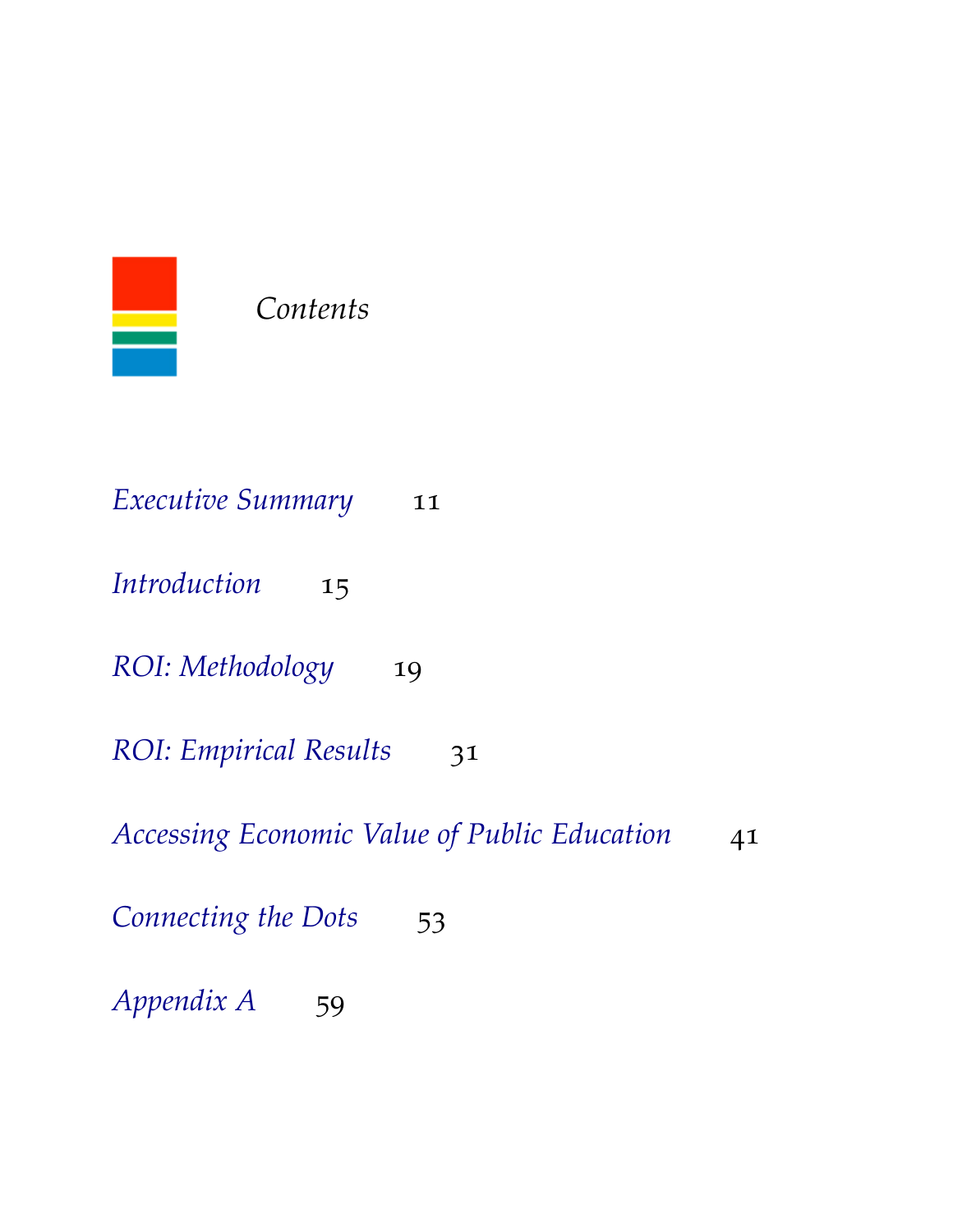# *Contents*

*Executive Summary* 11

*Introduction* 15

*ROI: Methodology* 19

*ROI: Empirical Results* 31

*Accessing Economic Value of Public Education* 41

*Connecting the Dots* 53

*Appendix A* 59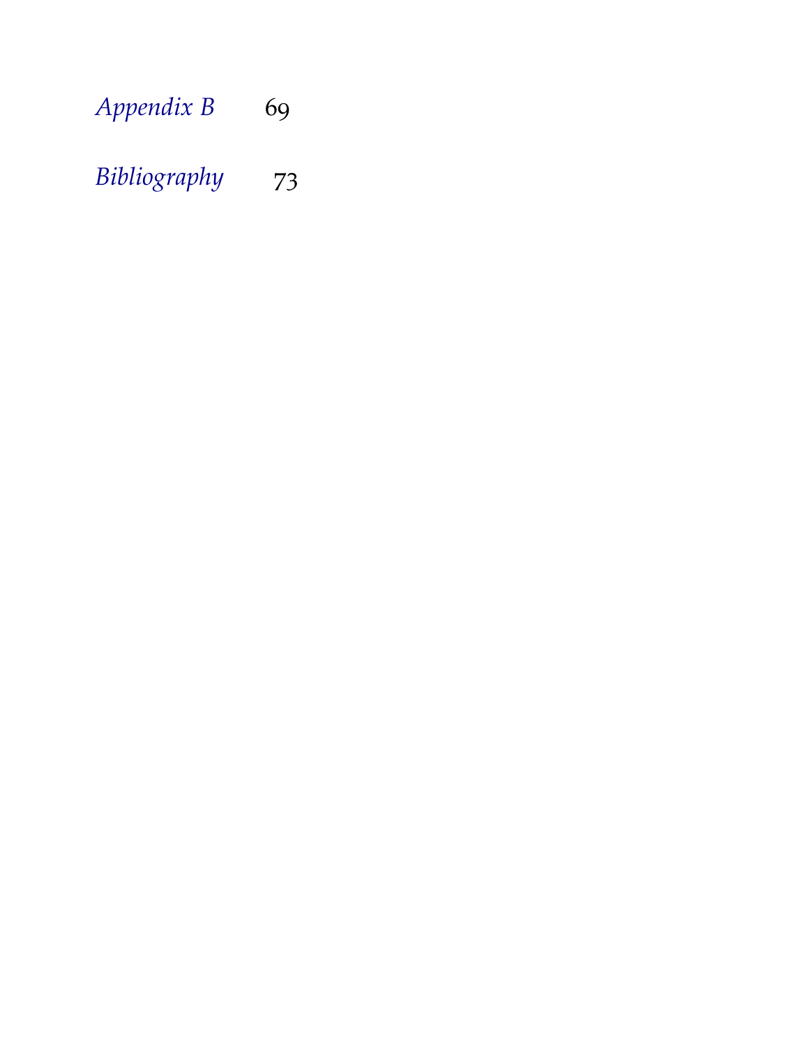*Appendix B* 69

*Bibliography* 73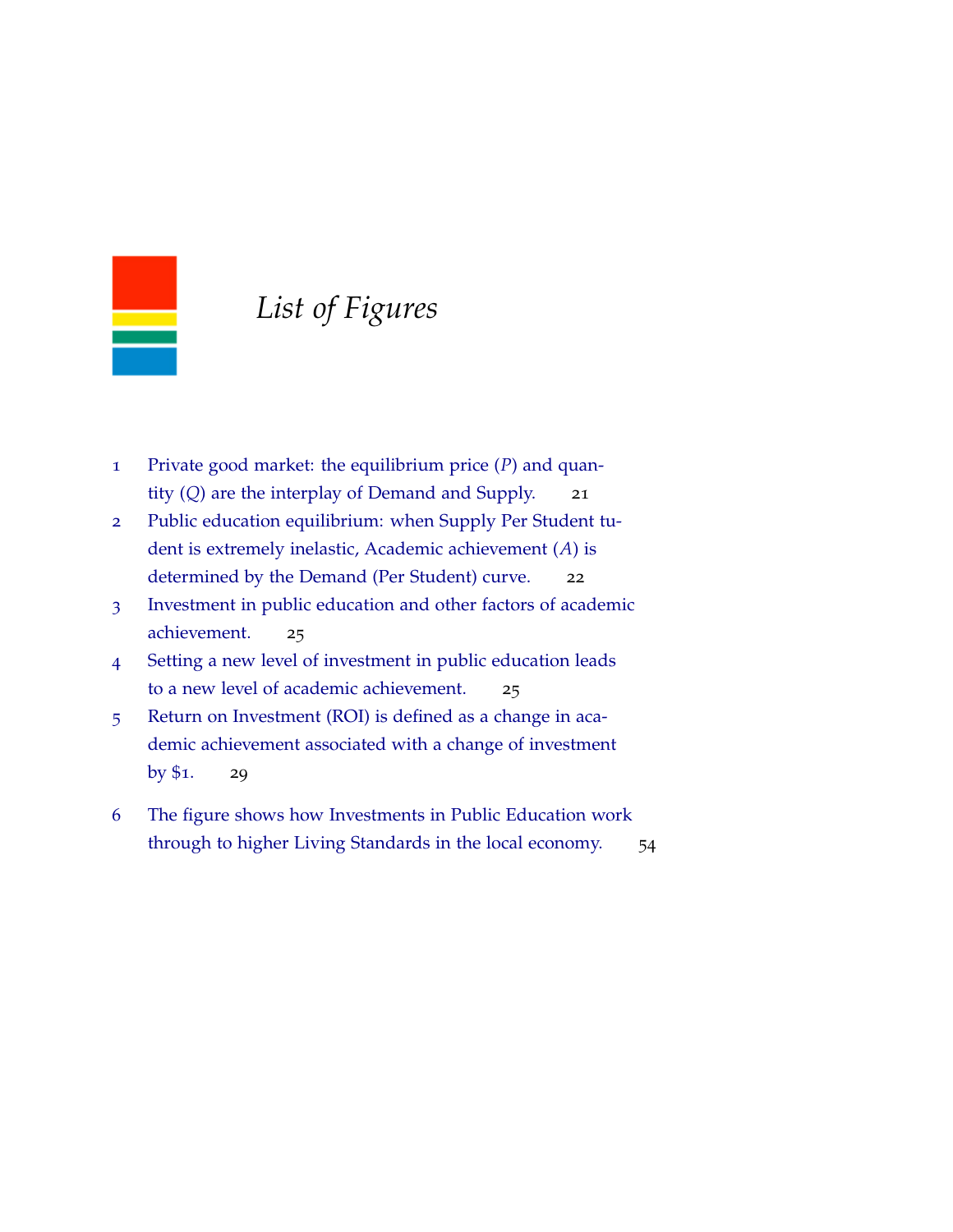# *List of Figures*

1. Private good market: the equilibrium price ($P$) and quantity ($Q$) are the interplay of Demand and Supply. 21
2. Public education equilibrium: when Supply Per Student tudent is extremely inelastic, Academic achievement ($A$) is determined by the Demand (Per Student) curve. 22
3. Investment in public education and other factors of academic achievement. 25
4. Setting a new level of investment in public education leads to a new level of academic achievement. 25
5. Return on Investment (ROI) is defined as a change in academic achievement associated with a change of investment by $1. 29
6. The figure shows how Investments in Public Education work through to higher Living Standards in the local economy. 54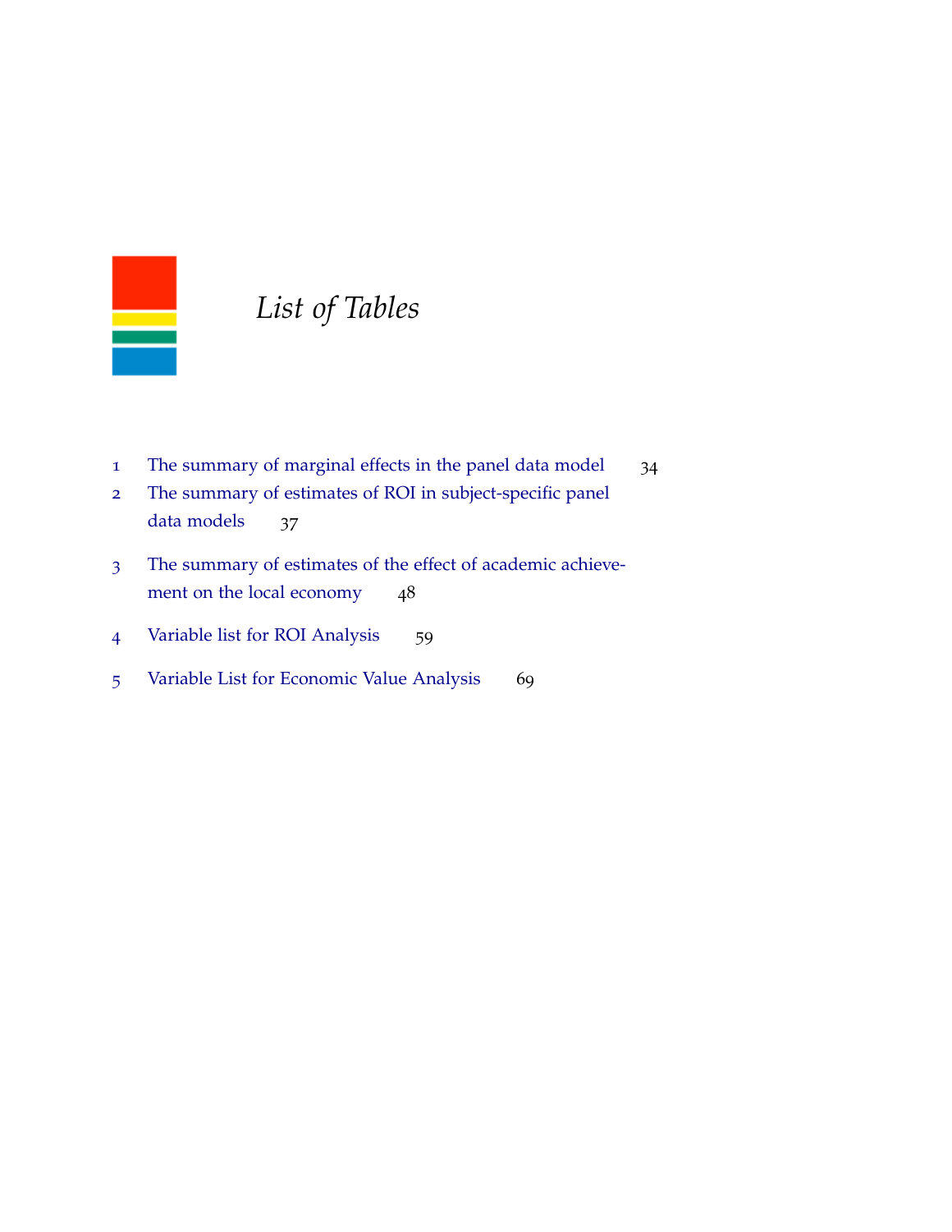# *List of Tables*

1. The summary of marginal effects in the panel data model 34
2. The summary of estimates of ROI in subject-specific panel data models 37
3. The summary of estimates of the effect of academic achievement on the local economy 48
4. Variable list for ROI Analysis 59
5. Variable List for Economic Value Analysis 69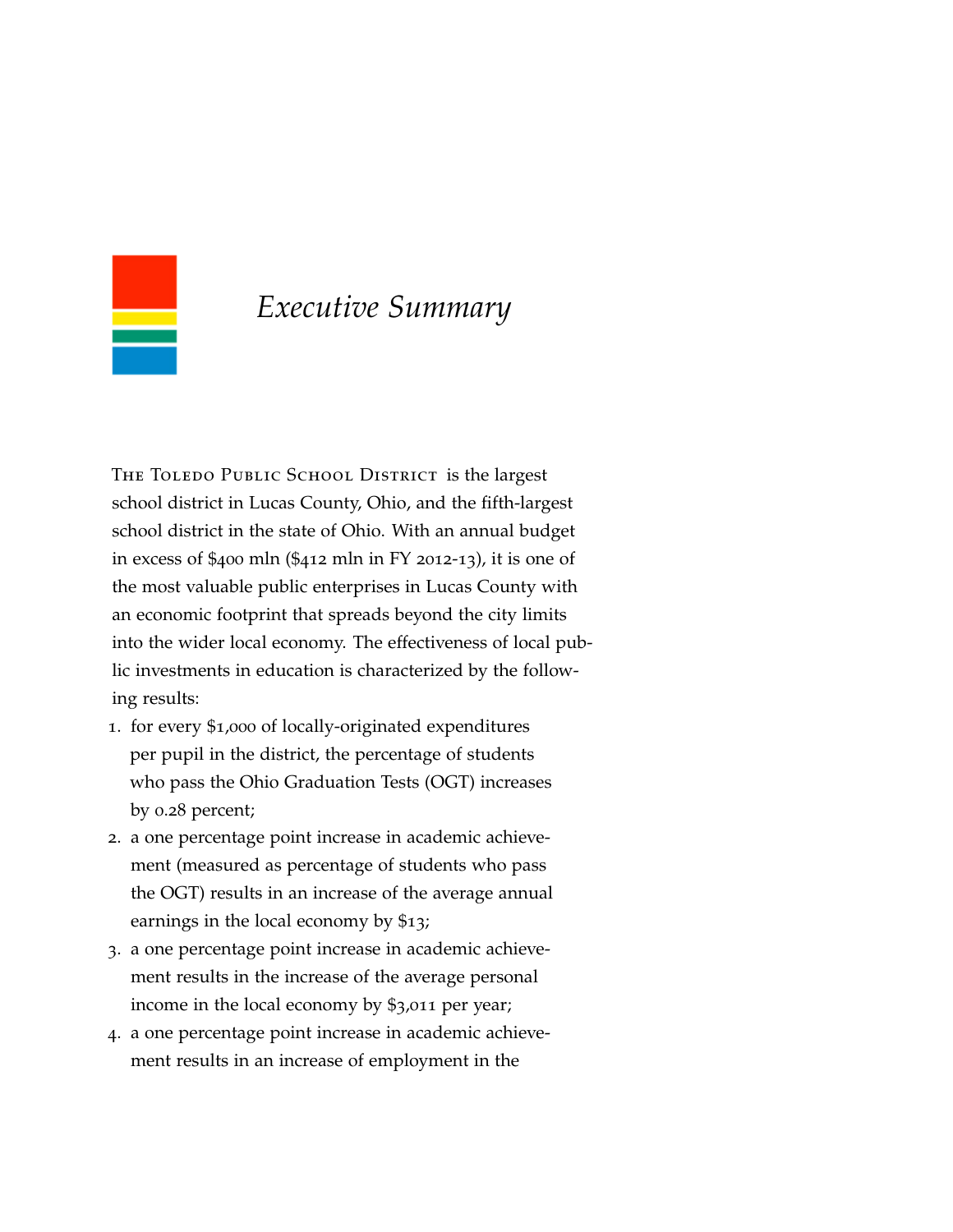# *Executive Summary*

The Toledo Public School District is the largest school district in Lucas County, Ohio, and the fifth-largest school district in the state of Ohio. With an annual budget in excess of $400 mln ($412 mln in FY 2012-13), it is one of the most valuable public enterprises in Lucas County with an economic footprint that spreads beyond the city limits into the wider local economy. The effectiveness of local public investments in education is characterized by the following results:

1. for every $1,000 of locally-originated expenditures per pupil in the district, the percentage of students who pass the Ohio Graduation Tests (OGT) increases by 0.28 percent;
2. a one percentage point increase in academic achievement (measured as percentage of students who pass the OGT) results in an increase of the average annual earnings in the local economy by $13;
3. a one percentage point increase in academic achievement results in the increase of the average personal income in the local economy by $3,011 per year;
4. a one percentage point increase in academic achievement results in an increase of employment in the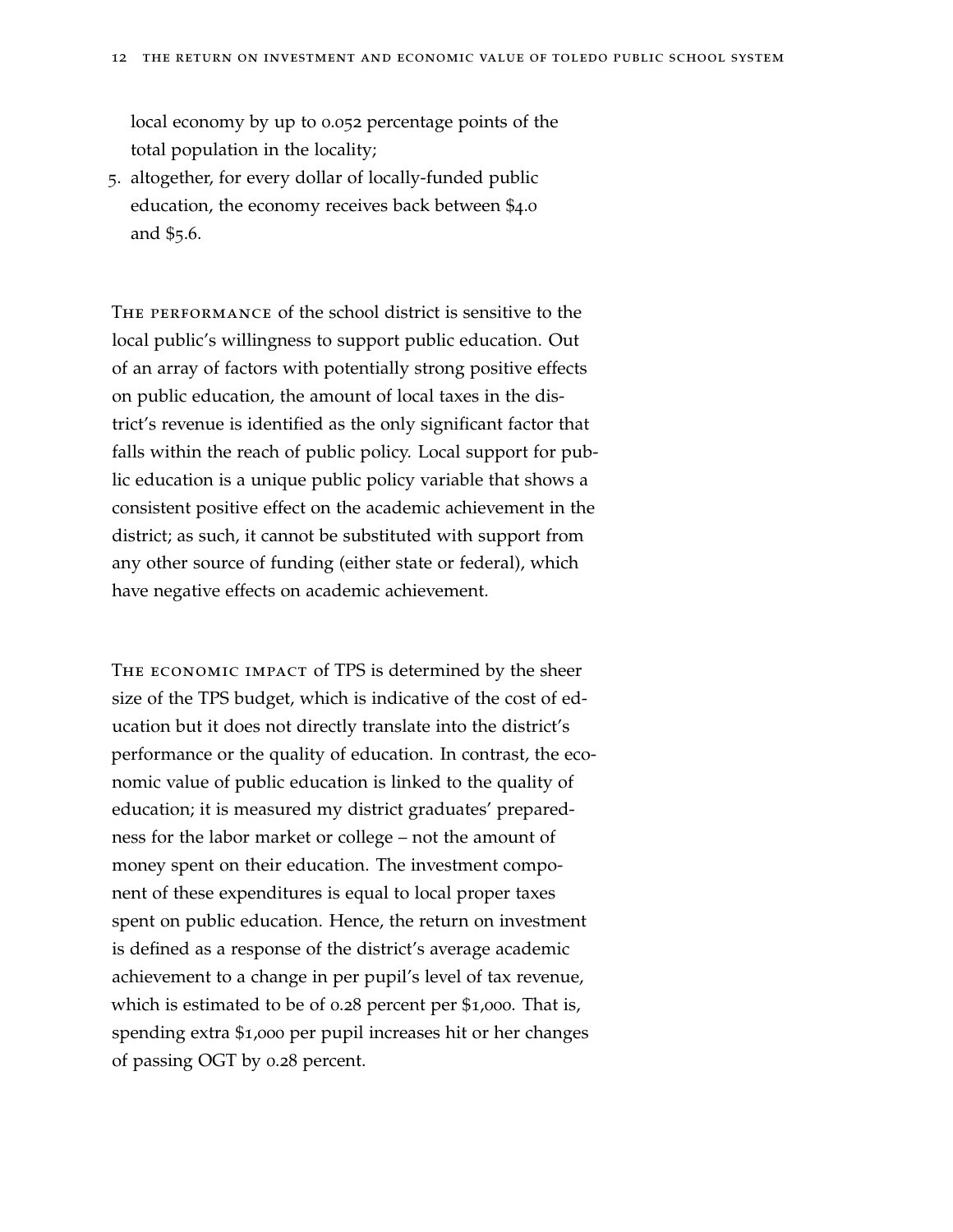local economy by up to 0.052 percentage points of the total population in the locality;

5. altogether, for every dollar of locally-funded public education, the economy receives back between $4.0 and $5.6.

THE PERFORMANCE of the school district is sensitive to the local public's willingness to support public education. Out of an array of factors with potentially strong positive effects on public education, the amount of local taxes in the district's revenue is identified as the only significant factor that falls within the reach of public policy. Local support for public education is a unique public policy variable that shows a consistent positive effect on the academic achievement in the district; as such, it cannot be substituted with support from any other source of funding (either state or federal), which have negative effects on academic achievement.

THE ECONOMIC IMPACT of TPS is determined by the sheer size of the TPS budget, which is indicative of the cost of education but it does not directly translate into the district's performance or the quality of education. In contrast, the economic value of public education is linked to the quality of education; it is measured my district graduates' preparedness for the labor market or college – not the amount of money spent on their education. The investment component of these expenditures is equal to local proper taxes spent on public education. Hence, the return on investment is defined as a response of the district's average academic achievement to a change in per pupil's level of tax revenue, which is estimated to be of 0.28 percent per $1,000. That is, spending extra $1,000 per pupil increases hit or her changes of passing OGT by 0.28 percent.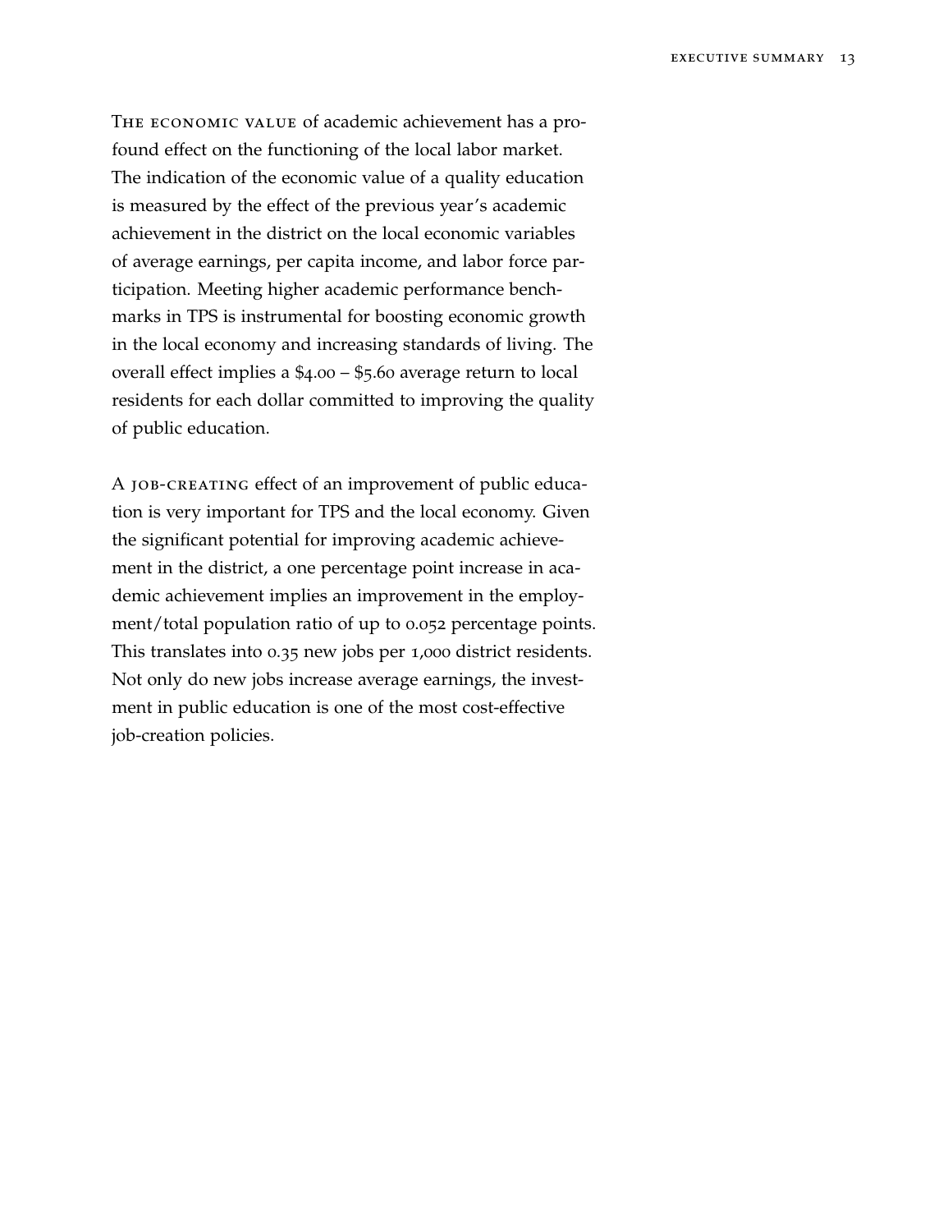The economic value of academic achievement has a profound effect on the functioning of the local labor market. The indication of the economic value of a quality education is measured by the effect of the previous year's academic achievement in the district on the local economic variables of average earnings, per capita income, and labor force participation. Meeting higher academic performance benchmarks in TPS is instrumental for boosting economic growth in the local economy and increasing standards of living. The overall effect implies a $4.00 – $5.60 average return to local residents for each dollar committed to improving the quality of public education.

A job-creating effect of an improvement of public education is very important for TPS and the local economy. Given the significant potential for improving academic achievement in the district, a one percentage point increase in academic achievement implies an improvement in the employment/total population ratio of up to 0.052 percentage points. This translates into 0.35 new jobs per 1,000 district residents. Not only do new jobs increase average earnings, the investment in public education is one of the most cost-effective job-creation policies.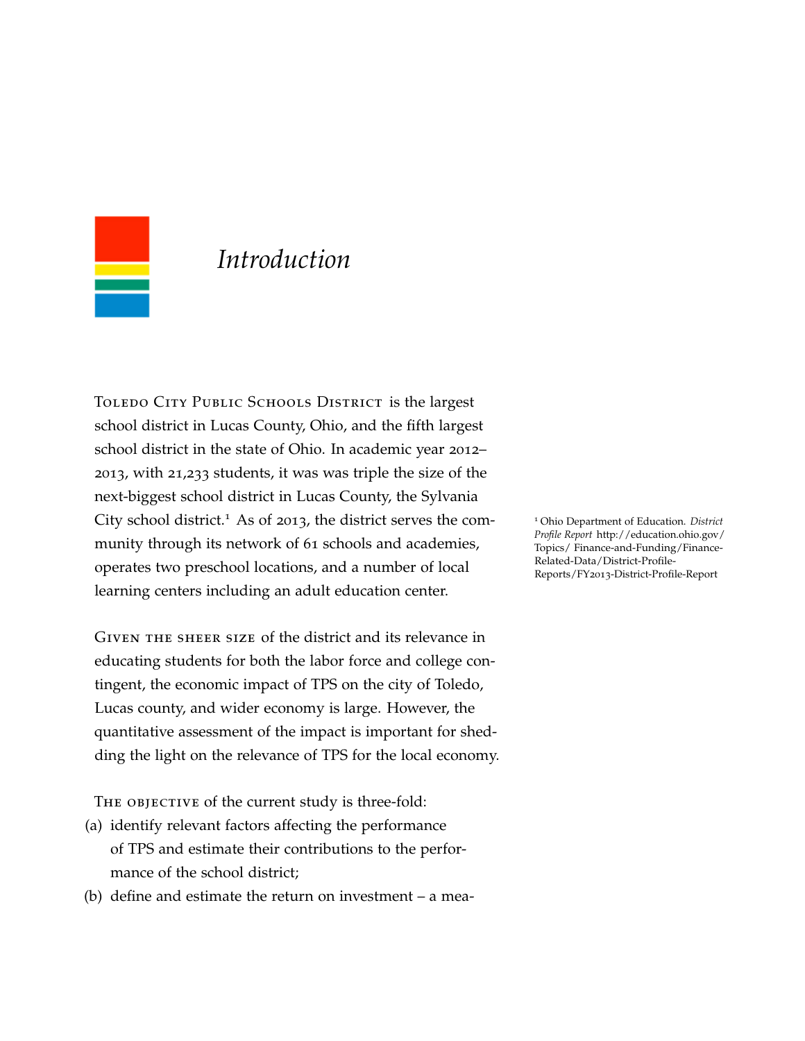# Introduction

TOLEDO CITY PUBLIC SCHOOLS DISTRICT is the largest school district in Lucas County, Ohio, and the fifth largest school district in the state of Ohio. In academic year 2012–2013, with 21,233 students, it was was triple the size of the next-biggest school district in Lucas County, the Sylvania City school district.[1] As of 2013, the district serves the community through its network of 61 schools and academies, operates two preschool locations, and a number of local learning centers including an adult education center.

[1] Ohio Department of Education. *District Profile Report* http://education.ohio.gov/Topics/ Finance-and-Funding/Finance-Related-Data/District-Profile-Reports/FY2013-District-Profile-Report

GIVEN THE SHEER SIZE of the district and its relevance in educating students for both the labor force and college contingent, the economic impact of TPS on the city of Toledo, Lucas county, and wider economy is large. However, the quantitative assessment of the impact is important for shedding the light on the relevance of TPS for the local economy.

THE OBJECTIVE of the current study is three-fold:

(a) identify relevant factors affecting the performance of TPS and estimate their contributions to the performance of the school district;

(b) define and estimate the return on investment – a mea-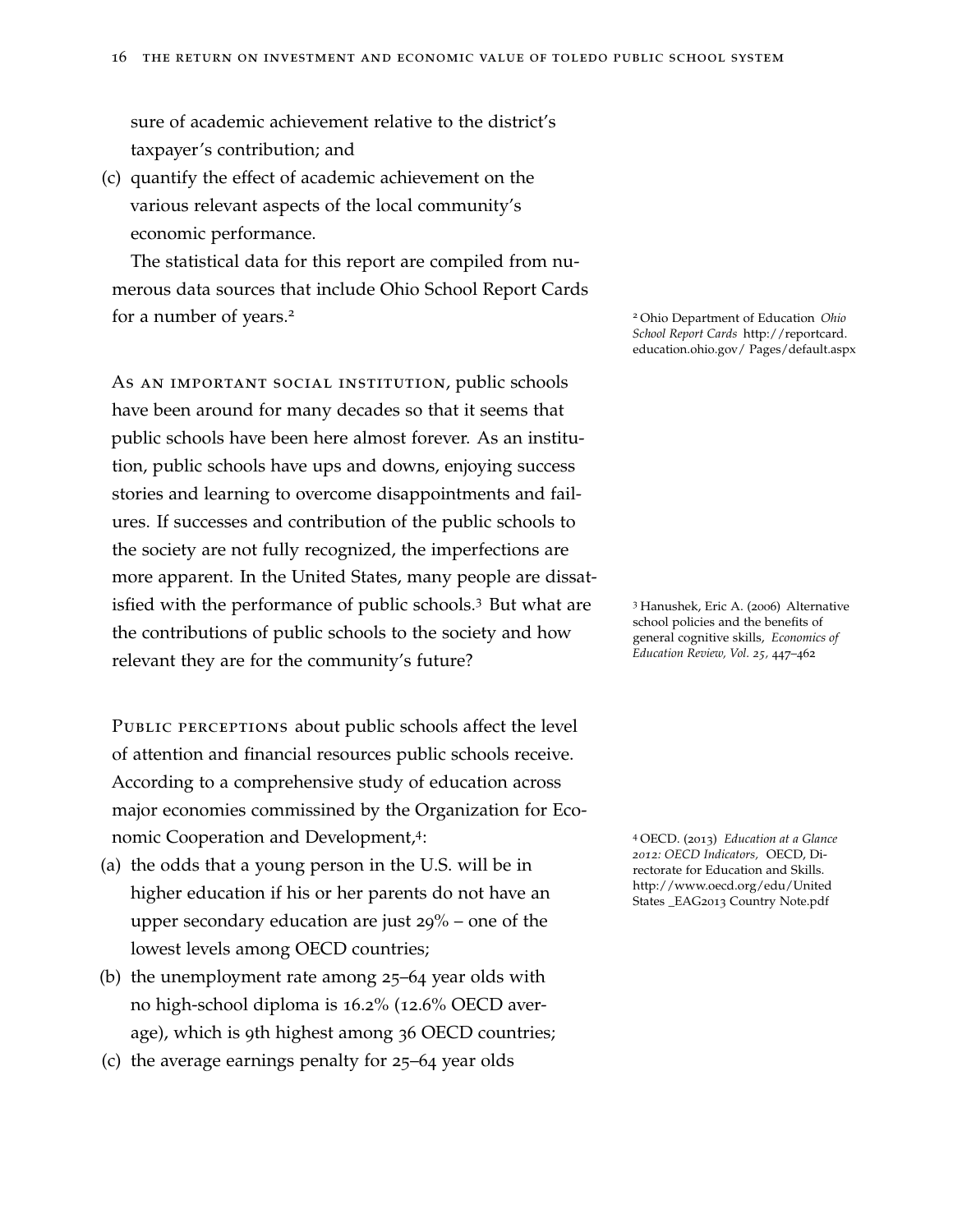sure of academic achievement relative to the district's taxpayer's contribution; and

(c) quantify the effect of academic achievement on the various relevant aspects of the local community's economic performance.

The statistical data for this report are compiled from numerous data sources that include Ohio School Report Cards for a number of years.[2]

[2] Ohio Department of Education *Ohio School Report Cards* http://reportcard.education.ohio.gov/ Pages/default.aspx

As an important social institution, public schools have been around for many decades so that it seems that public schools have been here almost forever. As an institution, public schools have ups and downs, enjoying success stories and learning to overcome disappointments and failures. If successes and contribution of the public schools to the society are not fully recognized, the imperfections are more apparent. In the United States, many people are dissatisfied with the performance of public schools.[3] But what are the contributions of public schools to the society and how relevant they are for the community's future?

[3] Hanushek, Eric A. (2006) Alternative school policies and the benefits of general cognitive skills, *Economics of Education Review, Vol. 25,* 447–462

Public perceptions about public schools affect the level of attention and financial resources public schools receive. According to a comprehensive study of education across major economies commissined by the Organization for Economic Cooperation and Development,[4]:

[4] OECD. (2013) *Education at a Glance 2012: OECD Indicators,* OECD, Directorate for Education and Skills. http://www.oecd.org/edu/United States _EAG2013 Country Note.pdf

(a) the odds that a young person in the U.S. will be in higher education if his or her parents do not have an upper secondary education are just 29% – one of the lowest levels among OECD countries;

(b) the unemployment rate among 25–64 year olds with no high-school diploma is 16.2% (12.6% OECD average), which is 9th highest among 36 OECD countries;

(c) the average earnings penalty for 25–64 year olds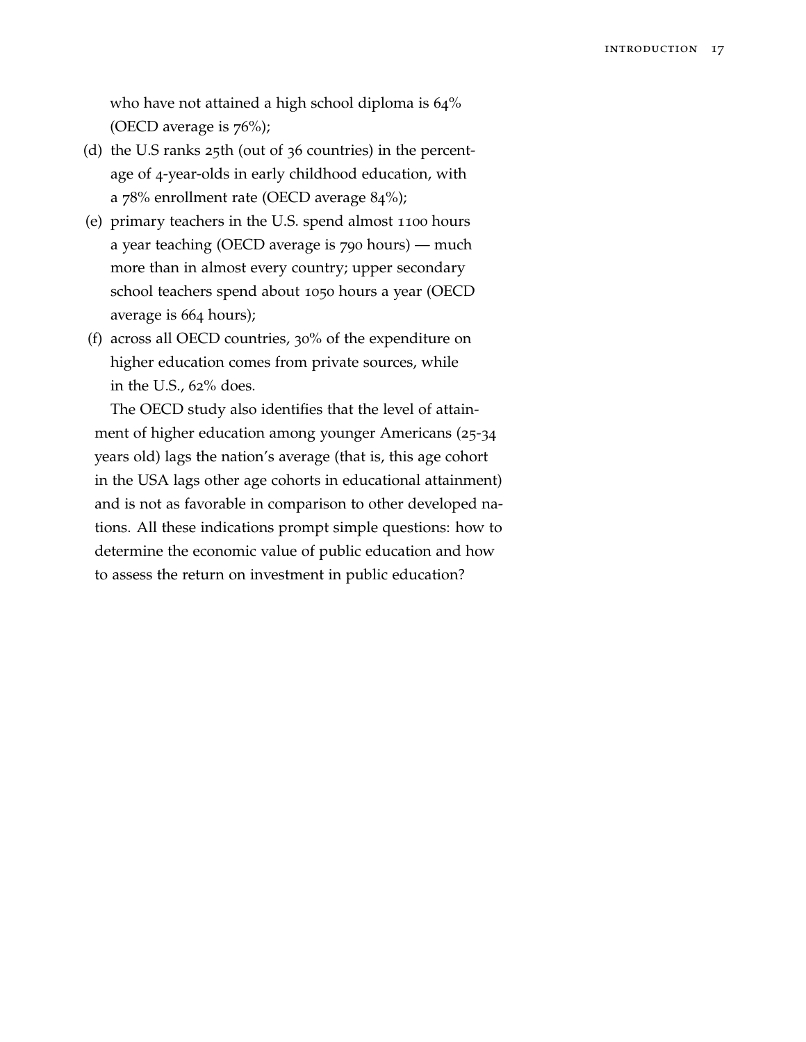who have not attained a high school diploma is 64% (OECD average is 76%);

(d) the U.S ranks 25th (out of 36 countries) in the percentage of 4-year-olds in early childhood education, with a 78% enrollment rate (OECD average 84%);

(e) primary teachers in the U.S. spend almost 1100 hours a year teaching (OECD average is 790 hours) — much more than in almost every country; upper secondary school teachers spend about 1050 hours a year (OECD average is 664 hours);

(f) across all OECD countries, 30% of the expenditure on higher education comes from private sources, while in the U.S., 62% does.

The OECD study also identifies that the level of attainment of higher education among younger Americans (25-34 years old) lags the nation's average (that is, this age cohort in the USA lags other age cohorts in educational attainment) and is not as favorable in comparison to other developed nations. All these indications prompt simple questions: how to determine the economic value of public education and how to assess the return on investment in public education?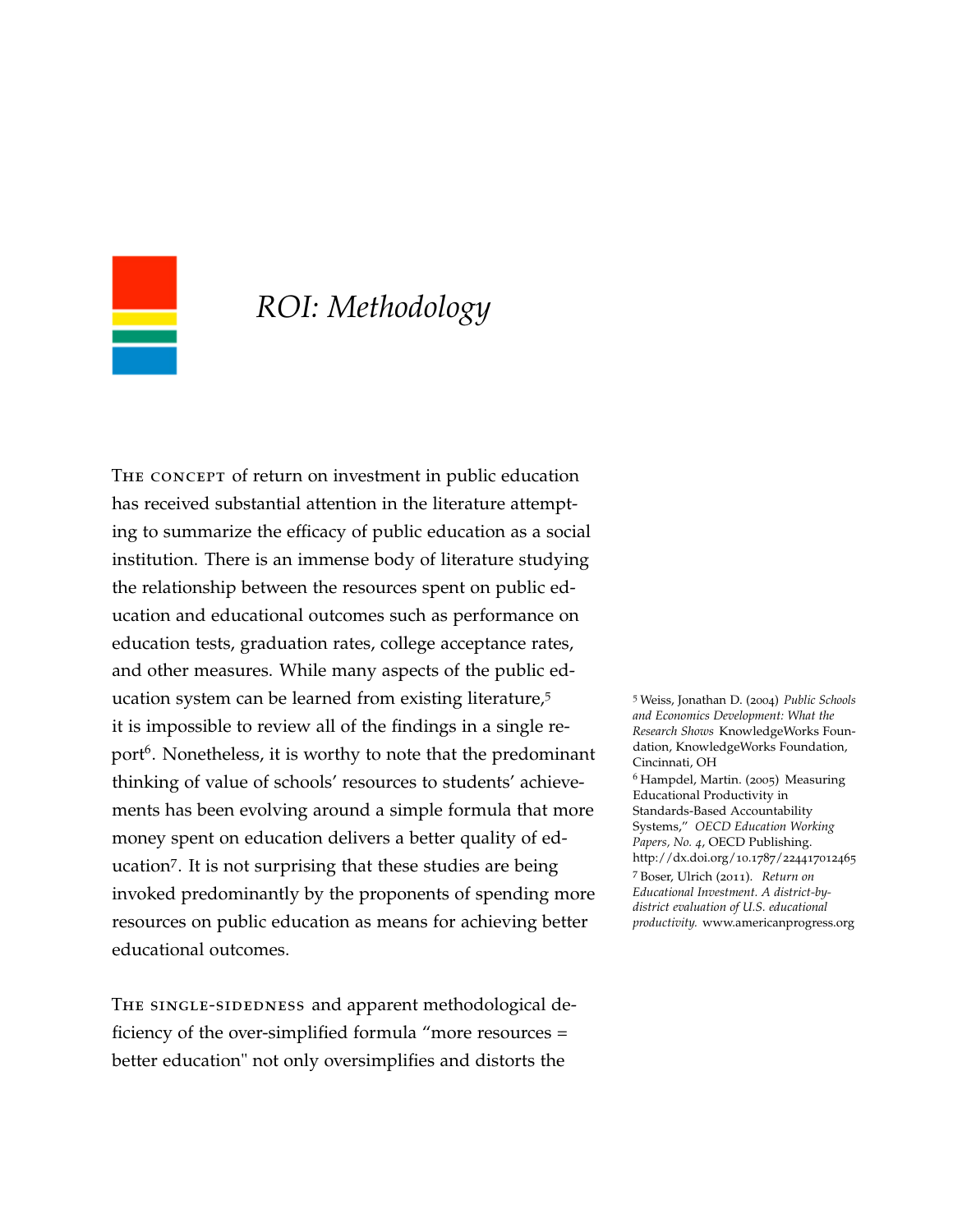# *ROI: Methodology*

The concept of return on investment in public education has received substantial attention in the literature attempting to summarize the efficacy of public education as a social institution. There is an immense body of literature studying the relationship between the resources spent on public education and educational outcomes such as performance on education tests, graduation rates, college acceptance rates, and other measures. While many aspects of the public education system can be learned from existing literature,[5] it is impossible to review all of the findings in a single report[6]. Nonetheless, it is worthy to note that the predominant thinking of value of schools' resources to students' achievements has been evolving around a simple formula that more money spent on education delivers a better quality of education[7]. It is not surprising that these studies are being invoked predominantly by the proponents of spending more resources on public education as means for achieving better educational outcomes.

[5] Weiss, Jonathan D. (2004) *Public Schools and Economics Development: What the Research Shows* KnowledgeWorks Foundation, KnowledgeWorks Foundation, Cincinnati, OH

[6] Hampdel, Martin. (2005) Measuring Educational Productivity in Standards-Based Accountability Systems," *OECD Education Working Papers, No. 4*, OECD Publishing. http://dx.doi.org/10.1787/224417012465

[7] Boser, Ulrich (2011). *Return on Educational Investment. A district-by-district evaluation of U.S. educational productivity.* www.americanprogress.org

The single-sidedness and apparent methodological deficiency of the over-simplified formula "more resources = better education" not only oversimplifies and distorts the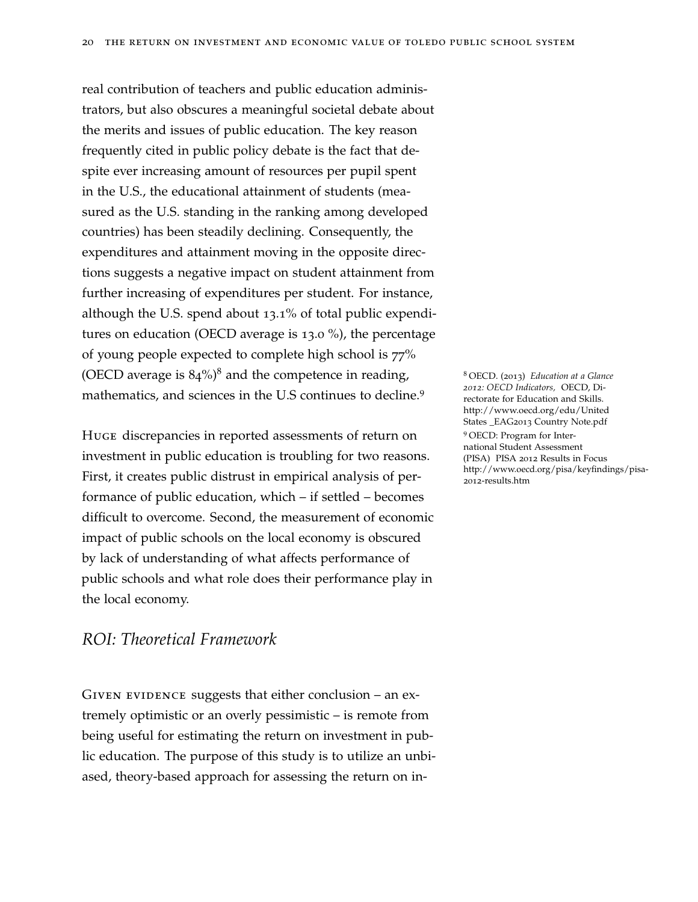real contribution of teachers and public education administrators, but also obscures a meaningful societal debate about the merits and issues of public education. The key reason frequently cited in public policy debate is the fact that despite ever increasing amount of resources per pupil spent in the U.S., the educational attainment of students (measured as the U.S. standing in the ranking among developed countries) has been steadily declining. Consequently, the expenditures and attainment moving in the opposite directions suggests a negative impact on student attainment from further increasing of expenditures per student. For instance, although the U.S. spend about 13.1% of total public expenditures on education (OECD average is 13.0 %), the percentage of young people expected to complete high school is 77% (OECD average is 84%)[8] and the competence in reading, mathematics, and sciences in the U.S continues to decline.[9]

[8] OECD. (2013) *Education at a Glance 2012: OECD Indicators,* OECD, Directorate for Education and Skills. http://www.oecd.org/edu/United States _EAG2013 Country Note.pdf

[9] OECD: Program for International Student Assessment (PISA) PISA 2012 Results in Focus http://www.oecd.org/pisa/keyfindings/pisa-2012-results.htm

Huge discrepancies in reported assessments of return on investment in public education is troubling for two reasons. First, it creates public distrust in empirical analysis of performance of public education, which – if settled – becomes difficult to overcome. Second, the measurement of economic impact of public schools on the local economy is obscured by lack of understanding of what affects performance of public schools and what role does their performance play in the local economy.

## *ROI: Theoretical Framework*

Given evidence suggests that either conclusion – an extremely optimistic or an overly pessimistic – is remote from being useful for estimating the return on investment in public education. The purpose of this study is to utilize an unbiased, theory-based approach for assessing the return on in-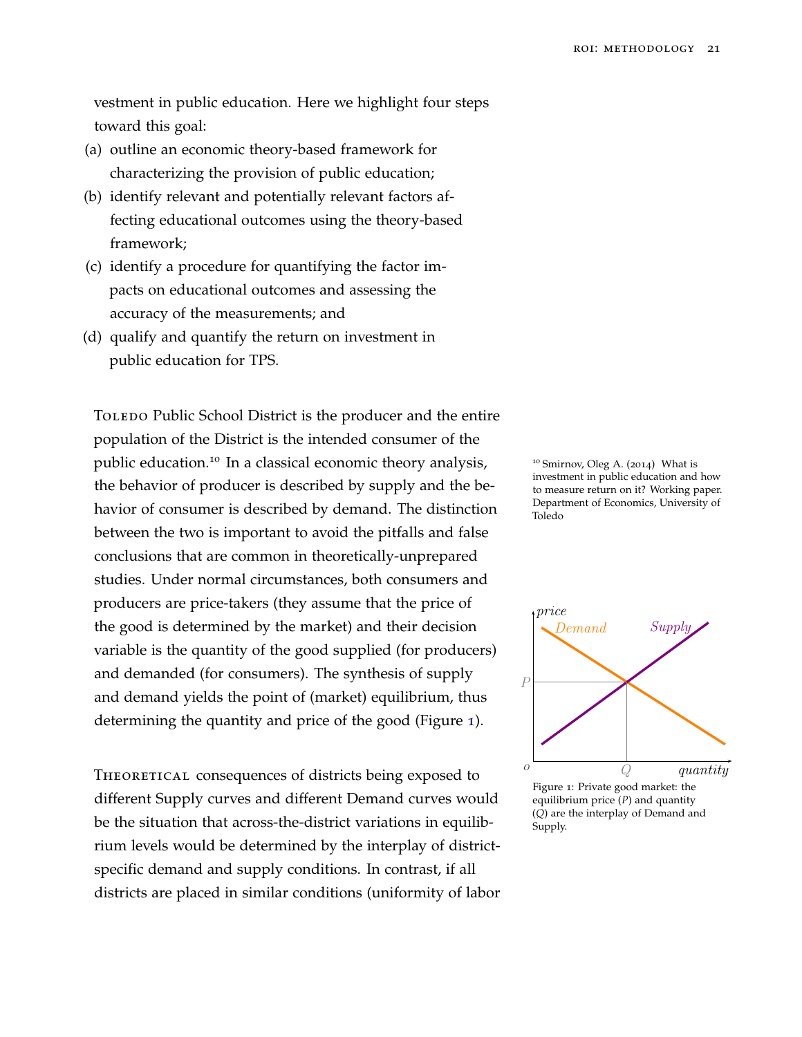vestment in public education. Here we highlight four steps toward this goal:

(a) outline an economic theory-based framework for characterizing the provision of public education;
(b) identify relevant and potentially relevant factors affecting educational outcomes using the theory-based framework;
(c) identify a procedure for quantifying the factor impacts on educational outcomes and assessing the accuracy of the measurements; and
(d) qualify and quantify the return on investment in public education for TPS.

Toledo Public School District is the producer and the entire population of the District is the intended consumer of the public education.[10] In a classical economic theory analysis, the behavior of producer is described by supply and the behavior of consumer is described by demand. The distinction between the two is important to avoid the pitfalls and false conclusions that are common in theoretically-unprepared studies. Under normal circumstances, both consumers and producers are price-takers (they assume that the price of the good is determined by the market) and their decision variable is the quantity of the good supplied (for producers) and demanded (for consumers). The synthesis of supply and demand yields the point of (market) equilibrium, thus determining the quantity and price of the good (Figure 1).

[10] Smirnov, Oleg A. (2014) What is investment in public education and how to measure return on it? Working paper. Department of Economics, University of Toledo

Figure 1: Private good market: the equilibrium price ($P$) and quantity ($Q$) are the interplay of Demand and Supply.

Theoretical consequences of districts being exposed to different Supply curves and different Demand curves would be the situation that across-the-district variations in equilibrium levels would be determined by the interplay of district-specific demand and supply conditions. In contrast, if all districts are placed in similar conditions (uniformity of labor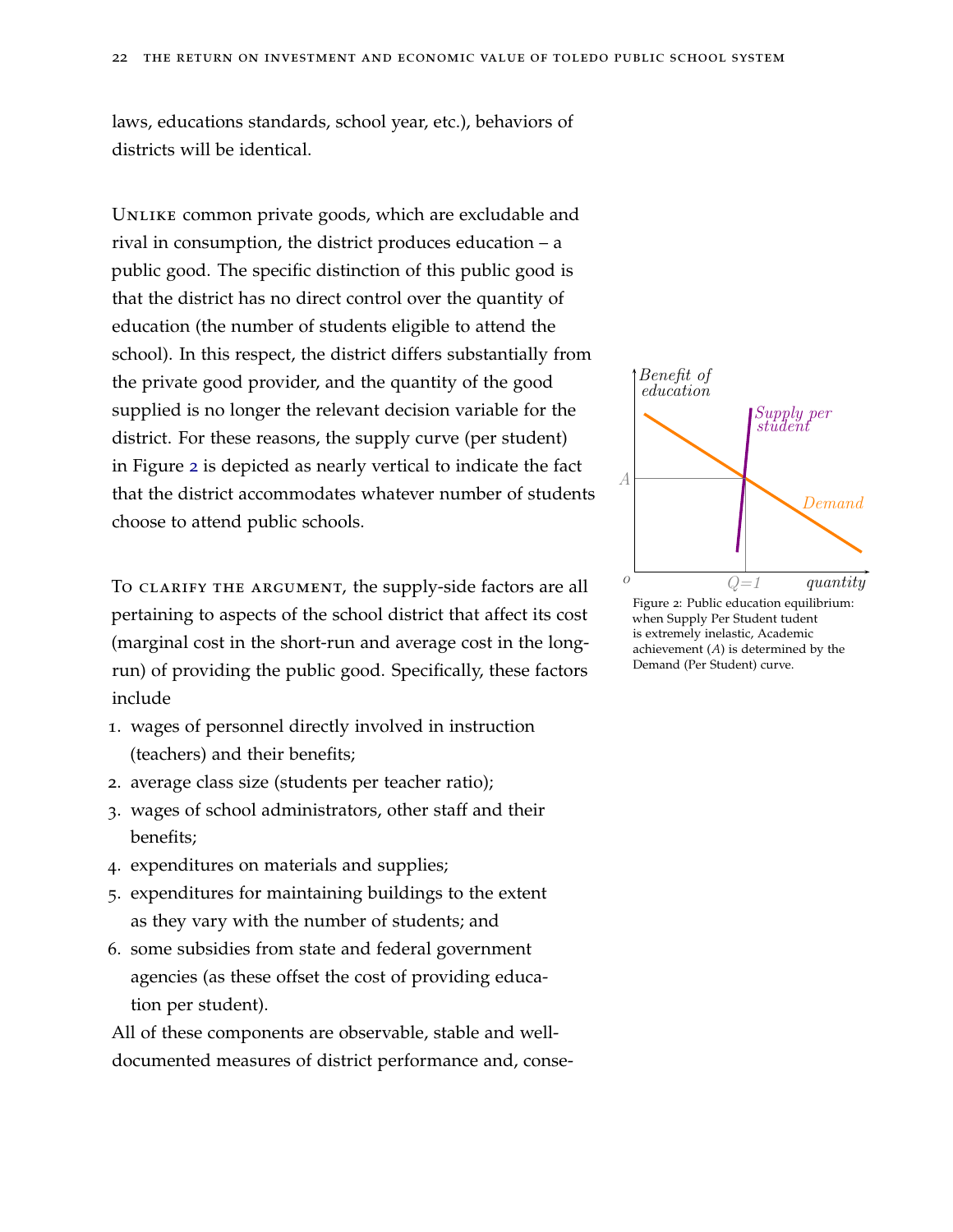laws, educations standards, school year, etc.), behaviors of districts will be identical.

Unlike common private goods, which are excludable and rival in consumption, the district produces education – a public good. The specific distinction of this public good is that the district has no direct control over the quantity of education (the number of students eligible to attend the school). In this respect, the district differs substantially from the private good provider, and the quantity of the good supplied is no longer the relevant decision variable for the district. For these reasons, the supply curve (per student) in Figure 2 is depicted as nearly vertical to indicate the fact that the district accommodates whatever number of students choose to attend public schools.

Figure 2: Public education equilibrium: when Supply Per Student tudent is extremely inelastic, Academic achievement ($A$) is determined by the Demand (Per Student) curve.

To clarify the argument, the supply-side factors are all pertaining to aspects of the school district that affect its cost (marginal cost in the short-run and average cost in the long-run) of providing the public good. Specifically, these factors include

1. wages of personnel directly involved in instruction (teachers) and their benefits;
2. average class size (students per teacher ratio);
3. wages of school administrators, other staff and their benefits;
4. expenditures on materials and supplies;
5. expenditures for maintaining buildings to the extent as they vary with the number of students; and
6. some subsidies from state and federal government agencies (as these offset the cost of providing education per student).

All of these components are observable, stable and well-documented measures of district performance and, conse-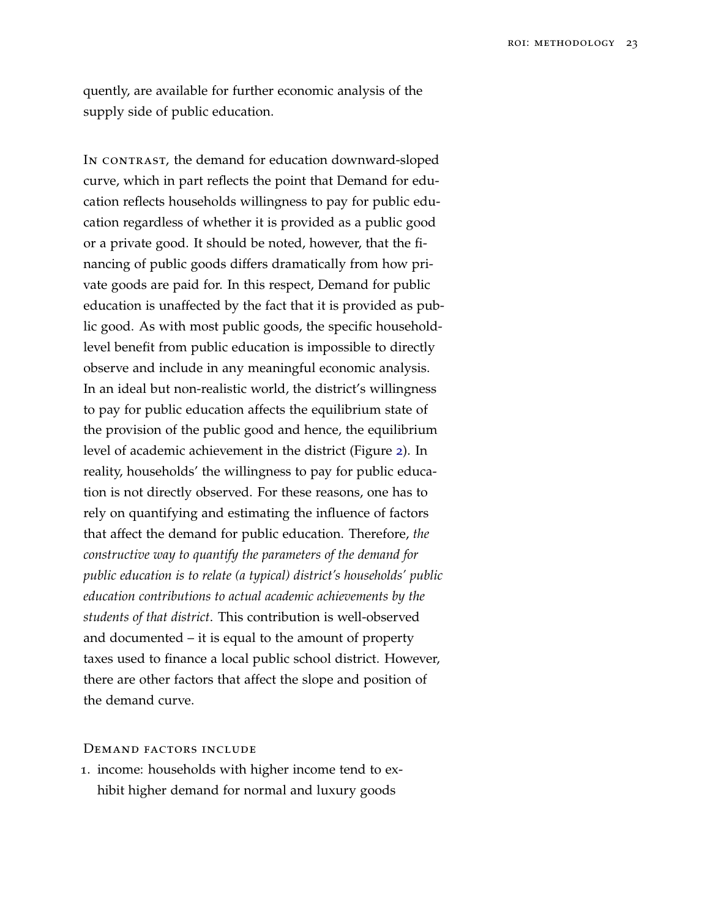quently, are available for further economic analysis of the supply side of public education.

In contrast, the demand for education downward-sloped curve, which in part reflects the point that Demand for education reflects households willingness to pay for public education regardless of whether it is provided as a public good or a private good. It should be noted, however, that the financing of public goods differs dramatically from how private goods are paid for. In this respect, Demand for public education is unaffected by the fact that it is provided as public good. As with most public goods, the specific household-level benefit from public education is impossible to directly observe and include in any meaningful economic analysis. In an ideal but non-realistic world, the district's willingness to pay for public education affects the equilibrium state of the provision of the public good and hence, the equilibrium level of academic achievement in the district (Figure 2). In reality, households' the willingness to pay for public education is not directly observed. For these reasons, one has to rely on quantifying and estimating the influence of factors that affect the demand for public education. Therefore, *the constructive way to quantify the parameters of the demand for public education is to relate (a typical) district's households' public education contributions to actual academic achievements by the students of that district*. This contribution is well-observed and documented – it is equal to the amount of property taxes used to finance a local public school district. However, there are other factors that affect the slope and position of the demand curve.

Demand factors include

1. income: households with higher income tend to exhibit higher demand for normal and luxury goods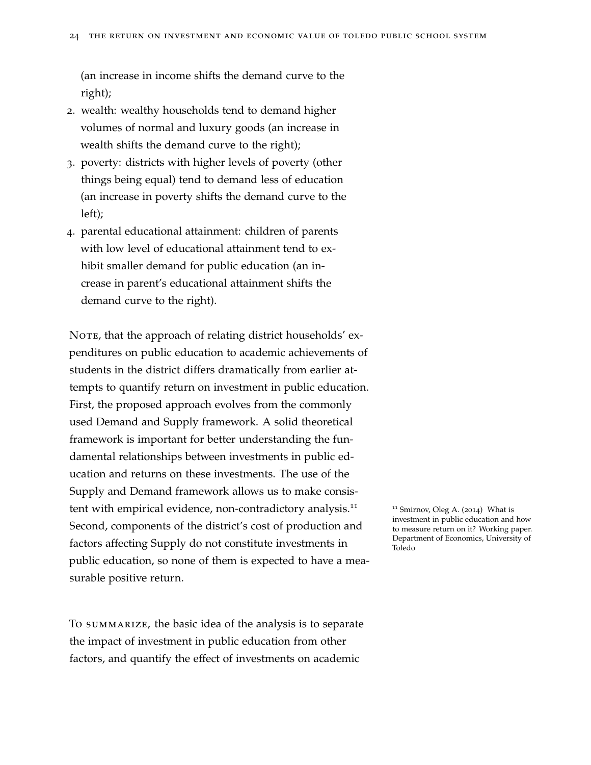(an increase in income shifts the demand curve to the right);

2. wealth: wealthy households tend to demand higher volumes of normal and luxury goods (an increase in wealth shifts the demand curve to the right);
3. poverty: districts with higher levels of poverty (other things being equal) tend to demand less of education (an increase in poverty shifts the demand curve to the left);
4. parental educational attainment: children of parents with low level of educational attainment tend to exhibit smaller demand for public education (an increase in parent's educational attainment shifts the demand curve to the right).

Note, that the approach of relating district households' expenditures on public education to academic achievements of students in the district differs dramatically from earlier attempts to quantify return on investment in public education. First, the proposed approach evolves from the commonly used Demand and Supply framework. A solid theoretical framework is important for better understanding the fundamental relationships between investments in public education and returns on these investments. The use of the Supply and Demand framework allows us to make consistent with empirical evidence, non-contradictory analysis.[11] Second, components of the district's cost of production and factors affecting Supply do not constitute investments in public education, so none of them is expected to have a measurable positive return.

[11] Smirnov, Oleg A. (2014) What is investment in public education and how to measure return on it? Working paper. Department of Economics, University of Toledo

To summarize, the basic idea of the analysis is to separate the impact of investment in public education from other factors, and quantify the effect of investments on academic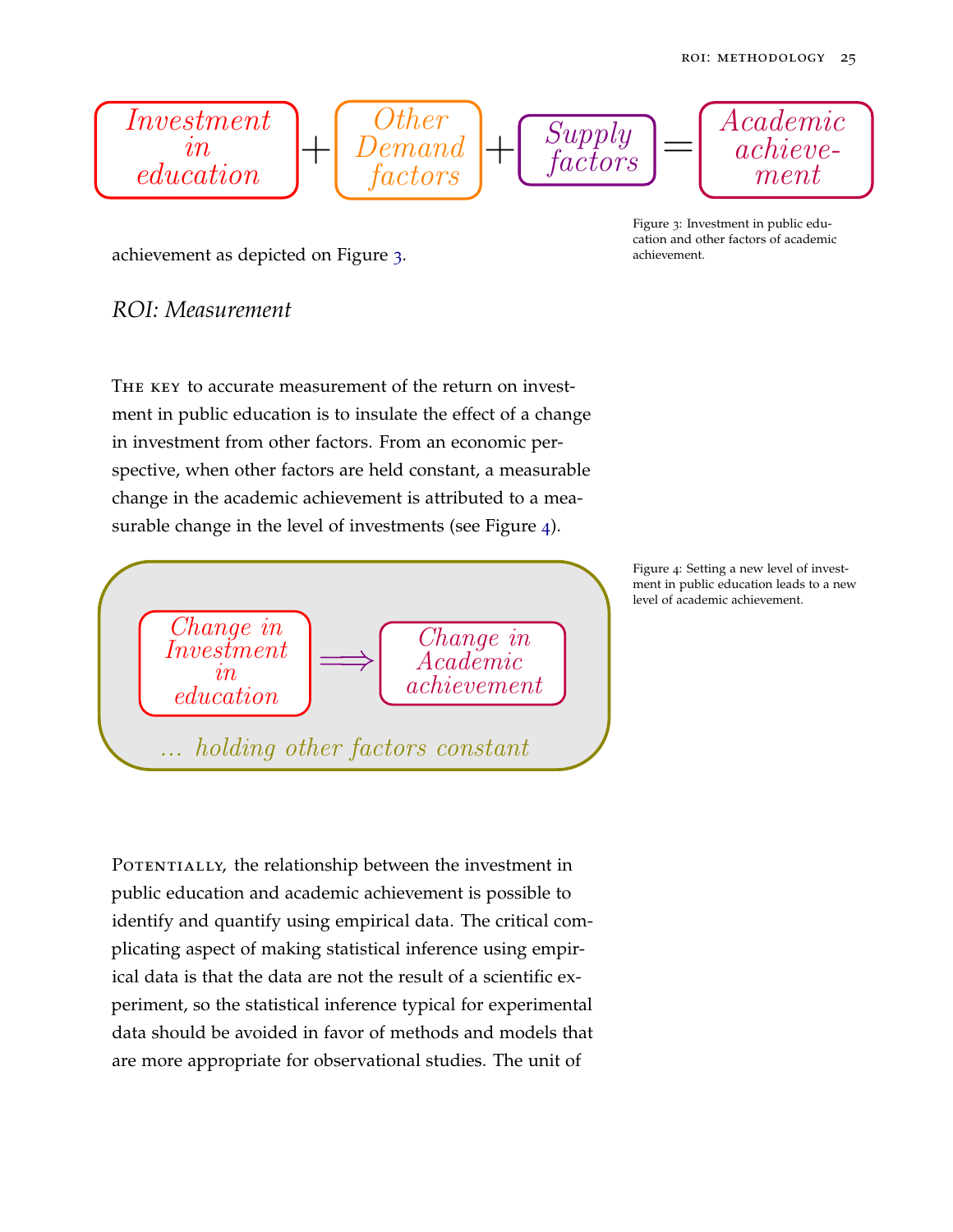Investment in education + Other Demand factors + Supply factors = Academic achievement

Figure 3: Investment in public education and other factors of academic achievement.

achievement as depicted on Figure 3.

## *ROI: Measurement*

The key to accurate measurement of the return on investment in public education is to insulate the effect of a change in investment from other factors. From an economic perspective, when other factors are held constant, a measurable change in the academic achievement is attributed to a measurable change in the level of investments (see Figure 4).

Change in Investment in education $\Longrightarrow$ Change in Academic achievement

*... holding other factors constant*

Figure 4: Setting a new level of investment in public education leads to a new level of academic achievement.

Potentially, the relationship between the investment in public education and academic achievement is possible to identify and quantify using empirical data. The critical complicating aspect of making statistical inference using empirical data is that the data are not the result of a scientific experiment, so the statistical inference typical for experimental data should be avoided in favor of methods and models that are more appropriate for observational studies. The unit of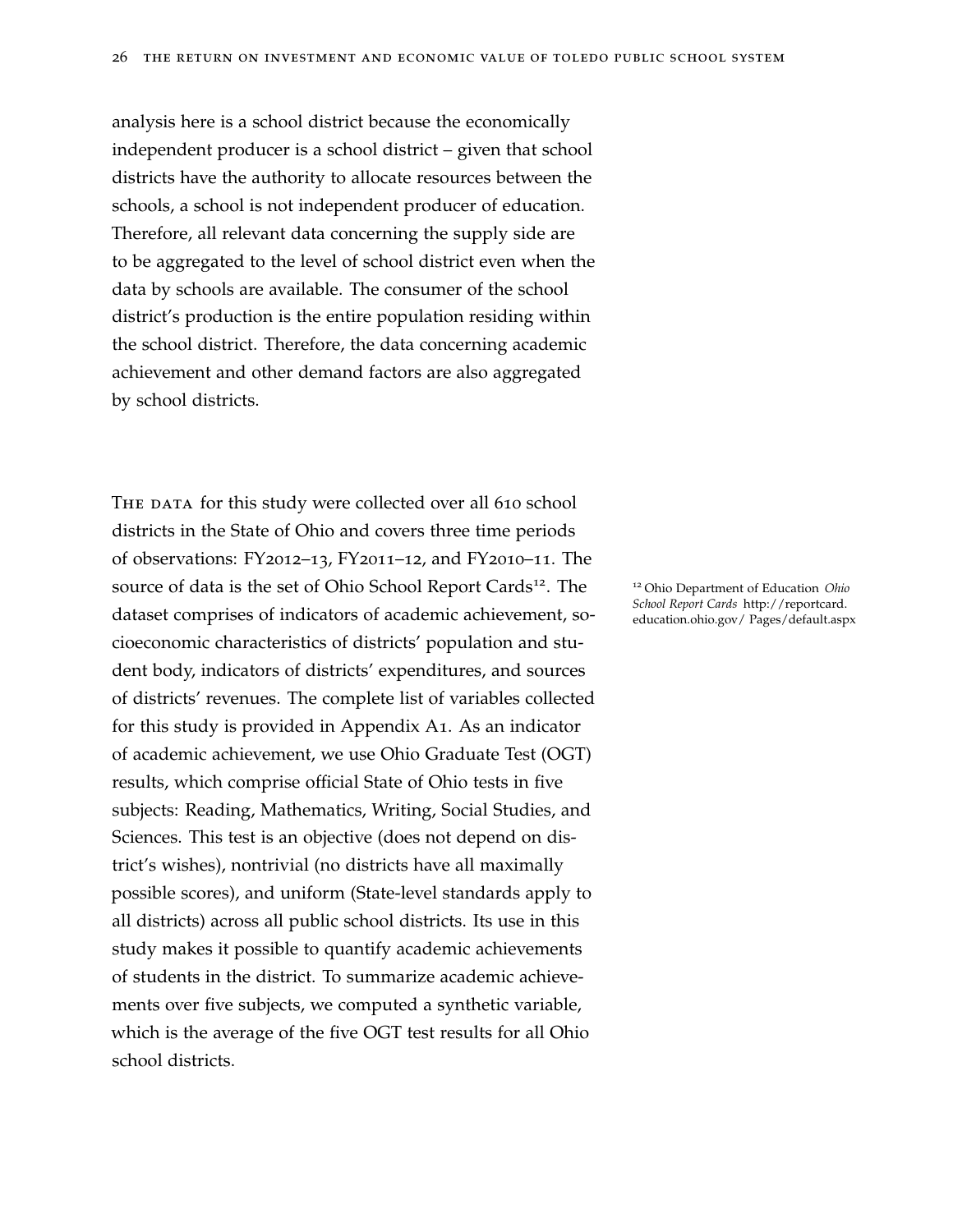analysis here is a school district because the economically independent producer is a school district – given that school districts have the authority to allocate resources between the schools, a school is not independent producer of education. Therefore, all relevant data concerning the supply side are to be aggregated to the level of school district even when the data by schools are available. The consumer of the school district's production is the entire population residing within the school district. Therefore, the data concerning academic achievement and other demand factors are also aggregated by school districts.

The data for this study were collected over all 610 school districts in the State of Ohio and covers three time periods of observations: FY2012–13, FY2011–12, and FY2010–11. The source of data is the set of Ohio School Report Cards[12]. The dataset comprises of indicators of academic achievement, socioeconomic characteristics of districts' population and student body, indicators of districts' expenditures, and sources of districts' revenues. The complete list of variables collected for this study is provided in Appendix A1. As an indicator of academic achievement, we use Ohio Graduate Test (OGT) results, which comprise official State of Ohio tests in five subjects: Reading, Mathematics, Writing, Social Studies, and Sciences. This test is an objective (does not depend on district's wishes), nontrivial (no districts have all maximally possible scores), and uniform (State-level standards apply to all districts) across all public school districts. Its use in this study makes it possible to quantify academic achievements of students in the district. To summarize academic achievements over five subjects, we computed a synthetic variable, which is the average of the five OGT test results for all Ohio school districts.

[12] Ohio Department of Education *Ohio School Report Cards* http://reportcard.education.ohio.gov/ Pages/default.aspx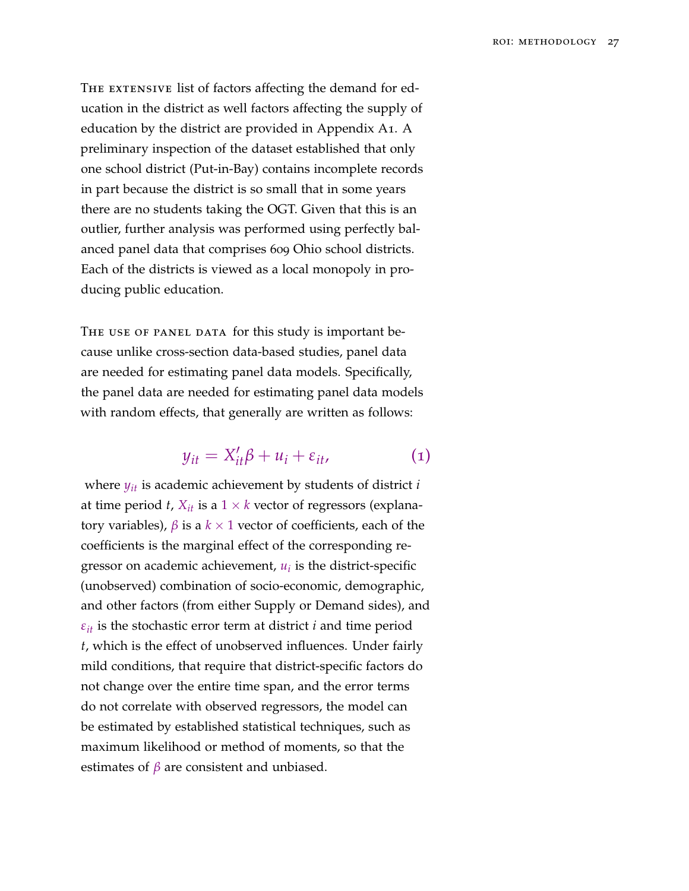The extensive list of factors affecting the demand for education in the district as well factors affecting the supply of education by the district are provided in Appendix A1. A preliminary inspection of the dataset established that only one school district (Put-in-Bay) contains incomplete records in part because the district is so small that in some years there are no students taking the OGT. Given that this is an outlier, further analysis was performed using perfectly balanced panel data that comprises 609 Ohio school districts. Each of the districts is viewed as a local monopoly in producing public education.

The use of panel data for this study is important because unlike cross-section data-based studies, panel data are needed for estimating panel data models. Specifically, the panel data are needed for estimating panel data models with random effects, that generally are written as follows:

$$y_{it} = X_{it}'\beta + u_i + \varepsilon_{it}, \tag{1}$$

where $y_{it}$ is academic achievement by students of district $i$ at time period $t$, $X_{it}$ is a $1 \times k$ vector of regressors (explanatory variables), $\beta$ is a $k \times 1$ vector of coefficients, each of the coefficients is the marginal effect of the corresponding regressor on academic achievement, $u_i$ is the district-specific (unobserved) combination of socio-economic, demographic, and other factors (from either Supply or Demand sides), and $\varepsilon_{it}$ is the stochastic error term at district $i$ and time period $t$, which is the effect of unobserved influences. Under fairly mild conditions, that require that district-specific factors do not change over the entire time span, and the error terms do not correlate with observed regressors, the model can be estimated by established statistical techniques, such as maximum likelihood or method of moments, so that the estimates of $\beta$ are consistent and unbiased.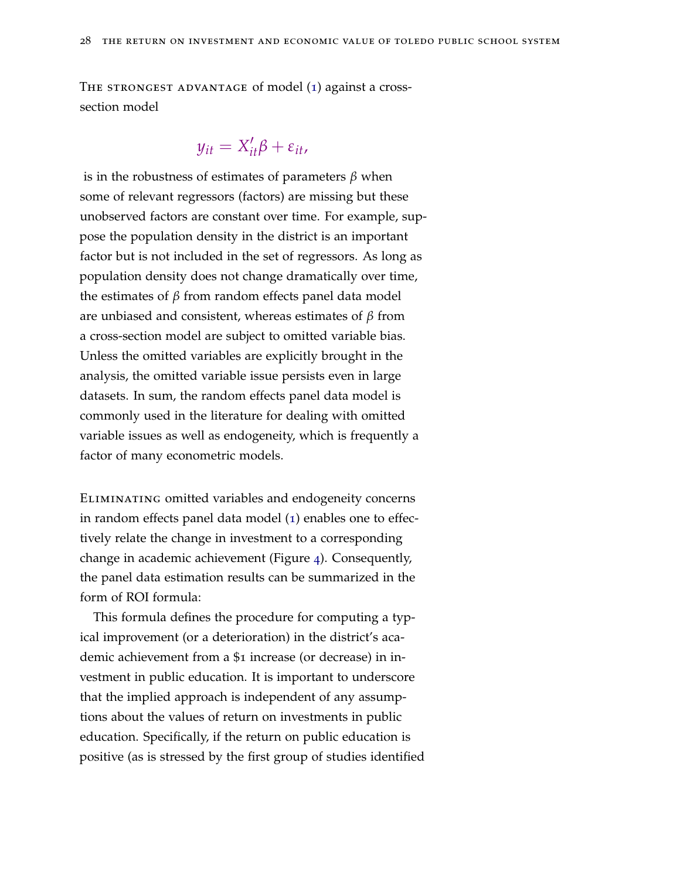The strongest advantage of model (1) against a cross-section model

$$y_{it} = X'_{it}\beta + \varepsilon_{it},$$

is in the robustness of estimates of parameters $\beta$ when some of relevant regressors (factors) are missing but these unobserved factors are constant over time. For example, suppose the population density in the district is an important factor but is not included in the set of regressors. As long as population density does not change dramatically over time, the estimates of $\beta$ from random effects panel data model are unbiased and consistent, whereas estimates of $\beta$ from a cross-section model are subject to omitted variable bias. Unless the omitted variables are explicitly brought in the analysis, the omitted variable issue persists even in large datasets. In sum, the random effects panel data model is commonly used in the literature for dealing with omitted variable issues as well as endogeneity, which is frequently a factor of many econometric models.

Eliminating omitted variables and endogeneity concerns in random effects panel data model (1) enables one to effectively relate the change in investment to a corresponding change in academic achievement (Figure 4). Consequently, the panel data estimation results can be summarized in the form of ROI formula:

This formula defines the procedure for computing a typical improvement (or a deterioration) in the district's academic achievement from a \$1 increase (or decrease) in investment in public education. It is important to underscore that the implied approach is independent of any assumptions about the values of return on investments in public education. Specifically, if the return on public education is positive (as is stressed by the first group of studies identified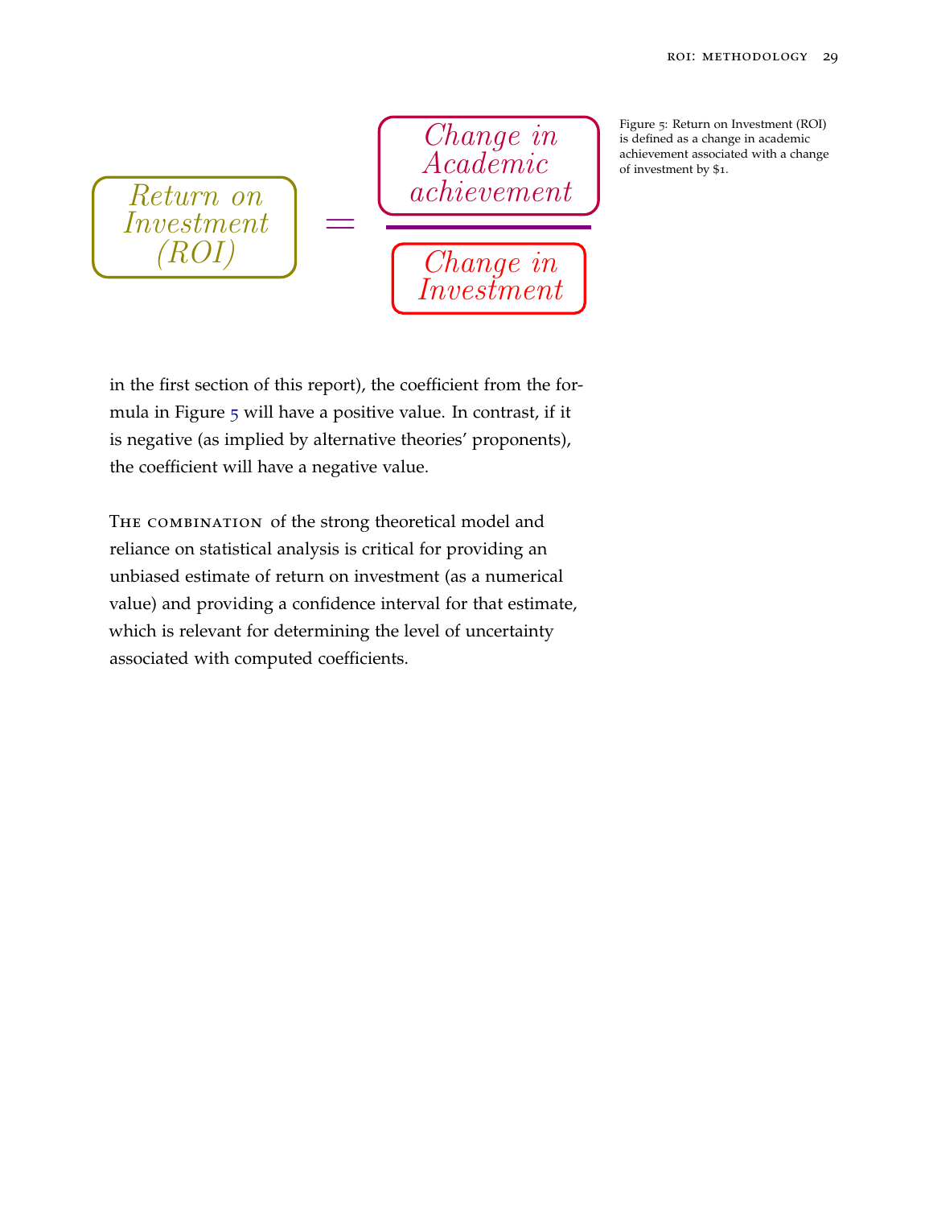$$\text{Return on Investment (ROI)} = \frac{\text{Change in Academic achievement}}{\text{Change in Investment}}$$

Figure 5: Return on Investment (ROI) is defined as a change in academic achievement associated with a change of investment by $1.

in the first section of this report), the coefficient from the formula in Figure 5 will have a positive value. In contrast, if it is negative (as implied by alternative theories' proponents), the coefficient will have a negative value.

The combination of the strong theoretical model and reliance on statistical analysis is critical for providing an unbiased estimate of return on investment (as a numerical value) and providing a confidence interval for that estimate, which is relevant for determining the level of uncertainty associated with computed coefficients.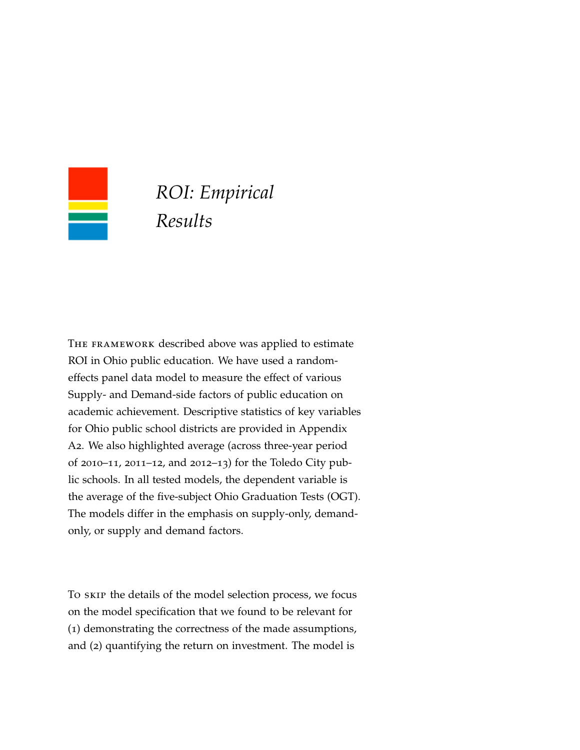# *ROI: Empirical Results*

The framework described above was applied to estimate ROI in Ohio public education. We have used a random-effects panel data model to measure the effect of various Supply- and Demand-side factors of public education on academic achievement. Descriptive statistics of key variables for Ohio public school districts are provided in Appendix A2. We also highlighted average (across three-year period of 2010–11, 2011–12, and 2012–13) for the Toledo City public schools. In all tested models, the dependent variable is the average of the five-subject Ohio Graduation Tests (OGT). The models differ in the emphasis on supply-only, demand-only, or supply and demand factors.

To skip the details of the model selection process, we focus on the model specification that we found to be relevant for (1) demonstrating the correctness of the made assumptions, and (2) quantifying the return on investment. The model is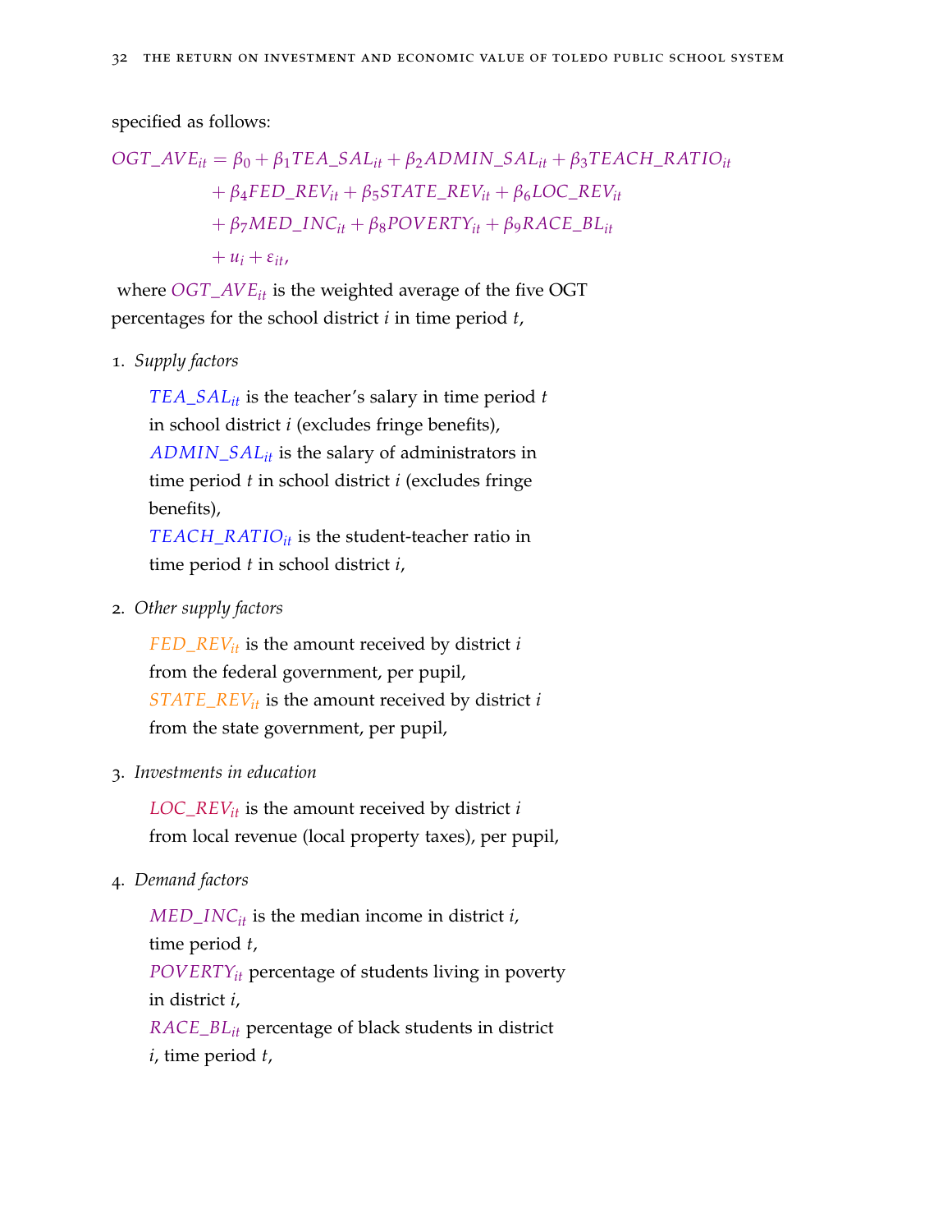specified as follows:

$$
\begin{aligned}
OGT\_AVE_{it} = \beta_0 &+ \beta_1 TEA\_SAL_{it} + \beta_2 ADMIN\_SAL_{it} + \beta_3 TEACH\_RATIO_{it} \\
&+ \beta_4 FED\_REV_{it} + \beta_5 STATE\_REV_{it} + \beta_6 LOC\_REV_{it} \\
&+ \beta_7 MED\_INC_{it} + \beta_8 POVERTY_{it} + \beta_9 RACE\_BL_{it} \\
&+ u_i + \varepsilon_{it},
\end{aligned}
$$

where $OGT\_AVE_{it}$ is the weighted average of the five OGT percentages for the school district $i$ in time period $t$,

1. *Supply factors*

   $TEA\_SAL_{it}$ is the teacher's salary in time period $t$ in school district $i$ (excludes fringe benefits),
   $ADMIN\_SAL_{it}$ is the salary of administrators in time period $t$ in school district $i$ (excludes fringe benefits),
   $TEACH\_RATIO_{it}$ is the student-teacher ratio in time period $t$ in school district $i$,

2. *Other supply factors*

   $FED\_REV_{it}$ is the amount received by district $i$ from the federal government, per pupil,
   $STATE\_REV_{it}$ is the amount received by district $i$ from the state government, per pupil,

3. *Investments in education*

   $LOC\_REV_{it}$ is the amount received by district $i$ from local revenue (local property taxes), per pupil,

4. *Demand factors*

   $MED\_INC_{it}$ is the median income in district $i$, time period $t$,
   $POVERTY_{it}$ percentage of students living in poverty in district $i$,
   $RACE\_BL_{it}$ percentage of black students in district $i$, time period $t$,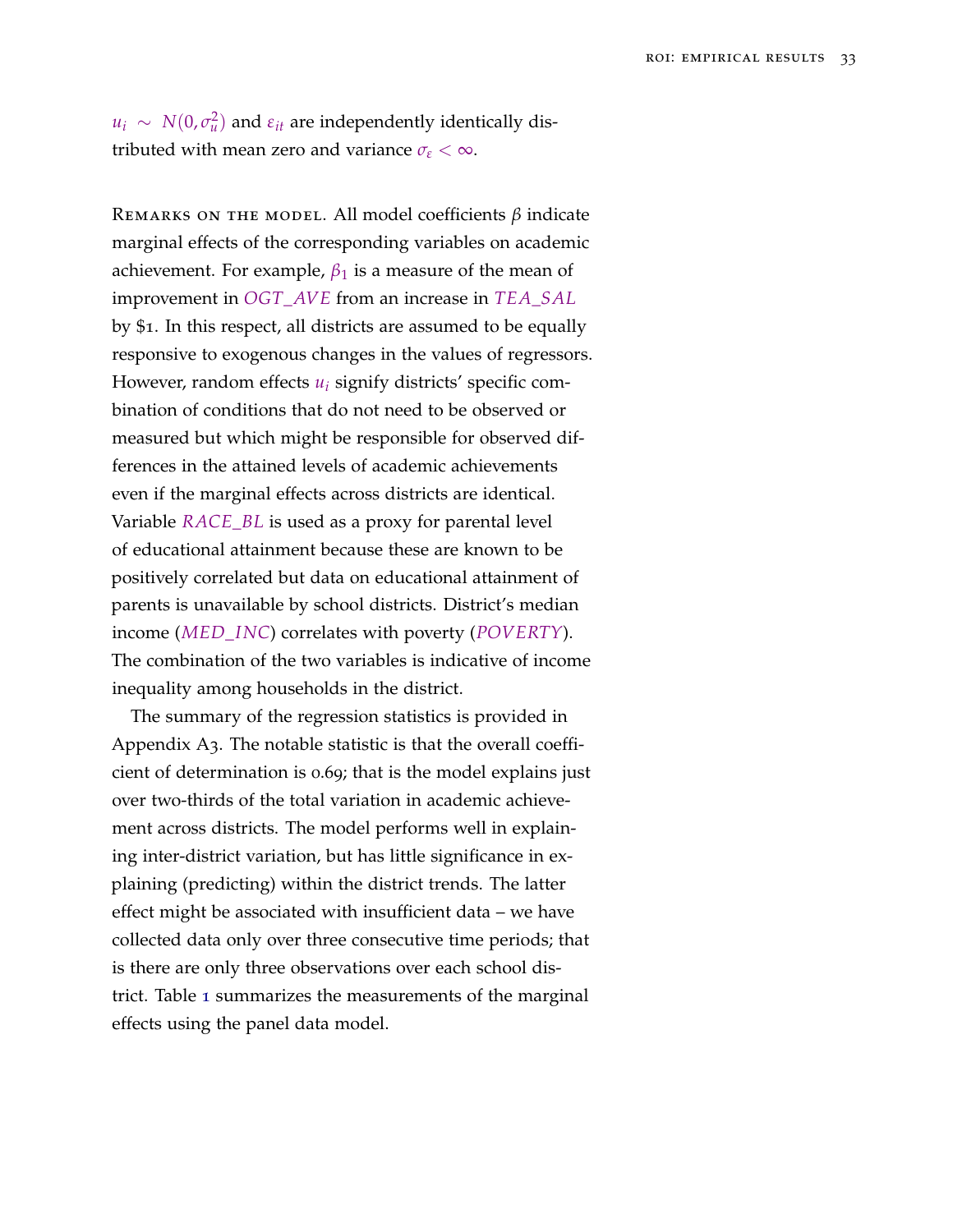$u_i \sim N(0, \sigma_u^2)$ and $\varepsilon_{it}$ are independently identically distributed with mean zero and variance $\sigma_\varepsilon < \infty$.

Remarks on the model. All model coefficients $\beta$ indicate marginal effects of the corresponding variables on academic achievement. For example, $\beta_1$ is a measure of the mean of improvement in $OGT\_AVE$ from an increase in $TEA\_SAL$ by $1. In this respect, all districts are assumed to be equally responsive to exogenous changes in the values of regressors. However, random effects $u_i$ signify districts' specific combination of conditions that do not need to be observed or measured but which might be responsible for observed differences in the attained levels of academic achievements even if the marginal effects across districts are identical. Variable $RACE\_BL$ is used as a proxy for parental level of educational attainment because these are known to be positively correlated but data on educational attainment of parents is unavailable by school districts. District's median income ($MED\_INC$) correlates with poverty ($POVERTY$). The combination of the two variables is indicative of income inequality among households in the district.

The summary of the regression statistics is provided in Appendix A3. The notable statistic is that the overall coefficient of determination is 0.69; that is the model explains just over two-thirds of the total variation in academic achievement across districts. The model performs well in explaining inter-district variation, but has little significance in explaining (predicting) within the district trends. The latter effect might be associated with insufficient data – we have collected data only over three consecutive time periods; that is there are only three observations over each school district. Table 1 summarizes the measurements of the marginal effects using the panel data model.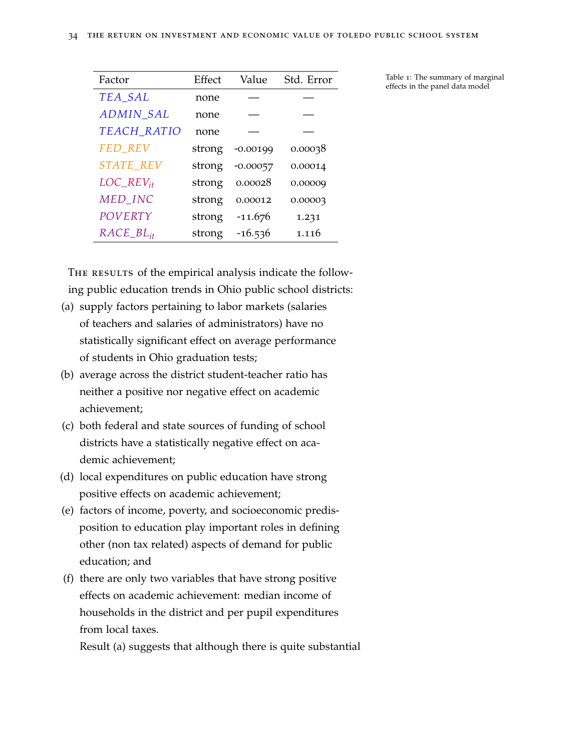| Factor | Effect | Value | Std. Error |
|---|---|---|---|
| *TEA_SAL* | none | — | — |
| *ADMIN_SAL* | none | — | — |
| *TEACH_RATIO* | none | — | — |
| *FED_REV* | strong | -0.00199 | 0.00038 |
| *STATE_REV* | strong | -0.00057 | 0.00014 |
| $LOC\_REV_{it}$ | strong | 0.00028 | 0.00009 |
| *MED_INC* | strong | 0.00012 | 0.00003 |
| *POVERTY* | strong | -11.676 | 1.231 |
| $RACE\_BL_{it}$ | strong | -16.536 | 1.116 |

Table 1: The summary of marginal effects in the panel data model

The results of the empirical analysis indicate the following public education trends in Ohio public school districts:

(a) supply factors pertaining to labor markets (salaries of teachers and salaries of administrators) have no statistically significant effect on average performance of students in Ohio graduation tests;

(b) average across the district student-teacher ratio has neither a positive nor negative effect on academic achievement;

(c) both federal and state sources of funding of school districts have a statistically negative effect on academic achievement;

(d) local expenditures on public education have strong positive effects on academic achievement;

(e) factors of income, poverty, and socioeconomic predisposition to education play important roles in defining other (non tax related) aspects of demand for public education; and

(f) there are only two variables that have strong positive effects on academic achievement: median income of households in the district and per pupil expenditures from local taxes.

Result (a) suggests that although there is quite substantial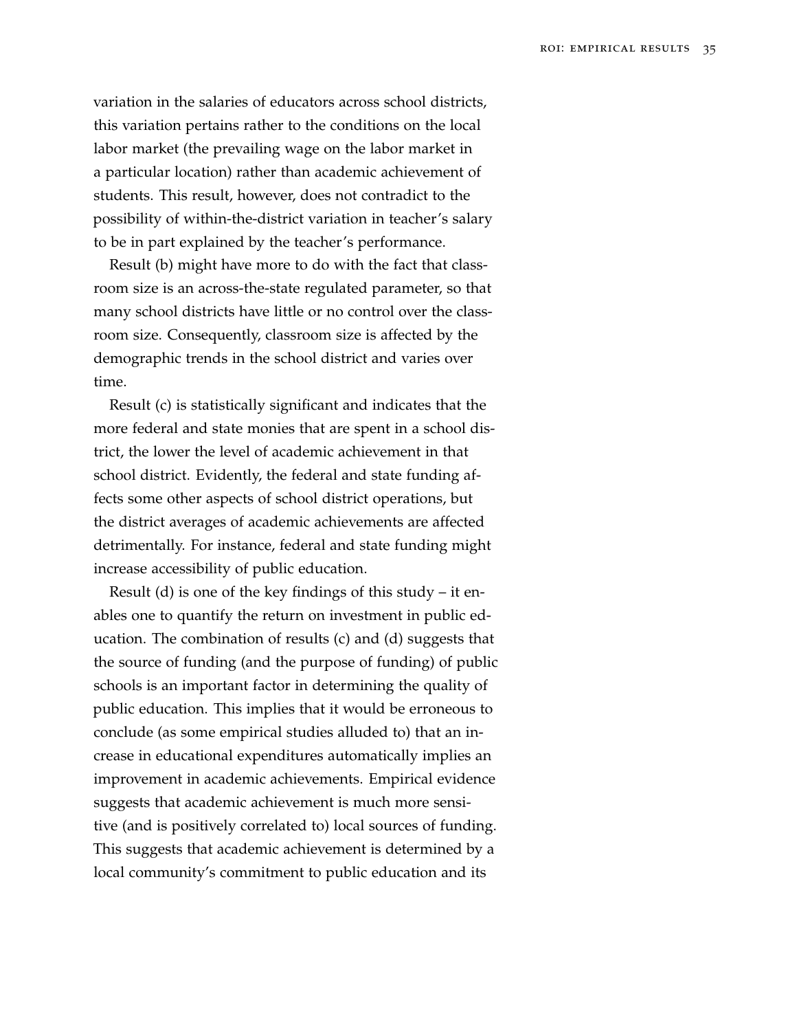variation in the salaries of educators across school districts, this variation pertains rather to the conditions on the local labor market (the prevailing wage on the labor market in a particular location) rather than academic achievement of students. This result, however, does not contradict to the possibility of within-the-district variation in teacher's salary to be in part explained by the teacher's performance.

Result (b) might have more to do with the fact that classroom size is an across-the-state regulated parameter, so that many school districts have little or no control over the classroom size. Consequently, classroom size is affected by the demographic trends in the school district and varies over time.

Result (c) is statistically significant and indicates that the more federal and state monies that are spent in a school district, the lower the level of academic achievement in that school district. Evidently, the federal and state funding affects some other aspects of school district operations, but the district averages of academic achievements are affected detrimentally. For instance, federal and state funding might increase accessibility of public education.

Result (d) is one of the key findings of this study – it enables one to quantify the return on investment in public education. The combination of results (c) and (d) suggests that the source of funding (and the purpose of funding) of public schools is an important factor in determining the quality of public education. This implies that it would be erroneous to conclude (as some empirical studies alluded to) that an increase in educational expenditures automatically implies an improvement in academic achievements. Empirical evidence suggests that academic achievement is much more sensitive (and is positively correlated to) local sources of funding. This suggests that academic achievement is determined by a local community's commitment to public education and its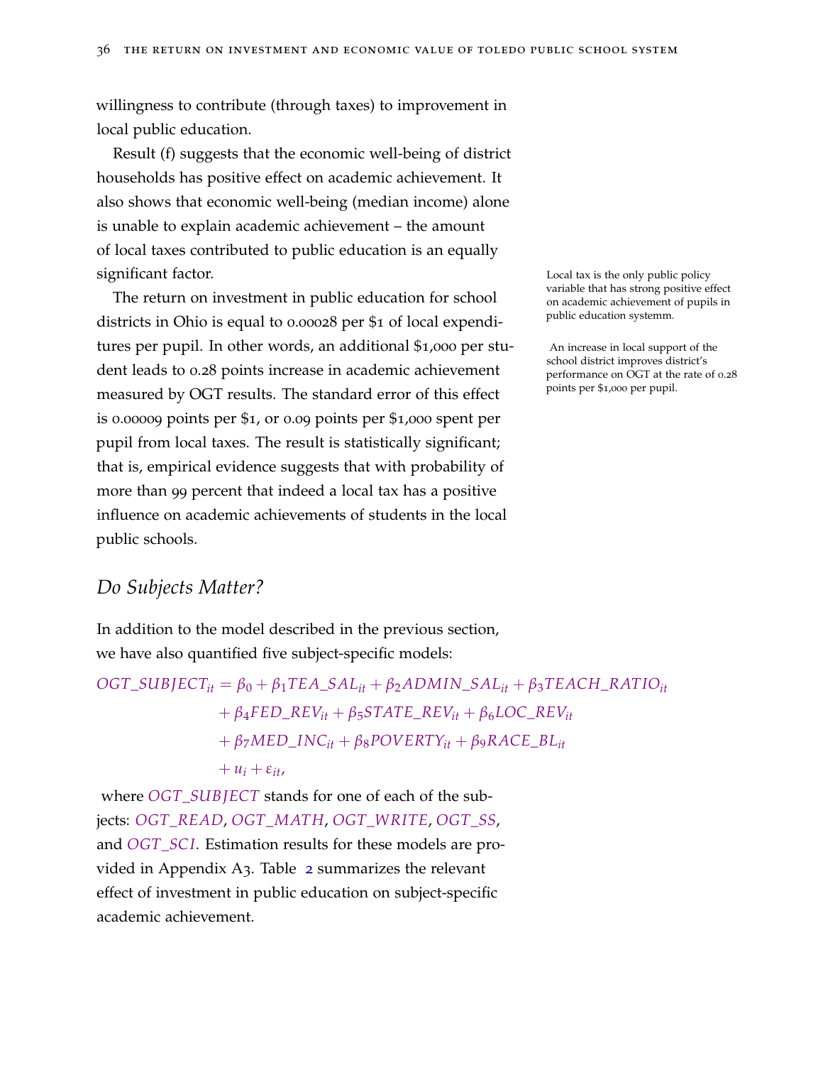willingness to contribute (through taxes) to improvement in local public education.

Result (f) suggests that the economic well-being of district households has positive effect on academic achievement. It also shows that economic well-being (median income) alone is unable to explain academic achievement – the amount of local taxes contributed to public education is an equally significant factor.

Local tax is the only public policy variable that has strong positive effect on academic achievement of pupils in public education systemm.

The return on investment in public education for school districts in Ohio is equal to 0.00028 per $1 of local expenditures per pupil. In other words, an additional $1,000 per student leads to 0.28 points increase in academic achievement measured by OGT results. The standard error of this effect is 0.00009 points per $1, or 0.09 points per $1,000 spent per pupil from local taxes. The result is statistically significant; that is, empirical evidence suggests that with probability of more than 99 percent that indeed a local tax has a positive influence on academic achievements of students in the local public schools.

An increase in local support of the school district improves district's performance on OGT at the rate of 0.28 points per $1,000 per pupil.

## *Do Subjects Matter?*

In addition to the model described in the previous section, we have also quantified five subject-specific models:

$$
\begin{aligned}
OGT\_SUBJECT_{it} = \beta_0 &+ \beta_1 TEA\_SAL_{it} + \beta_2 ADMIN\_SAL_{it} + \beta_3 TEACH\_RATIO_{it} \\
&+ \beta_4 FED\_REV_{it} + \beta_5 STATE\_REV_{it} + \beta_6 LOC\_REV_{it} \\
&+ \beta_7 MED\_INC_{it} + \beta_8 POVERTY_{it} + \beta_9 RACE\_BL_{it} \\
&+ u_i + \varepsilon_{it},
\end{aligned}
$$

where $OGT\_SUBJECT$ stands for one of each of the subjects: $OGT\_READ$, $OGT\_MATH$, $OGT\_WRITE$, $OGT\_SS$, and $OGT\_SCI$. Estimation results for these models are provided in Appendix A3. Table 2 summarizes the relevant effect of investment in public education on subject-specific academic achievement.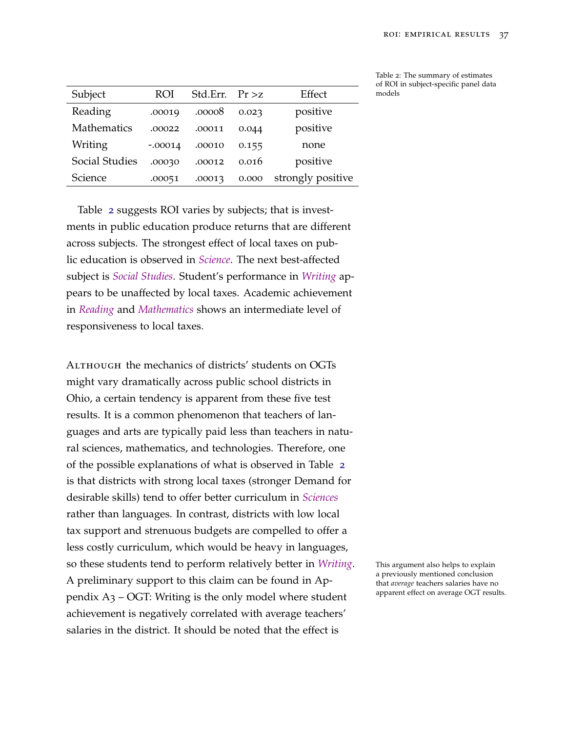Table 2: The summary of estimates of ROI in subject-specific panel data models

| Subject | ROI | Std.Err. | Pr >z | Effect |
|---|---|---|---|---|
| Reading | .00019 | .00008 | 0.023 | positive |
| Mathematics | .00022 | .00011 | 0.044 | positive |
| Writing | -.00014 | .00010 | 0.155 | none |
| Social Studies | .00030 | .00012 | 0.016 | positive |
| Science | .00051 | .00013 | 0.000 | strongly positive |

Table 2 suggests ROI varies by subjects; that is investments in public education produce returns that are different across subjects. The strongest effect of local taxes on public education is observed in *Science*. The next best-affected subject is *Social Studies*. Student's performance in *Writing* appears to be unaffected by local taxes. Academic achievement in *Reading* and *Mathematics* shows an intermediate level of responsiveness to local taxes.

ALTHOUGH the mechanics of districts' students on OGTs might vary dramatically across public school districts in Ohio, a certain tendency is apparent from these five test results. It is a common phenomenon that teachers of languages and arts are typically paid less than teachers in natural sciences, mathematics, and technologies. Therefore, one of the possible explanations of what is observed in Table 2 is that districts with strong local taxes (stronger Demand for desirable skills) tend to offer better curriculum in *Sciences* rather than languages. In contrast, districts with low local tax support and strenuous budgets are compelled to offer a less costly curriculum, which would be heavy in languages, so these students tend to perform relatively better in *Writing*. A preliminary support to this claim can be found in Appendix A3 – OGT: Writing is the only model where student achievement is negatively correlated with average teachers' salaries in the district. It should be noted that the effect is

This argument also helps to explain a previously mentioned conclusion that *average* teachers salaries have no apparent effect on average OGT results.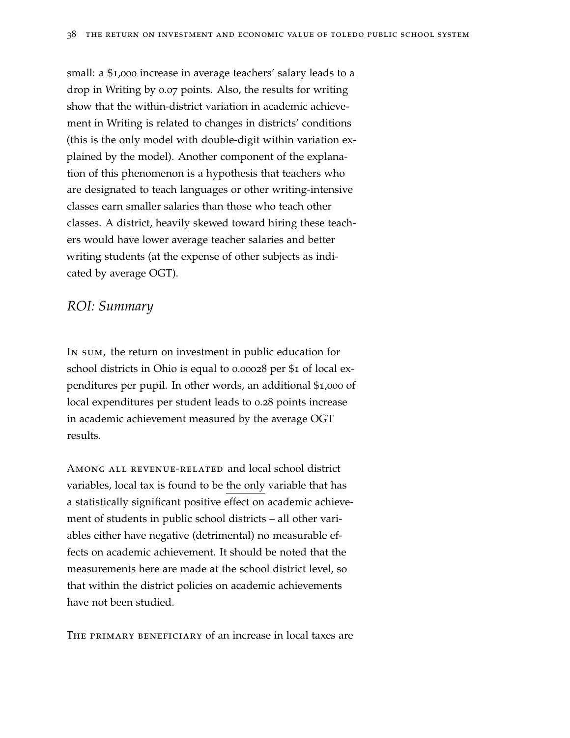small: a $1,000 increase in average teachers' salary leads to a drop in Writing by 0.07 points. Also, the results for writing show that the within-district variation in academic achievement in Writing is related to changes in districts' conditions (this is the only model with double-digit within variation explained by the model). Another component of the explanation of this phenomenon is a hypothesis that teachers who are designated to teach languages or other writing-intensive classes earn smaller salaries than those who teach other classes. A district, heavily skewed toward hiring these teachers would have lower average teacher salaries and better writing students (at the expense of other subjects as indicated by average OGT).

## *ROI: Summary*

In sum, the return on investment in public education for school districts in Ohio is equal to 0.00028 per $1 of local expenditures per pupil. In other words, an additional $1,000 of local expenditures per student leads to 0.28 points increase in academic achievement measured by the average OGT results.

Among all revenue-related and local school district variables, local tax is found to be the only variable that has a statistically significant positive effect on academic achievement of students in public school districts – all other variables either have negative (detrimental) no measurable effects on academic achievement. It should be noted that the measurements here are made at the school district level, so that within the district policies on academic achievements have not been studied.

The primary beneficiary of an increase in local taxes are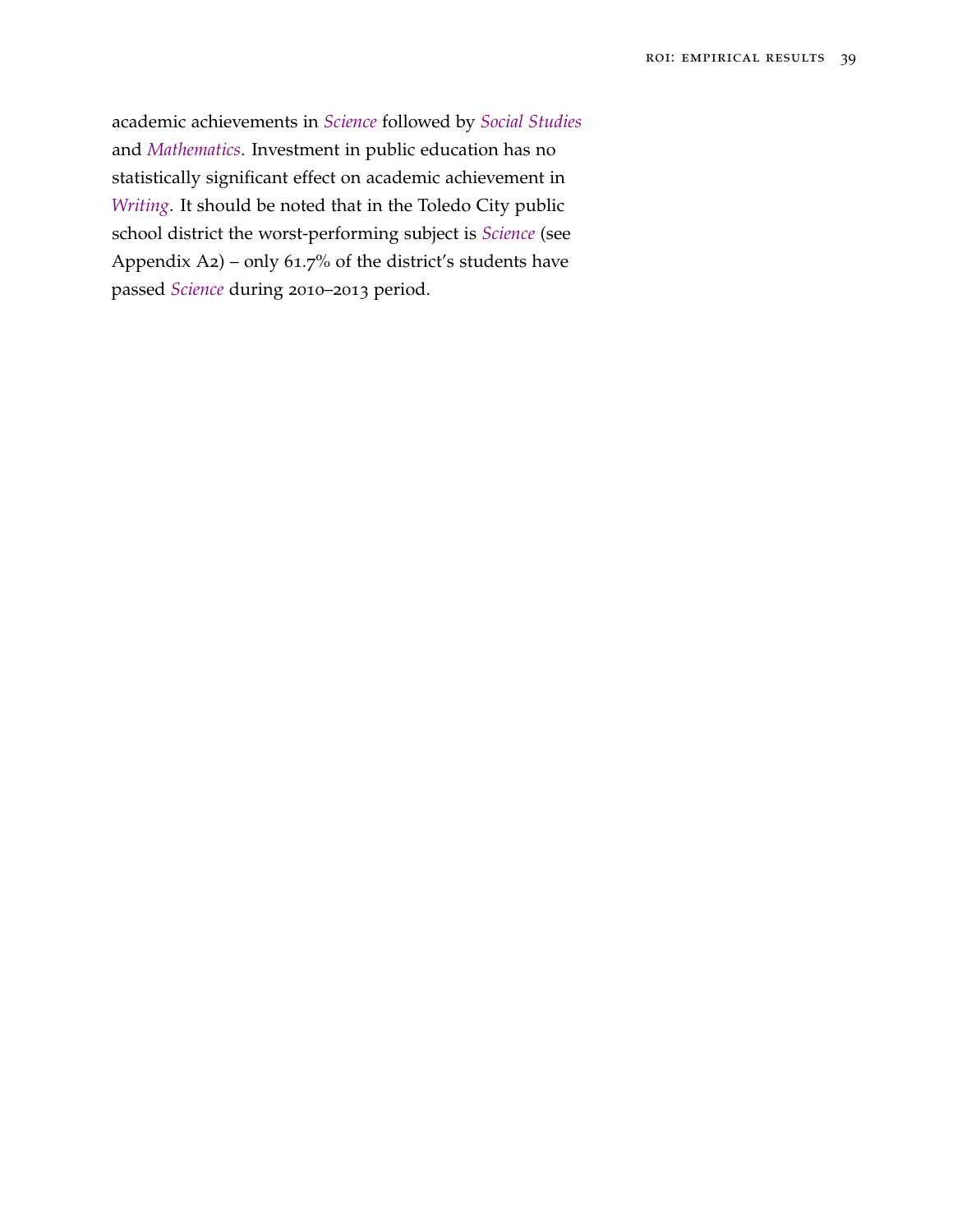academic achievements in *Science* followed by *Social Studies* and *Mathematics*. Investment in public education has no statistically significant effect on academic achievement in *Writing*. It should be noted that in the Toledo City public school district the worst-performing subject is *Science* (see Appendix A2) – only 61.7% of the district's students have passed *Science* during 2010–2013 period.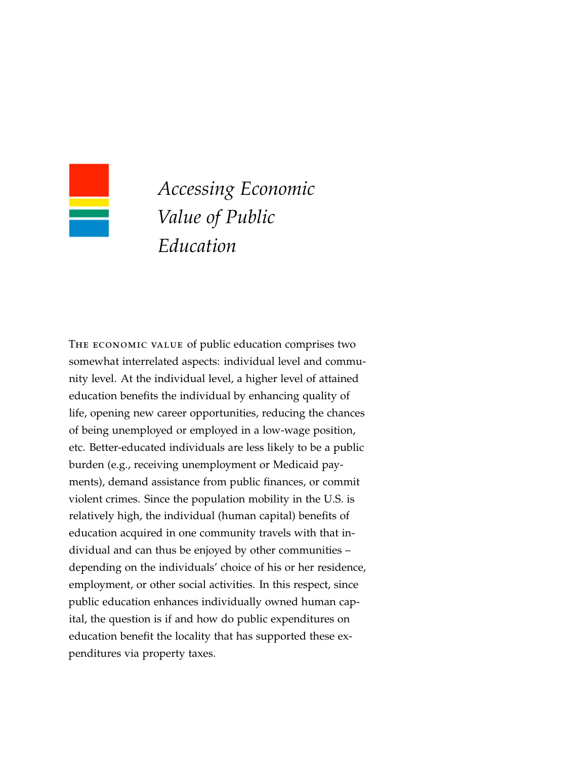# *Accessing Economic Value of Public Education*

The economic value of public education comprises two somewhat interrelated aspects: individual level and community level. At the individual level, a higher level of attained education benefits the individual by enhancing quality of life, opening new career opportunities, reducing the chances of being unemployed or employed in a low-wage position, etc. Better-educated individuals are less likely to be a public burden (e.g., receiving unemployment or Medicaid payments), demand assistance from public finances, or commit violent crimes. Since the population mobility in the U.S. is relatively high, the individual (human capital) benefits of education acquired in one community travels with that individual and can thus be enjoyed by other communities – depending on the individuals' choice of his or her residence, employment, or other social activities. In this respect, since public education enhances individually owned human capital, the question is if and how do public expenditures on education benefit the locality that has supported these expenditures via property taxes.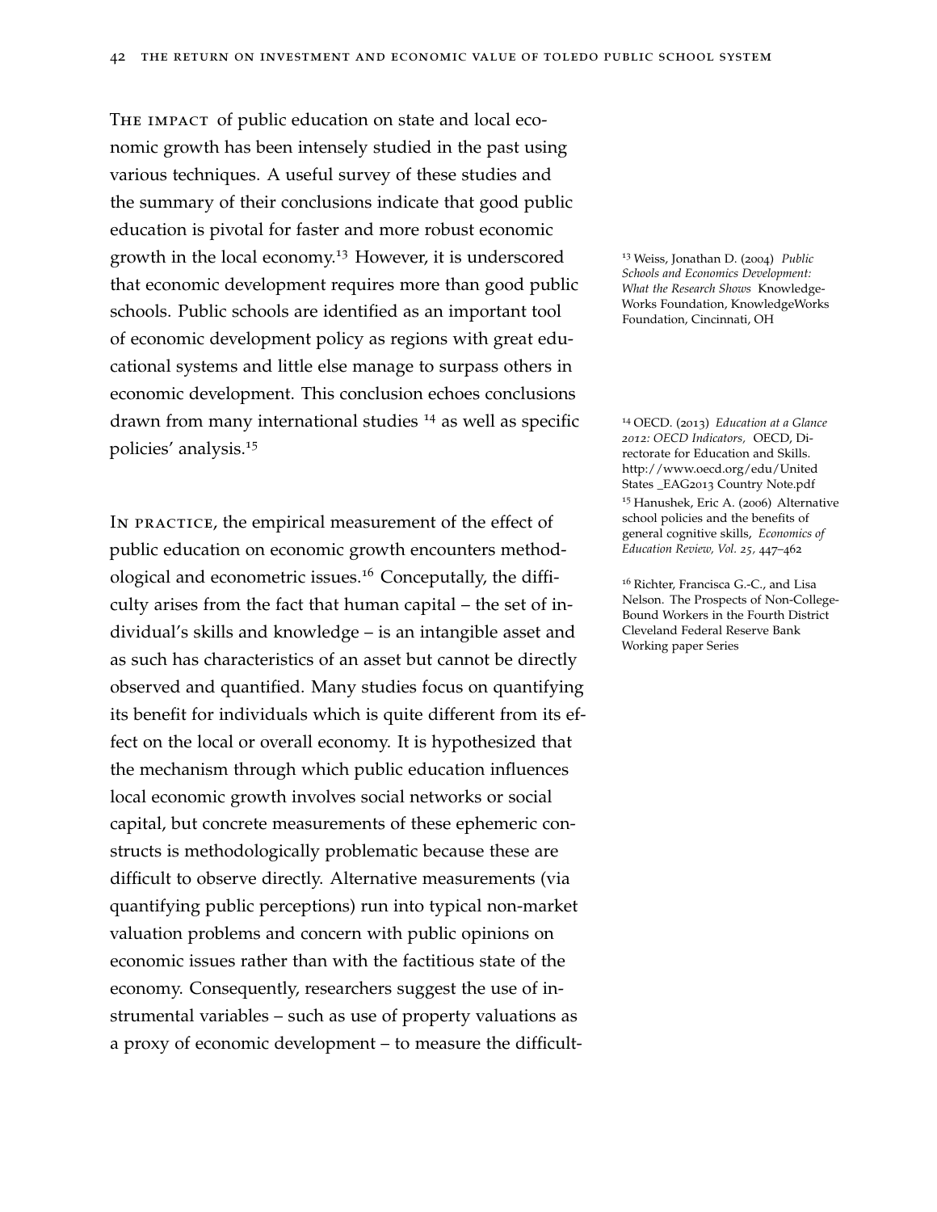The impact of public education on state and local economic growth has been intensely studied in the past using various techniques. A useful survey of these studies and the summary of their conclusions indicate that good public education is pivotal for faster and more robust economic growth in the local economy.[13] However, it is underscored that economic development requires more than good public schools. Public schools are identified as an important tool of economic development policy as regions with great educational systems and little else manage to surpass others in economic development. This conclusion echoes conclusions drawn from many international studies [14] as well as specific policies' analysis.[15]

In practice, the empirical measurement of the effect of public education on economic growth encounters methodological and econometric issues.[16] Conceptually, the difficulty arises from the fact that human capital – the set of individual's skills and knowledge – is an intangible asset and as such has characteristics of an asset but cannot be directly observed and quantified. Many studies focus on quantifying its benefit for individuals which is quite different from its effect on the local or overall economy. It is hypothesized that the mechanism through which public education influences local economic growth involves social networks or social capital, but concrete measurements of these ephemeric constructs is methodologically problematic because these are difficult to observe directly. Alternative measurements (via quantifying public perceptions) run into typical non-market valuation problems and concern with public opinions on economic issues rather than with the factitious state of the economy. Consequently, researchers suggest the use of instrumental variables – such as use of property valuations as a proxy of economic development – to measure the difficult-

[13] Weiss, Jonathan D. (2004) *Public Schools and Economics Development: What the Research Shows* KnowledgeWorks Foundation, KnowledgeWorks Foundation, Cincinnati, OH

[14] OECD. (2013) *Education at a Glance 2012: OECD Indicators,* OECD, Directorate for Education and Skills. http://www.oecd.org/edu/United States _EAG2013 Country Note.pdf

[15] Hanushek, Eric A. (2006) Alternative school policies and the benefits of general cognitive skills, *Economics of Education Review, Vol. 25,* 447–462

[16] Richter, Francisca G.-C., and Lisa Nelson. The Prospects of Non-College-Bound Workers in the Fourth District Cleveland Federal Reserve Bank Working paper Series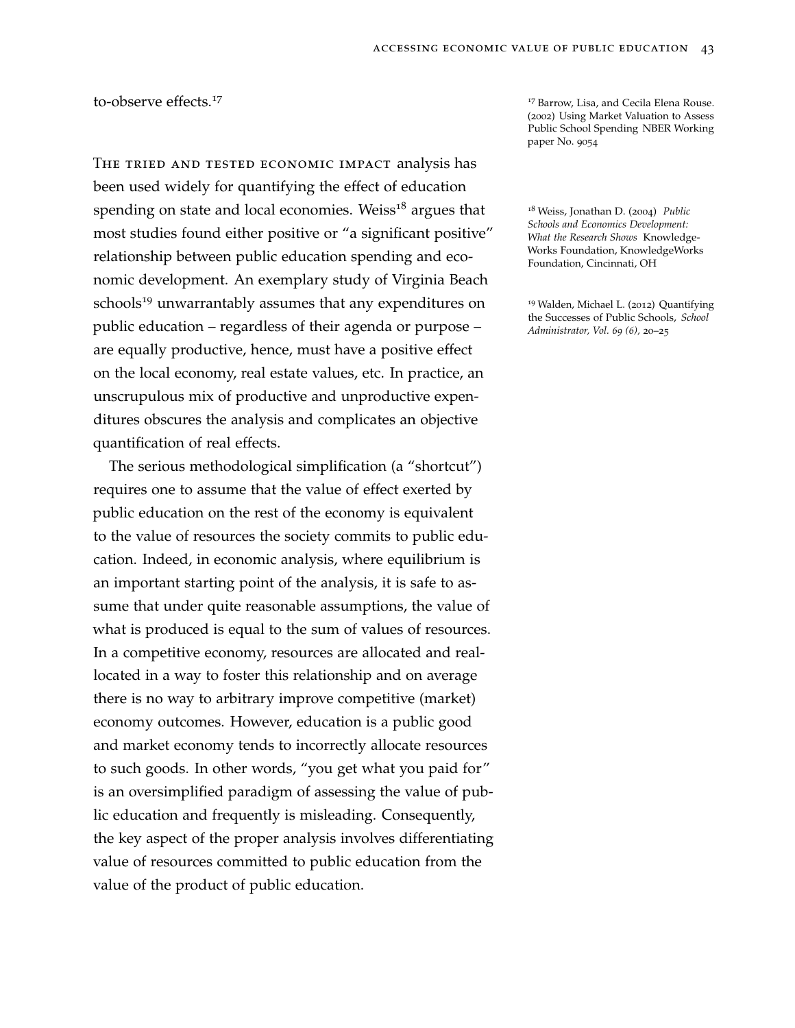to-observe effects.[17]

[17] Barrow, Lisa, and Cecila Elena Rouse. (2002) Using Market Valuation to Assess Public School Spending NBER Working paper No. 9054

The tried and tested economic impact analysis has been used widely for quantifying the effect of education spending on state and local economies. Weiss[18] argues that most studies found either positive or "a significant positive" relationship between public education spending and economic development. An exemplary study of Virginia Beach schools[19] unwarrantably assumes that any expenditures on public education – regardless of their agenda or purpose – are equally productive, hence, must have a positive effect on the local economy, real estate values, etc. In practice, an unscrupulous mix of productive and unproductive expenditures obscures the analysis and complicates an objective quantification of real effects.

[18] Weiss, Jonathan D. (2004) *Public Schools and Economics Development: What the Research Shows* KnowledgeWorks Foundation, KnowledgeWorks Foundation, Cincinnati, OH

[19] Walden, Michael L. (2012) Quantifying the Successes of Public Schools, *School Administrator, Vol. 69 (6),* 20–25

The serious methodological simplification (a "shortcut") requires one to assume that the value of effect exerted by public education on the rest of the economy is equivalent to the value of resources the society commits to public education. Indeed, in economic analysis, where equilibrium is an important starting point of the analysis, it is safe to assume that under quite reasonable assumptions, the value of what is produced is equal to the sum of values of resources. In a competitive economy, resources are allocated and reallocated in a way to foster this relationship and on average there is no way to arbitrary improve competitive (market) economy outcomes. However, education is a public good and market economy tends to incorrectly allocate resources to such goods. In other words, "you get what you paid for" is an oversimplified paradigm of assessing the value of public education and frequently is misleading. Consequently, the key aspect of the proper analysis involves differentiating value of resources committed to public education from the value of the product of public education.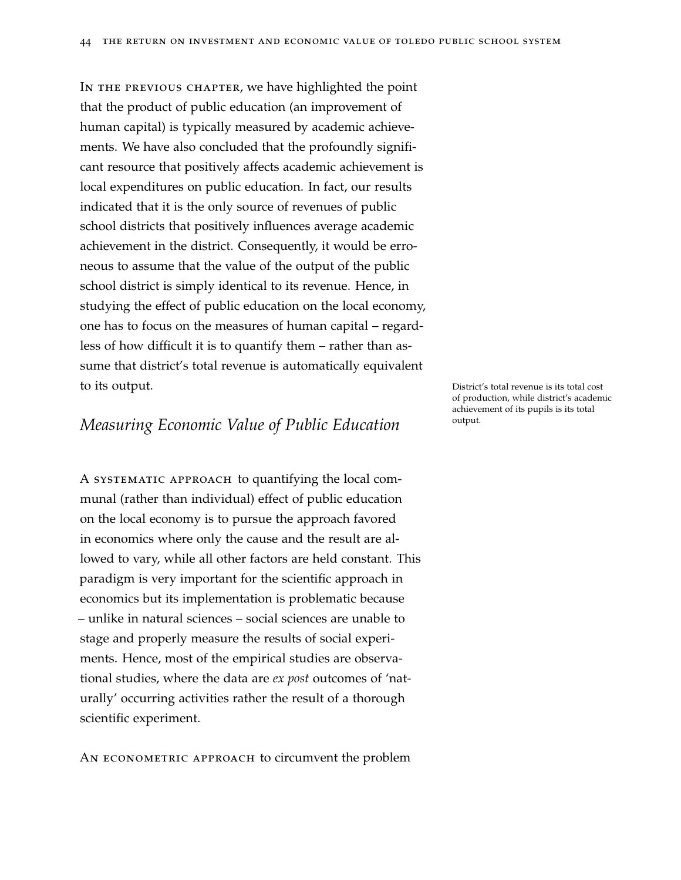In the previous chapter, we have highlighted the point that the product of public education (an improvement of human capital) is typically measured by academic achievements. We have also concluded that the profoundly significant resource that positively affects academic achievement is local expenditures on public education. In fact, our results indicated that it is the only source of revenues of public school districts that positively influences average academic achievement in the district. Consequently, it would be erroneous to assume that the value of the output of the public school district is simply identical to its revenue. Hence, in studying the effect of public education on the local economy, one has to focus on the measures of human capital – regardless of how difficult it is to quantify them – rather than assume that district's total revenue is automatically equivalent to its output.

District's total revenue is its total cost of production, while district's academic achievement of its pupils is its total output.

## *Measuring Economic Value of Public Education*

A systematic approach to quantifying the local communal (rather than individual) effect of public education on the local economy is to pursue the approach favored in economics where only the cause and the result are allowed to vary, while all other factors are held constant. This paradigm is very important for the scientific approach in economics but its implementation is problematic because – unlike in natural sciences – social sciences are unable to stage and properly measure the results of social experiments. Hence, most of the empirical studies are observational studies, where the data are *ex post* outcomes of 'naturally' occurring activities rather the result of a thorough scientific experiment.

An econometric approach to circumvent the problem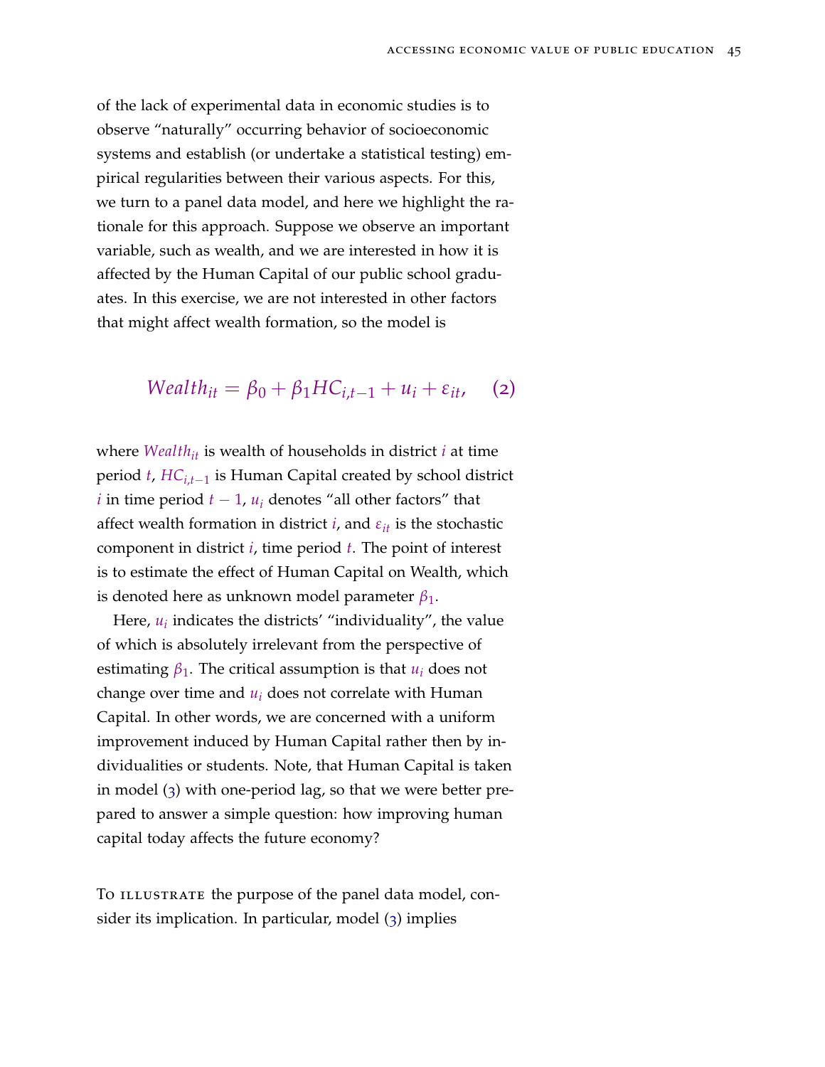of the lack of experimental data in economic studies is to observe "naturally" occurring behavior of socioeconomic systems and establish (or undertake a statistical testing) empirical regularities between their various aspects. For this, we turn to a panel data model, and here we highlight the rationale for this approach. Suppose we observe an important variable, such as wealth, and we are interested in how it is affected by the Human Capital of our public school graduates. In this exercise, we are not interested in other factors that might affect wealth formation, so the model is

$$Wealth_{it} = \beta_0 + \beta_1 HC_{i,t-1} + u_i + \varepsilon_{it}, \quad (2)$$

where $Wealth_{it}$ is wealth of households in district $i$ at time period $t$, $HC_{i,t-1}$ is Human Capital created by school district $i$ in time period $t-1$, $u_i$ denotes "all other factors" that affect wealth formation in district $i$, and $\varepsilon_{it}$ is the stochastic component in district $i$, time period $t$. The point of interest is to estimate the effect of Human Capital on Wealth, which is denoted here as unknown model parameter $\beta_1$.

Here, $u_i$ indicates the districts' "individuality", the value of which is absolutely irrelevant from the perspective of estimating $\beta_1$. The critical assumption is that $u_i$ does not change over time and $u_i$ does not correlate with Human Capital. In other words, we are concerned with a uniform improvement induced by Human Capital rather then by individualities or students. Note, that Human Capital is taken in model (3) with one-period lag, so that we were better prepared to answer a simple question: how improving human capital today affects the future economy?

To illustrate the purpose of the panel data model, consider its implication. In particular, model (3) implies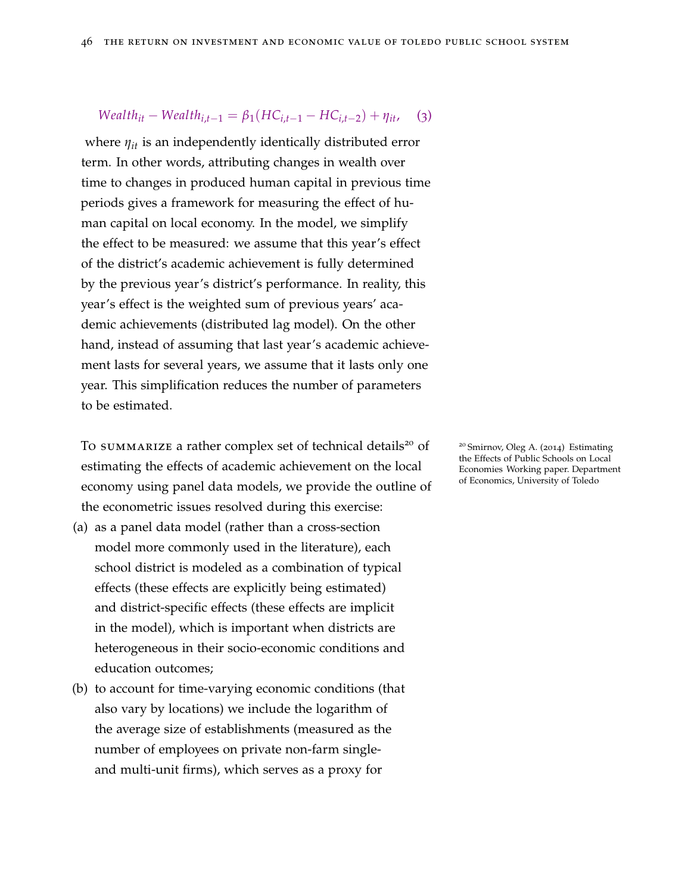$$Wealth_{it} - Wealth_{i,t-1} = \beta_1(HC_{i,t-1} - HC_{i,t-2}) + \eta_{it}, \quad (3)$$

where $\eta_{it}$ is an independently identically distributed error term. In other words, attributing changes in wealth over time to changes in produced human capital in previous time periods gives a framework for measuring the effect of human capital on local economy. In the model, we simplify the effect to be measured: we assume that this year's effect of the district's academic achievement is fully determined by the previous year's district's performance. In reality, this year's effect is the weighted sum of previous years' academic achievements (distributed lag model). On the other hand, instead of assuming that last year's academic achievement lasts for several years, we assume that it lasts only one year. This simplification reduces the number of parameters to be estimated.

To SUMMARIZE a rather complex set of technical details[20] of estimating the effects of academic achievement on the local economy using panel data models, we provide the outline of the econometric issues resolved during this exercise:

[20] Smirnov, Oleg A. (2014) Estimating the Effects of Public Schools on Local Economies Working paper. Department of Economics, University of Toledo

(a) as a panel data model (rather than a cross-section model more commonly used in the literature), each school district is modeled as a combination of typical effects (these effects are explicitly being estimated) and district-specific effects (these effects are implicit in the model), which is important when districts are heterogeneous in their socio-economic conditions and education outcomes;

(b) to account for time-varying economic conditions (that also vary by locations) we include the logarithm of the average size of establishments (measured as the number of employees on private non-farm single- and multi-unit firms), which serves as a proxy for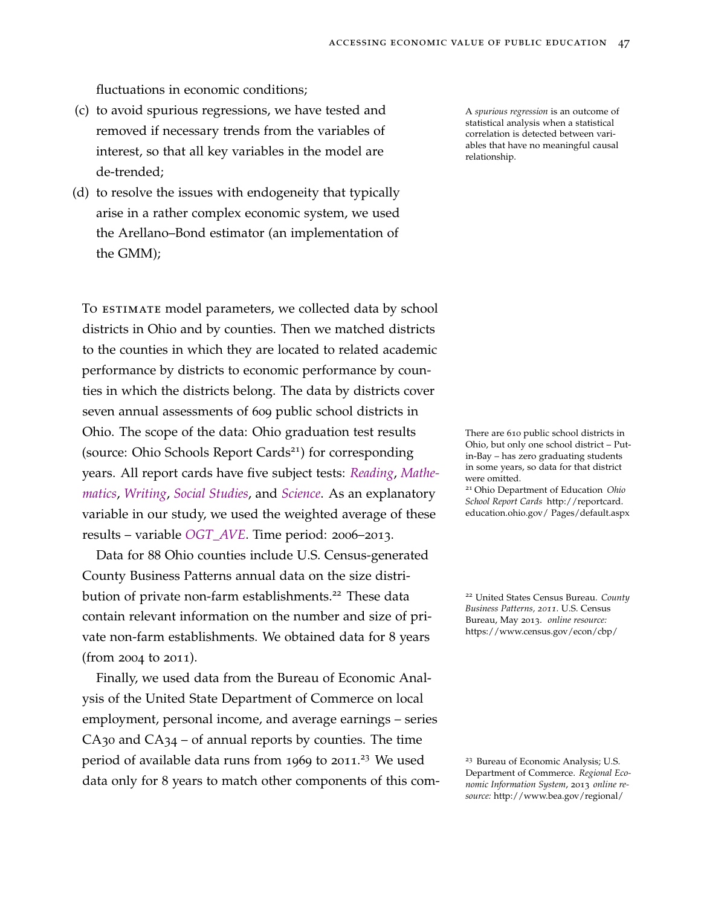fluctuations in economic conditions;

(c) to avoid spurious regressions, we have tested and removed if necessary trends from the variables of interest, so that all key variables in the model are de-trended;

(d) to resolve the issues with endogeneity that typically arise in a rather complex economic system, we used the Arellano–Bond estimator (an implementation of the GMM);

A *spurious regression* is an outcome of statistical analysis when a statistical correlation is detected between variables that have no meaningful causal relationship.

To ESTIMATE model parameters, we collected data by school districts in Ohio and by counties. Then we matched districts to the counties in which they are located to related academic performance by districts to economic performance by counties in which the districts belong. The data by districts cover seven annual assessments of 609 public school districts in Ohio. The scope of the data: Ohio graduation test results (source: Ohio Schools Report Cards[21]) for corresponding years. All report cards have five subject tests: *Reading*, *Mathematics*, *Writing*, *Social Studies*, and *Science*. As an explanatory variable in our study, we used the weighted average of these results – variable *OGT_AVE*. Time period: 2006–2013.

There are 610 public school districts in Ohio, but only one school district – Put-in-Bay – has zero graduating students in some years, so data for that district were omitted.

[21] Ohio Department of Education *Ohio School Report Cards* http://reportcard.education.ohio.gov/ Pages/default.aspx

Data for 88 Ohio counties include U.S. Census-generated County Business Patterns annual data on the size distribution of private non-farm establishments.[22] These data contain relevant information on the number and size of private non-farm establishments. We obtained data for 8 years (from 2004 to 2011).

[22] United States Census Bureau. *County Business Patterns, 2011*. U.S. Census Bureau, May 2013. *online resource:* https://www.census.gov/econ/cbp/

Finally, we used data from the Bureau of Economic Analysis of the United State Department of Commerce on local employment, personal income, and average earnings – series CA30 and CA34 – of annual reports by counties. The time period of available data runs from 1969 to 2011.[23] We used data only for 8 years to match other components of this com-

[23] Bureau of Economic Analysis; U.S. Department of Commerce. *Regional Economic Information System*, 2013 *online resource:* http://www.bea.gov/regional/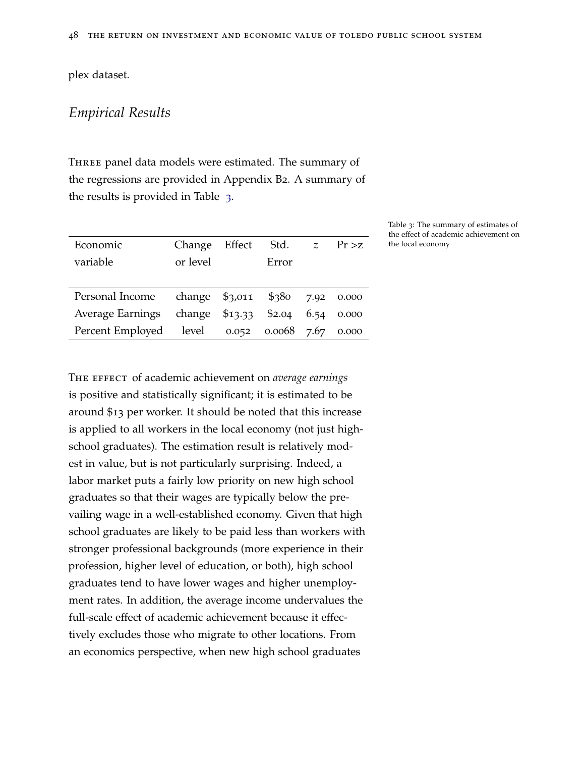plex dataset.

## *Empirical Results*

Three panel data models were estimated. The summary of the regressions are provided in Appendix B2. A summary of the results is provided in Table 3.

Table 3: The summary of estimates of the effect of academic achievement on the local economy

| Economic variable | Change or level | Effect | Std. Error | $z$ | Pr >z |
|---|---|---|---|---|---|
| Personal Income | change | $3,011 | $380 | 7.92 | 0.000 |
| Average Earnings | change | $13.33 | $2.04 | 6.54 | 0.000 |
| Percent Employed | level | 0.052 | 0.0068 | 7.67 | 0.000 |

The effect of academic achievement on *average earnings* is positive and statistically significant; it is estimated to be around $13 per worker. It should be noted that this increase is applied to all workers in the local economy (not just high-school graduates). The estimation result is relatively modest in value, but is not particularly surprising. Indeed, a labor market puts a fairly low priority on new high school graduates so that their wages are typically below the prevailing wage in a well-established economy. Given that high school graduates are likely to be paid less than workers with stronger professional backgrounds (more experience in their profession, higher level of education, or both), high school graduates tend to have lower wages and higher unemployment rates. In addition, the average income undervalues the full-scale effect of academic achievement because it effectively excludes those who migrate to other locations. From an economics perspective, when new high school graduates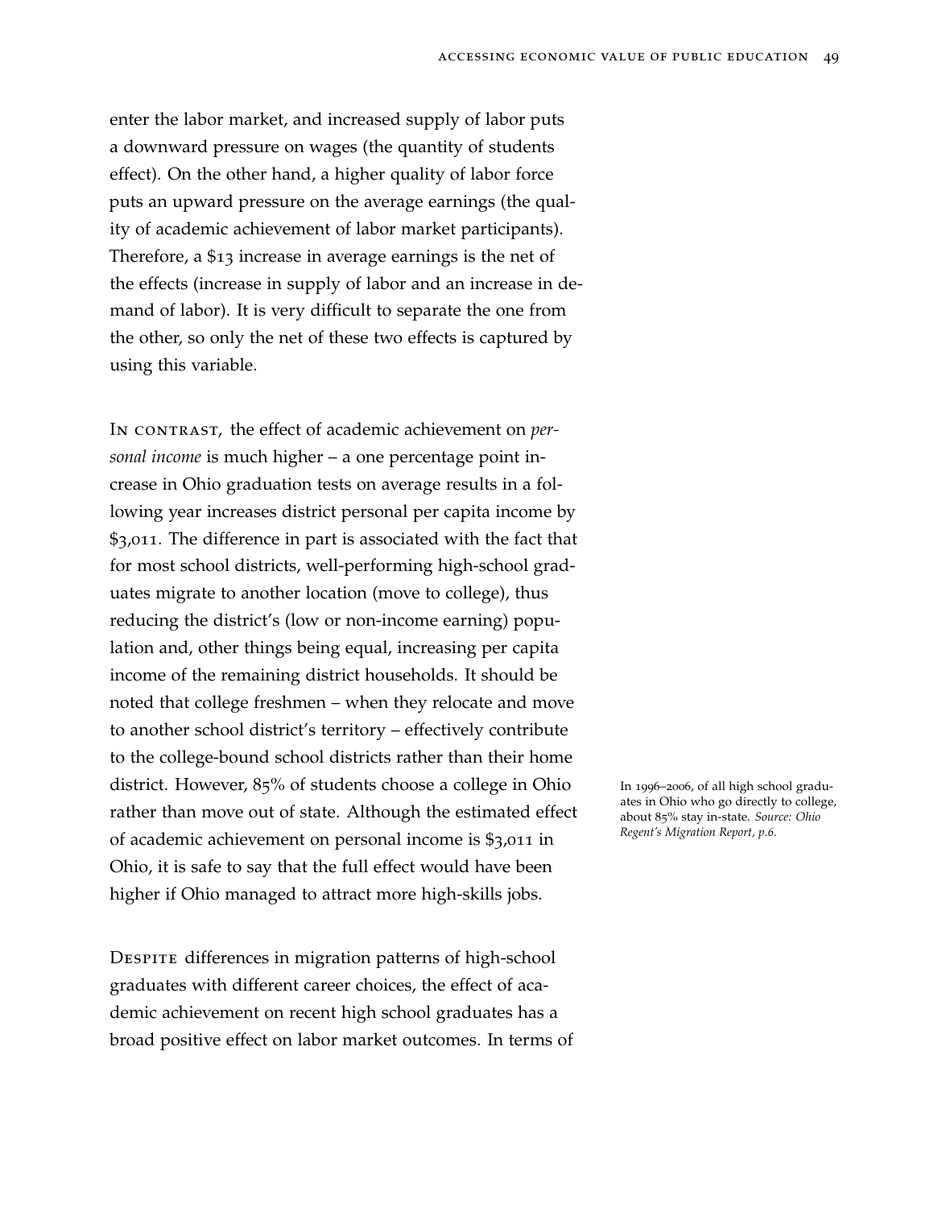enter the labor market, and increased supply of labor puts a downward pressure on wages (the quantity of students effect). On the other hand, a higher quality of labor force puts an upward pressure on the average earnings (the quality of academic achievement of labor market participants). Therefore, a $13 increase in average earnings is the net of the effects (increase in supply of labor and an increase in demand of labor). It is very difficult to separate the one from the other, so only the net of these two effects is captured by using this variable.

In contrast, the effect of academic achievement on *personal income* is much higher – a one percentage point increase in Ohio graduation tests on average results in a following year increases district personal per capita income by $3,011. The difference in part is associated with the fact that for most school districts, well-performing high-school graduates migrate to another location (move to college), thus reducing the district's (low or non-income earning) population and, other things being equal, increasing per capita income of the remaining district households. It should be noted that college freshmen – when they relocate and move to another school district's territory – effectively contribute to the college-bound school districts rather than their home district. However, 85% of students choose a college in Ohio rather than move out of state. Although the estimated effect of academic achievement on personal income is $3,011 in Ohio, it is safe to say that the full effect would have been higher if Ohio managed to attract more high-skills jobs.

In 1996–2006, of all high school graduates in Ohio who go directly to college, about 85% stay in-state. *Source: Ohio Regent's Migration Report, p.6.*

Despite differences in migration patterns of high-school graduates with different career choices, the effect of academic achievement on recent high school graduates has a broad positive effect on labor market outcomes. In terms of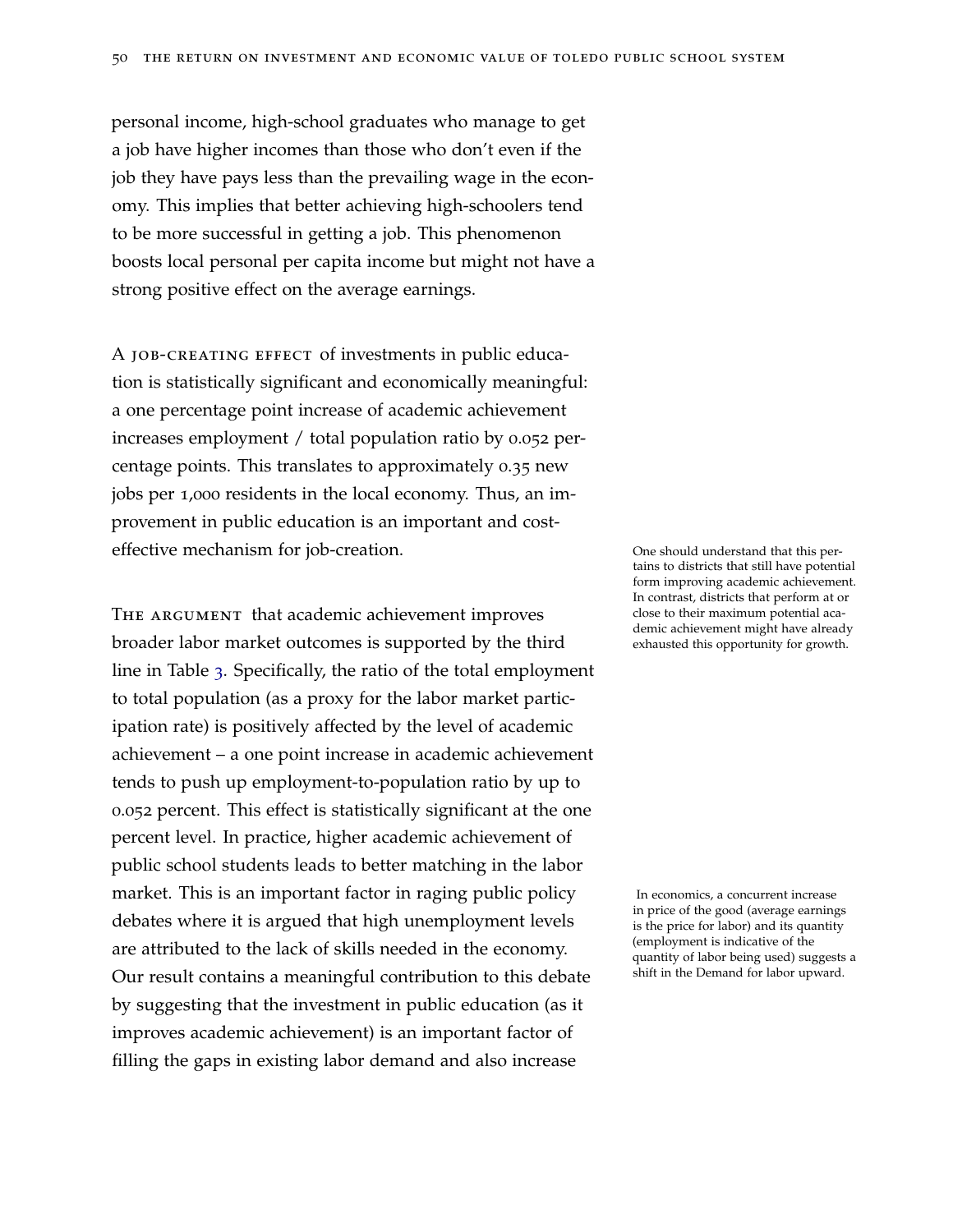personal income, high-school graduates who manage to get a job have higher incomes than those who don't even if the job they have pays less than the prevailing wage in the economy. This implies that better achieving high-schoolers tend to be more successful in getting a job. This phenomenon boosts local personal per capita income but might not have a strong positive effect on the average earnings.

A JOB-CREATING EFFECT of investments in public education is statistically significant and economically meaningful: a one percentage point increase of academic achievement increases employment / total population ratio by 0.052 percentage points. This translates to approximately 0.35 new jobs per 1,000 residents in the local economy. Thus, an improvement in public education is an important and cost-effective mechanism for job-creation.

One should understand that this pertains to districts that still have potential form improving academic achievement. In contrast, districts that perform at or close to their maximum potential academic achievement might have already exhausted this opportunity for growth.

THE ARGUMENT that academic achievement improves broader labor market outcomes is supported by the third line in Table 3. Specifically, the ratio of the total employment to total population (as a proxy for the labor market participation rate) is positively affected by the level of academic achievement – a one point increase in academic achievement tends to push up employment-to-population ratio by up to 0.052 percent. This effect is statistically significant at the one percent level. In practice, higher academic achievement of public school students leads to better matching in the labor market. This is an important factor in raging public policy debates where it is argued that high unemployment levels are attributed to the lack of skills needed in the economy. Our result contains a meaningful contribution to this debate by suggesting that the investment in public education (as it improves academic achievement) is an important factor of filling the gaps in existing labor demand and also increase

In economics, a concurrent increase in price of the good (average earnings is the price for labor) and its quantity (employment is indicative of the quantity of labor being used) suggests a shift in the Demand for labor upward.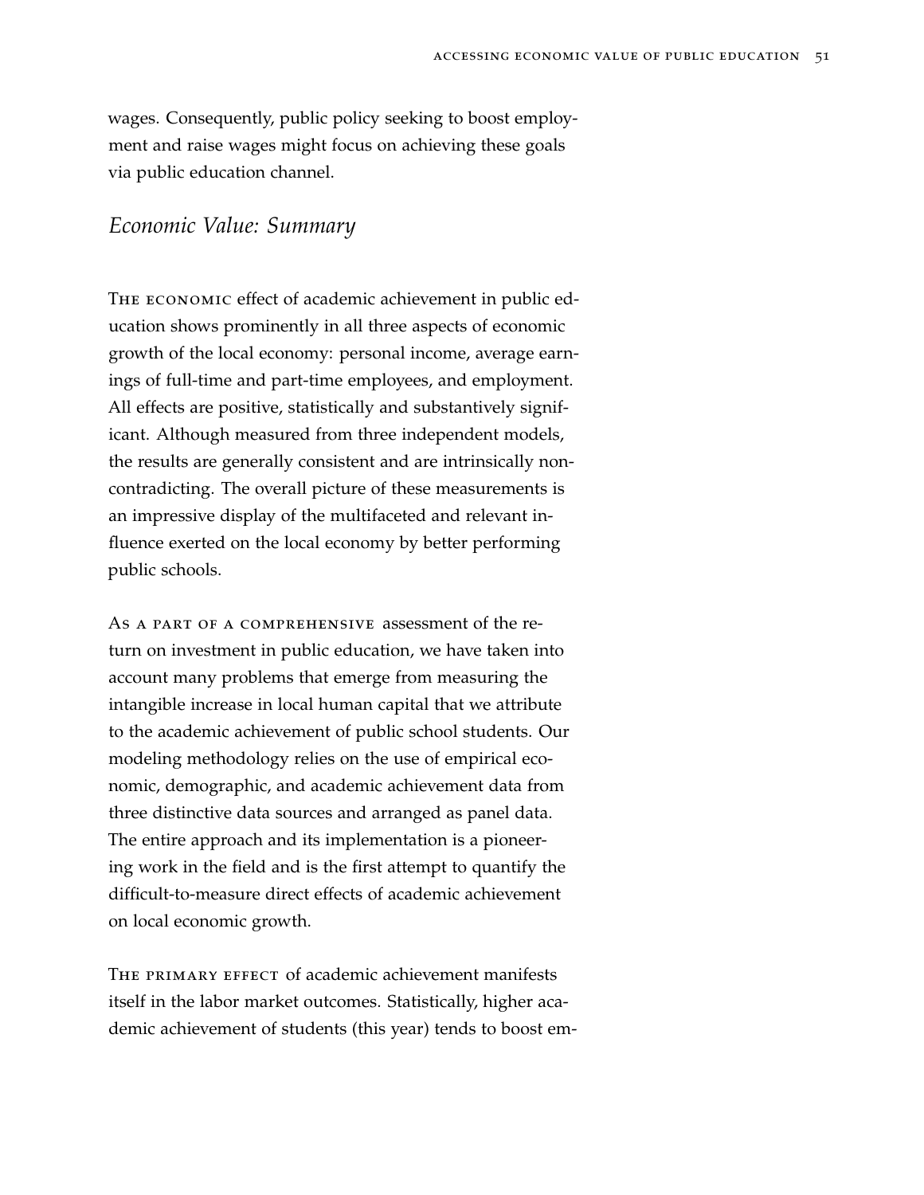wages. Consequently, public policy seeking to boost employment and raise wages might focus on achieving these goals via public education channel.

## *Economic Value: Summary*

The economic effect of academic achievement in public education shows prominently in all three aspects of economic growth of the local economy: personal income, average earnings of full-time and part-time employees, and employment. All effects are positive, statistically and substantively significant. Although measured from three independent models, the results are generally consistent and are intrinsically non-contradicting. The overall picture of these measurements is an impressive display of the multifaceted and relevant influence exerted on the local economy by better performing public schools.

As a part of a comprehensive assessment of the return on investment in public education, we have taken into account many problems that emerge from measuring the intangible increase in local human capital that we attribute to the academic achievement of public school students. Our modeling methodology relies on the use of empirical economic, demographic, and academic achievement data from three distinctive data sources and arranged as panel data. The entire approach and its implementation is a pioneering work in the field and is the first attempt to quantify the difficult-to-measure direct effects of academic achievement on local economic growth.

The primary effect of academic achievement manifests itself in the labor market outcomes. Statistically, higher academic achievement of students (this year) tends to boost em-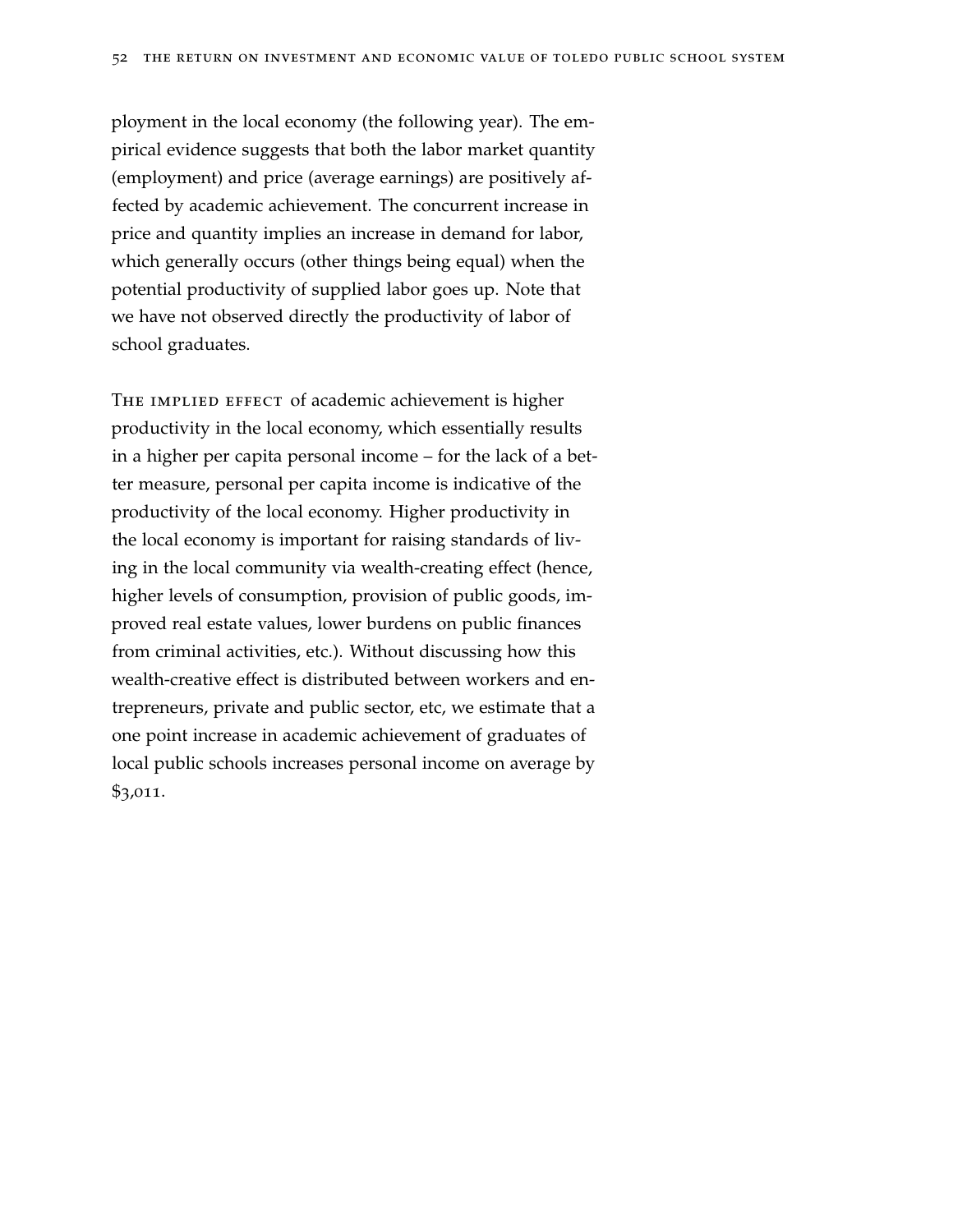ployment in the local economy (the following year). The empirical evidence suggests that both the labor market quantity (employment) and price (average earnings) are positively affected by academic achievement. The concurrent increase in price and quantity implies an increase in demand for labor, which generally occurs (other things being equal) when the potential productivity of supplied labor goes up. Note that we have not observed directly the productivity of labor of school graduates.

THE IMPLIED EFFECT of academic achievement is higher productivity in the local economy, which essentially results in a higher per capita personal income – for the lack of a better measure, personal per capita income is indicative of the productivity of the local economy. Higher productivity in the local economy is important for raising standards of living in the local community via wealth-creating effect (hence, higher levels of consumption, provision of public goods, improved real estate values, lower burdens on public finances from criminal activities, etc.). Without discussing how this wealth-creative effect is distributed between workers and entrepreneurs, private and public sector, etc, we estimate that a one point increase in academic achievement of graduates of local public schools increases personal income on average by $3,011.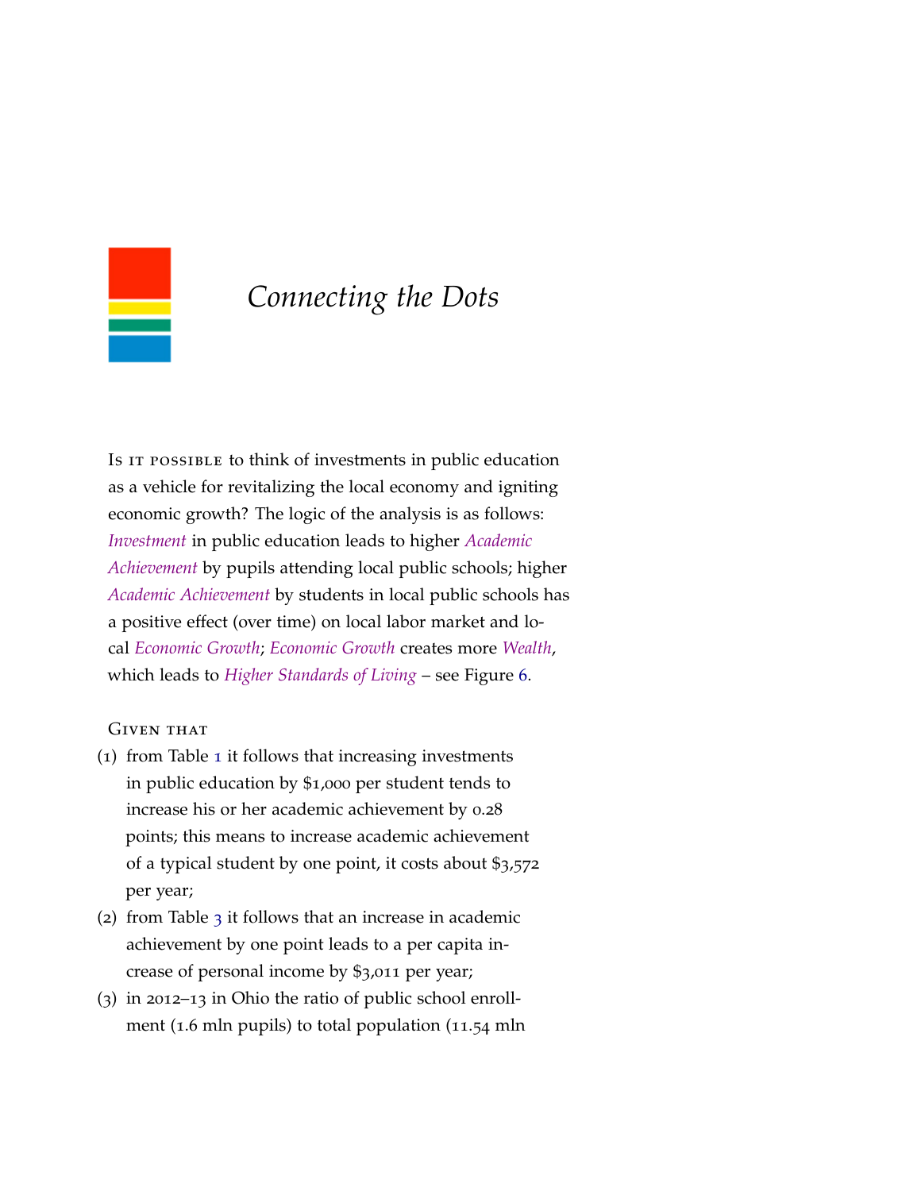# *Connecting the Dots*

IS IT POSSIBLE to think of investments in public education as a vehicle for revitalizing the local economy and igniting economic growth? The logic of the analysis is as follows: *Investment* in public education leads to higher *Academic Achievement* by pupils attending local public schools; higher *Academic Achievement* by students in local public schools has a positive effect (over time) on local labor market and local *Economic Growth*; *Economic Growth* creates more *Wealth*, which leads to *Higher Standards of Living* – see Figure 6.

GIVEN THAT

(1) from Table 1 it follows that increasing investments in public education by $1,000 per student tends to increase his or her academic achievement by 0.28 points; this means to increase academic achievement of a typical student by one point, it costs about $3,572 per year;

(2) from Table 3 it follows that an increase in academic achievement by one point leads to a per capita increase of personal income by $3,011 per year;

(3) in 2012–13 in Ohio the ratio of public school enrollment (1.6 mln pupils) to total population (11.54 mln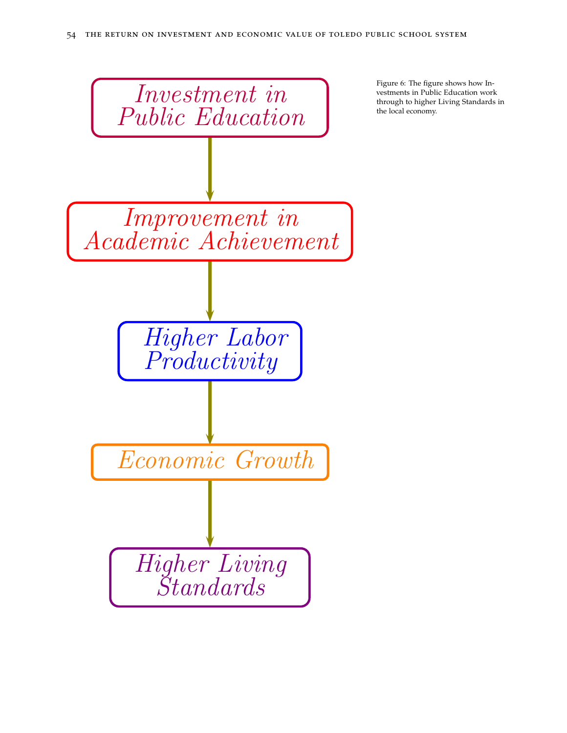Investment in Public Education

↓

Improvement in Academic Achievement

↓

Higher Labor Productivity

↓

Economic Growth

↓

Higher Living Standards

Figure 6: The figure shows how Investments in Public Education work through to higher Living Standards in the local economy.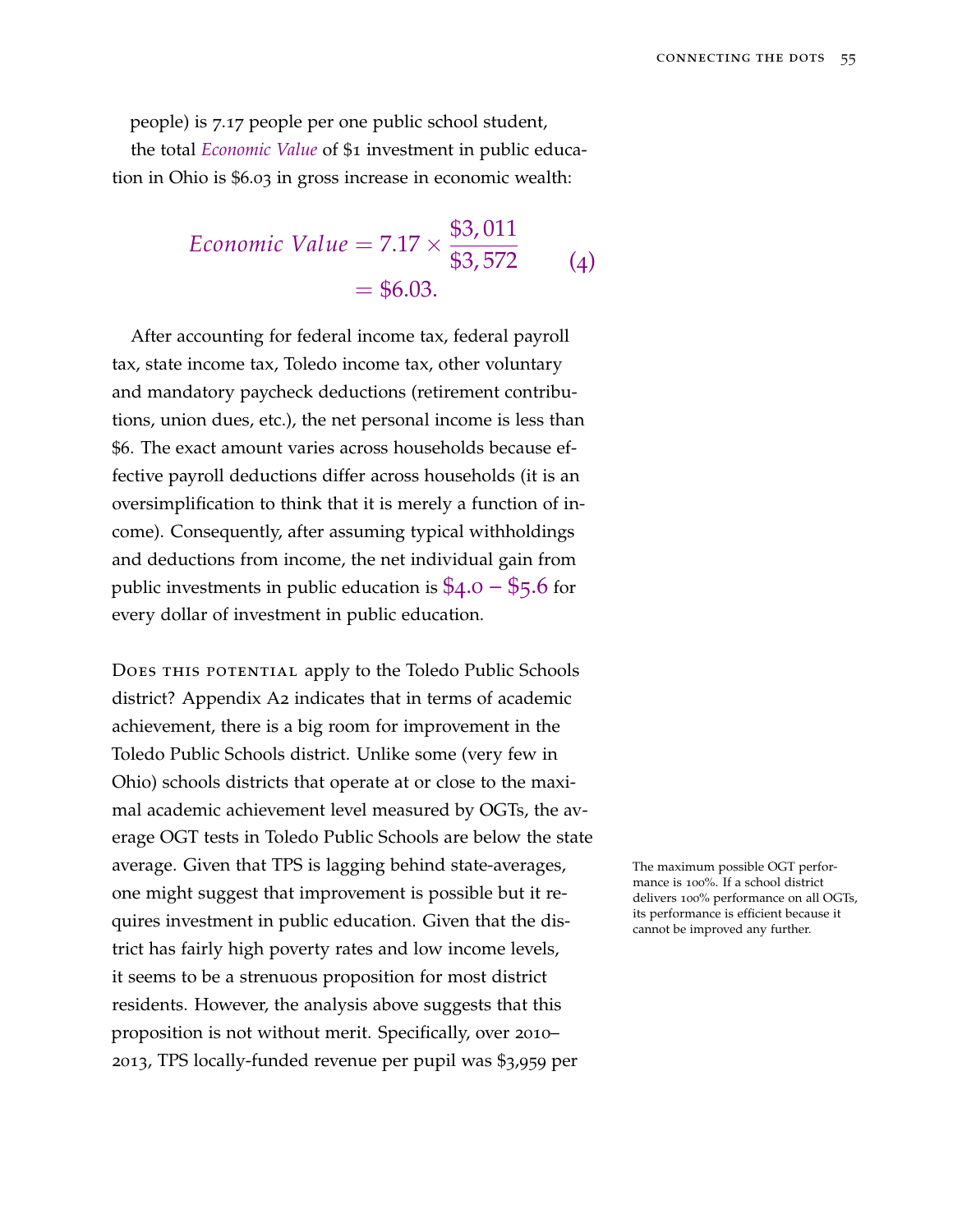people) is 7.17 people per one public school student, the total *Economic Value* of $1 investment in public education in Ohio is $6.03 in gross increase in economic wealth:

$$
\begin{aligned}
\textit{Economic Value} &= 7.17 \times \frac{\$3,011}{\$3,572} \\
&= \$6.03.
\end{aligned}
\tag{4}
$$

After accounting for federal income tax, federal payroll tax, state income tax, Toledo income tax, other voluntary and mandatory paycheck deductions (retirement contributions, union dues, etc.), the net personal income is less than $6. The exact amount varies across households because effective payroll deductions differ across households (it is an oversimplification to think that it is merely a function of income). Consequently, after assuming typical withholdings and deductions from income, the net individual gain from public investments in public education is $4.0 – $5.6 for every dollar of investment in public education.

Does this potential apply to the Toledo Public Schools district? Appendix A2 indicates that in terms of academic achievement, there is a big room for improvement in the Toledo Public Schools district. Unlike some (very few in Ohio) schools districts that operate at or close to the maximal academic achievement level measured by OGTs, the average OGT tests in Toledo Public Schools are below the state average. Given that TPS is lagging behind state-averages, one might suggest that improvement is possible but it requires investment in public education. Given that the district has fairly high poverty rates and low income levels, it seems to be a strenuous proposition for most district residents. However, the analysis above suggests that this proposition is not without merit. Specifically, over 2010–2013, TPS locally-funded revenue per pupil was $3,959 per

The maximum possible OGT performance is 100%. If a school district delivers 100% performance on all OGTs, its performance is efficient because it cannot be improved any further.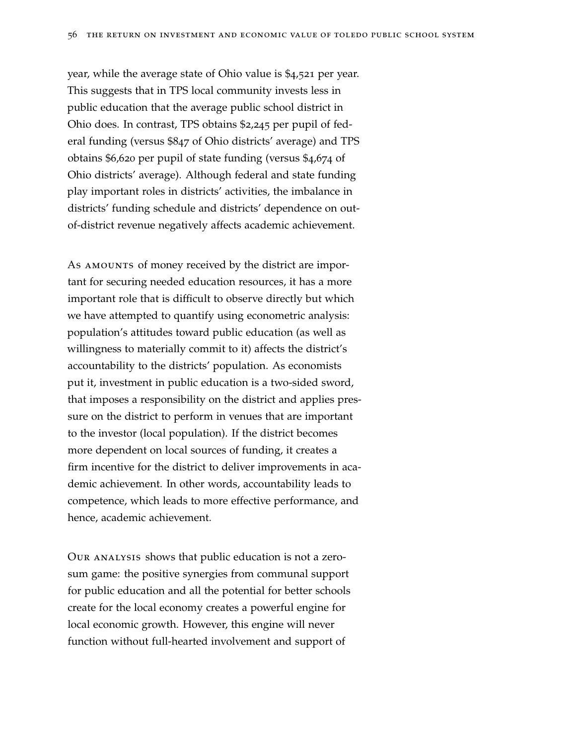year, while the average state of Ohio value is $4,521 per year. This suggests that in TPS local community invests less in public education that the average public school district in Ohio does. In contrast, TPS obtains $2,245 per pupil of federal funding (versus $847 of Ohio districts' average) and TPS obtains $6,620 per pupil of state funding (versus $4,674 of Ohio districts' average). Although federal and state funding play important roles in districts' activities, the imbalance in districts' funding schedule and districts' dependence on out-of-district revenue negatively affects academic achievement.

As amounts of money received by the district are important for securing needed education resources, it has a more important role that is difficult to observe directly but which we have attempted to quantify using econometric analysis: population's attitudes toward public education (as well as willingness to materially commit to it) affects the district's accountability to the districts' population. As economists put it, investment in public education is a two-sided sword, that imposes a responsibility on the district and applies pressure on the district to perform in venues that are important to the investor (local population). If the district becomes more dependent on local sources of funding, it creates a firm incentive for the district to deliver improvements in academic achievement. In other words, accountability leads to competence, which leads to more effective performance, and hence, academic achievement.

Our analysis shows that public education is not a zero-sum game: the positive synergies from communal support for public education and all the potential for better schools create for the local economy creates a powerful engine for local economic growth. However, this engine will never function without full-hearted involvement and support of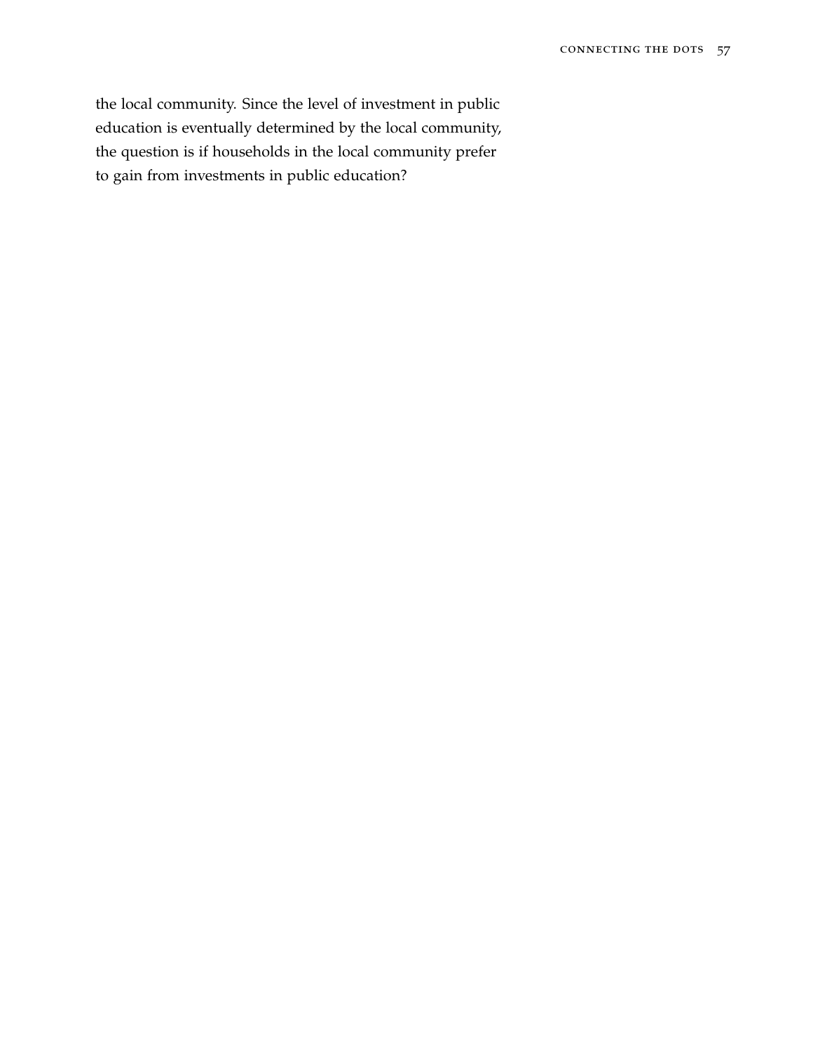the local community. Since the level of investment in public education is eventually determined by the local community, the question is if households in the local community prefer to gain from investments in public education?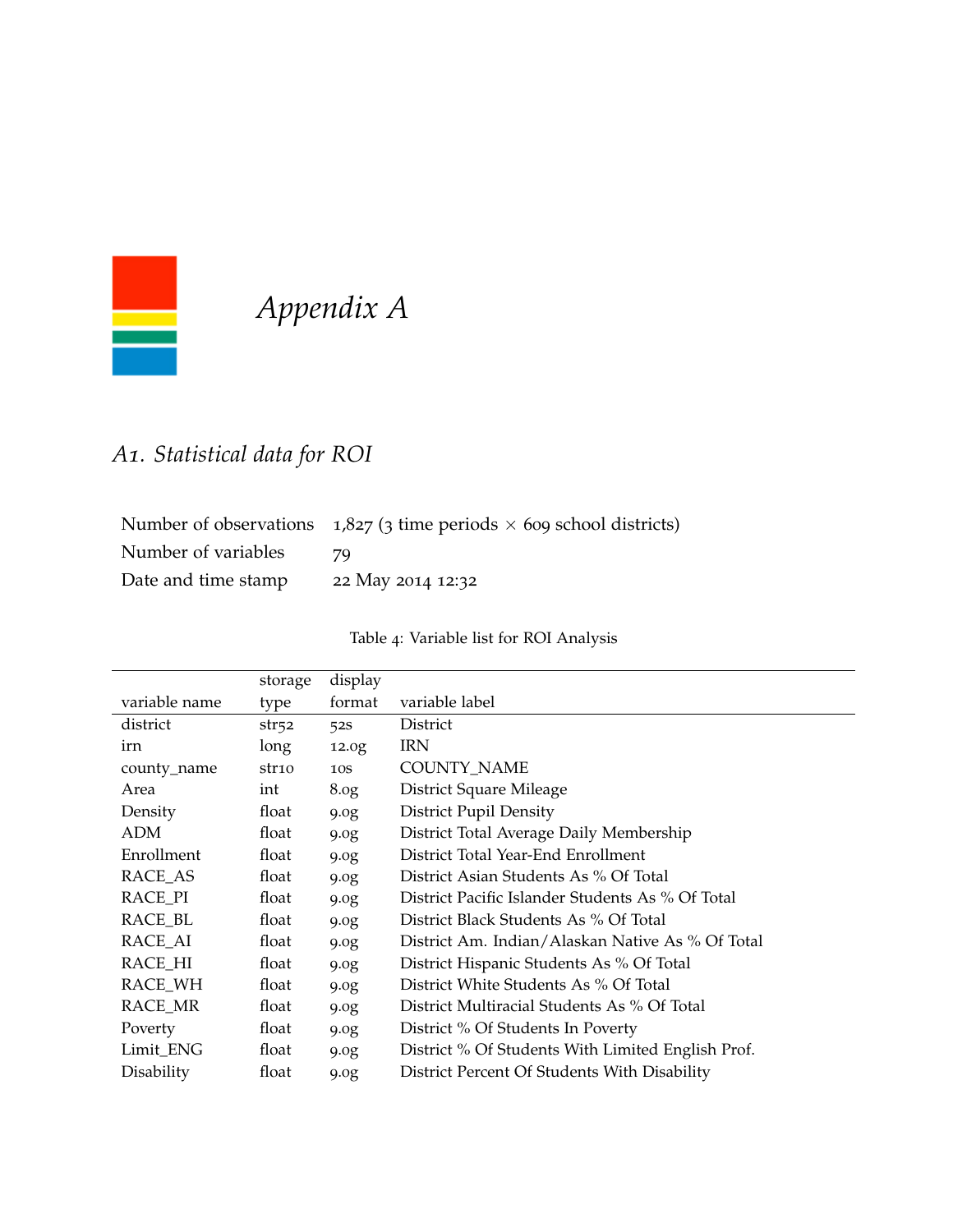# *Appendix A*

## *A1. Statistical data for ROI*

| | |
|---|---|
| Number of observations | 1,827 (3 time periods × 609 school districts) |
| Number of variables | 79 |
| Date and time stamp | 22 May 2014 12:32 |

Table 4: Variable list for ROI Analysis

| variable name | storage type | display format | variable label |
|---|---|---|---|
| district | str52 | 52s | District |
| irn | long | 12.0g | IRN |
| county_name | str10 | 10s | COUNTY_NAME |
| Area | int | 8.0g | District Square Mileage |
| Density | float | 9.0g | District Pupil Density |
| ADM | float | 9.0g | District Total Average Daily Membership |
| Enrollment | float | 9.0g | District Total Year-End Enrollment |
| RACE_AS | float | 9.0g | District Asian Students As % Of Total |
| RACE_PI | float | 9.0g | District Pacific Islander Students As % Of Total |
| RACE_BL | float | 9.0g | District Black Students As % Of Total |
| RACE_AI | float | 9.0g | District Am. Indian/Alaskan Native As % Of Total |
| RACE_HI | float | 9.0g | District Hispanic Students As % Of Total |
| RACE_WH | float | 9.0g | District White Students As % Of Total |
| RACE_MR | float | 9.0g | District Multiracial Students As % Of Total |
| Poverty | float | 9.0g | District % Of Students In Poverty |
| Limit_ENG | float | 9.0g | District % Of Students With Limited English Prof. |
| Disability | float | 9.0g | District Percent Of Students With Disability |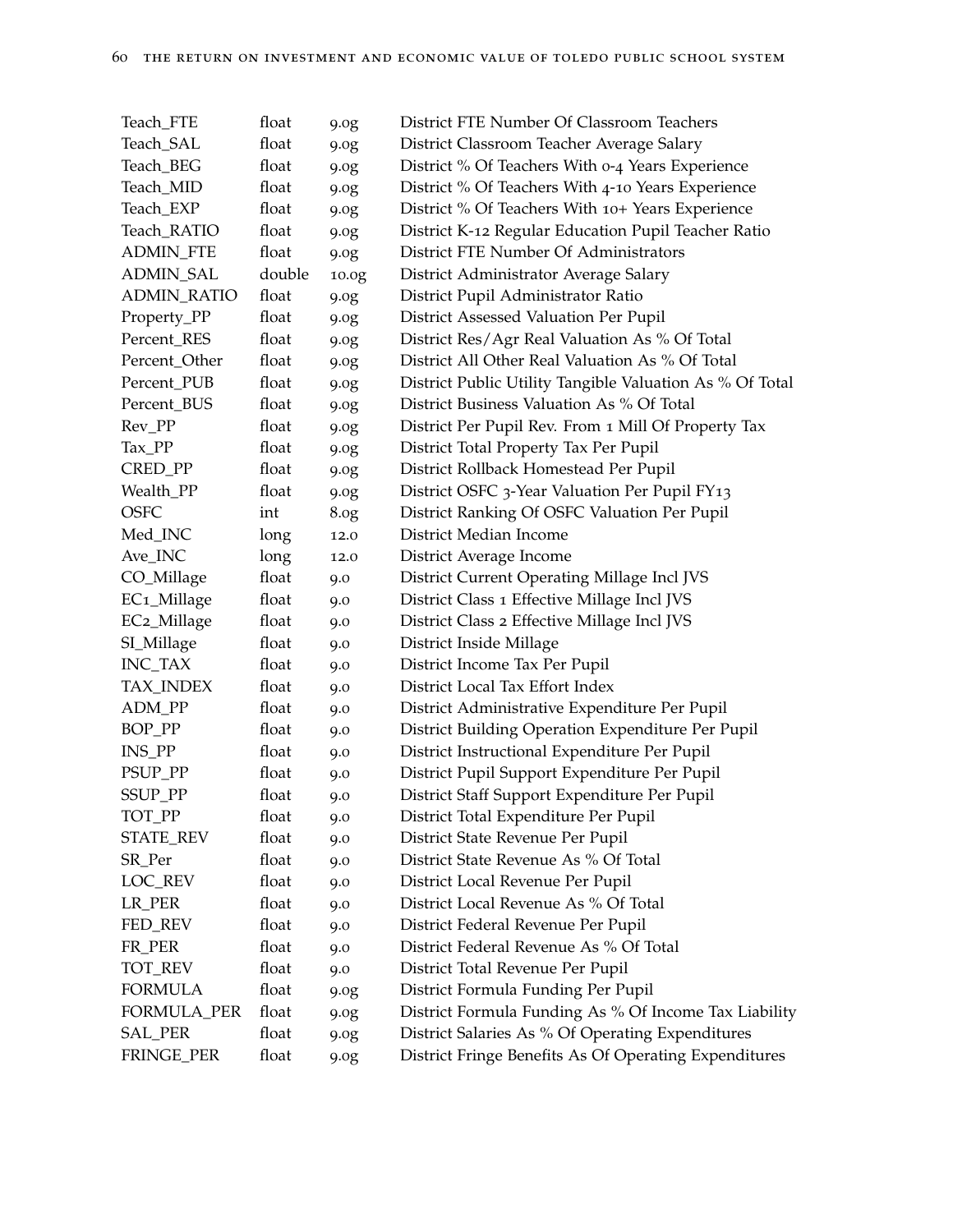| | | | |
|---|---|---|---|
| Teach_FTE | float | 9.0g | District FTE Number Of Classroom Teachers |
| Teach_SAL | float | 9.0g | District Classroom Teacher Average Salary |
| Teach_BEG | float | 9.0g | District % Of Teachers With 0-4 Years Experience |
| Teach_MID | float | 9.0g | District % Of Teachers With 4-10 Years Experience |
| Teach_EXP | float | 9.0g | District % Of Teachers With 10+ Years Experience |
| Teach_RATIO | float | 9.0g | District K-12 Regular Education Pupil Teacher Ratio |
| ADMIN_FTE | float | 9.0g | District FTE Number Of Administrators |
| ADMIN_SAL | double | 10.0g | District Administrator Average Salary |
| ADMIN_RATIO | float | 9.0g | District Pupil Administrator Ratio |
| Property_PP | float | 9.0g | District Assessed Valuation Per Pupil |
| Percent_RES | float | 9.0g | District Res/Agr Real Valuation As % Of Total |
| Percent_Other | float | 9.0g | District All Other Real Valuation As % Of Total |
| Percent_PUB | float | 9.0g | District Public Utility Tangible Valuation As % Of Total |
| Percent_BUS | float | 9.0g | District Business Valuation As % Of Total |
| Rev_PP | float | 9.0g | District Per Pupil Rev. From 1 Mill Of Property Tax |
| Tax_PP | float | 9.0g | District Total Property Tax Per Pupil |
| CRED_PP | float | 9.0g | District Rollback Homestead Per Pupil |
| Wealth_PP | float | 9.0g | District OSFC 3-Year Valuation Per Pupil FY13 |
| OSFC | int | 8.0g | District Ranking Of OSFC Valuation Per Pupil |
| Med_INC | long | 12.0 | District Median Income |
| Ave_INC | long | 12.0 | District Average Income |
| CO_Millage | float | 9.0 | District Current Operating Millage Incl JVS |
| EC1_Millage | float | 9.0 | District Class 1 Effective Millage Incl JVS |
| EC2_Millage | float | 9.0 | District Class 2 Effective Millage Incl JVS |
| SI_Millage | float | 9.0 | District Inside Millage |
| INC_TAX | float | 9.0 | District Income Tax Per Pupil |
| TAX_INDEX | float | 9.0 | District Local Tax Effort Index |
| ADM_PP | float | 9.0 | District Administrative Expenditure Per Pupil |
| BOP_PP | float | 9.0 | District Building Operation Expenditure Per Pupil |
| INS_PP | float | 9.0 | District Instructional Expenditure Per Pupil |
| PSUP_PP | float | 9.0 | District Pupil Support Expenditure Per Pupil |
| SSUP_PP | float | 9.0 | District Staff Support Expenditure Per Pupil |
| TOT_PP | float | 9.0 | District Total Expenditure Per Pupil |
| STATE_REV | float | 9.0 | District State Revenue Per Pupil |
| SR_Per | float | 9.0 | District State Revenue As % Of Total |
| LOC_REV | float | 9.0 | District Local Revenue Per Pupil |
| LR_PER | float | 9.0 | District Local Revenue As % Of Total |
| FED_REV | float | 9.0 | District Federal Revenue Per Pupil |
| FR_PER | float | 9.0 | District Federal Revenue As % Of Total |
| TOT_REV | float | 9.0 | District Total Revenue Per Pupil |
| FORMULA | float | 9.0g | District Formula Funding Per Pupil |
| FORMULA_PER | float | 9.0g | District Formula Funding As % Of Income Tax Liability |
| SAL_PER | float | 9.0g | District Salaries As % Of Operating Expenditures |
| FRINGE_PER | float | 9.0g | District Fringe Benefits As Of Operating Expenditures |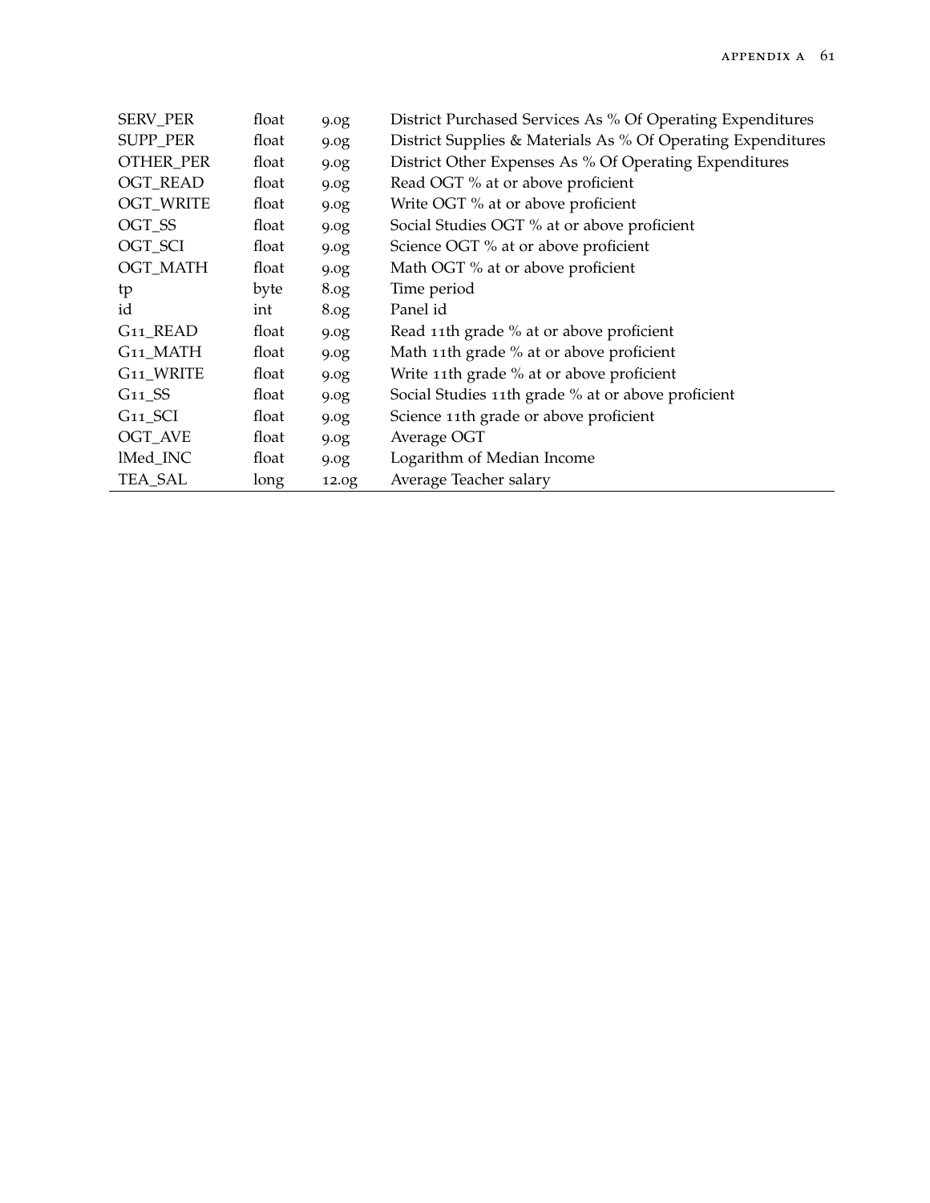| | | | |
|---|---|---|---|
| SERV_PER | float | 9.0g | District Purchased Services As % Of Operating Expenditures |
| SUPP_PER | float | 9.0g | District Supplies & Materials As % Of Operating Expenditures |
| OTHER_PER | float | 9.0g | District Other Expenses As % Of Operating Expenditures |
| OGT_READ | float | 9.0g | Read OGT % at or above proficient |
| OGT_WRITE | float | 9.0g | Write OGT % at or above proficient |
| OGT_SS | float | 9.0g | Social Studies OGT % at or above proficient |
| OGT_SCI | float | 9.0g | Science OGT % at or above proficient |
| OGT_MATH | float | 9.0g | Math OGT % at or above proficient |
| tp | byte | 8.0g | Time period |
| id | int | 8.0g | Panel id |
| G11_READ | float | 9.0g | Read 11th grade % at or above proficient |
| G11_MATH | float | 9.0g | Math 11th grade % at or above proficient |
| G11_WRITE | float | 9.0g | Write 11th grade % at or above proficient |
| G11_SS | float | 9.0g | Social Studies 11th grade % at or above proficient |
| G11_SCI | float | 9.0g | Science 11th grade or above proficient |
| OGT_AVE | float | 9.0g | Average OGT |
| lMed_INC | float | 9.0g | Logarithm of Median Income |
| TEA_SAL | long | 12.0g | Average Teacher salary |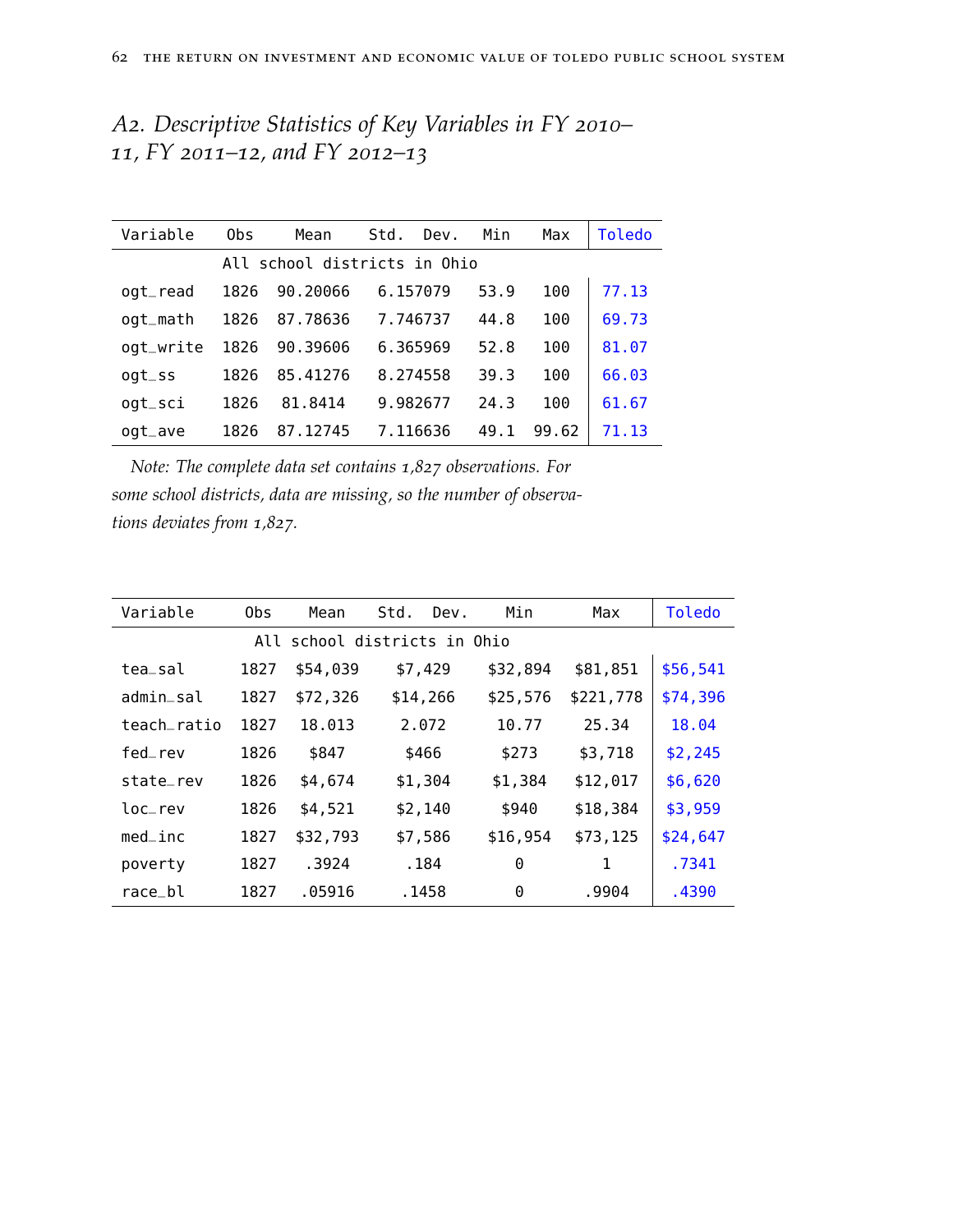## A2. Descriptive Statistics of Key Variables in FY 2010–11, FY 2011–12, and FY 2012–13

| Variable | Obs | Mean | Std. Dev. | Min | Max | Toledo |
|---|---|---|---|---|---|---|
| All school districts in Ohio | | | | | | |
| ogt_read | 1826 | 90.20066 | 6.157079 | 53.9 | 100 | 77.13 |
| ogt_math | 1826 | 87.78636 | 7.746737 | 44.8 | 100 | 69.73 |
| ogt_write | 1826 | 90.39606 | 6.365969 | 52.8 | 100 | 81.07 |
| ogt_ss | 1826 | 85.41276 | 8.274558 | 39.3 | 100 | 66.03 |
| ogt_sci | 1826 | 81.8414 | 9.982677 | 24.3 | 100 | 61.67 |
| ogt_ave | 1826 | 87.12745 | 7.116636 | 49.1 | 99.62 | 71.13 |

*Note: The complete data set contains 1,827 observations. For some school districts, data are missing, so the number of observations deviates from 1,827.*

| Variable | Obs | Mean | Std. Dev. | Min | Max | Toledo |
|---|---|---|---|---|---|---|
| All school districts in Ohio | | | | | | |
| tea_sal | 1827 | $54,039 | $7,429 | $32,894 | $81,851 | $56,541 |
| admin_sal | 1827 | $72,326 | $14,266 | $25,576 | $221,778 | $74,396 |
| teach_ratio | 1827 | 18.013 | 2.072 | 10.77 | 25.34 | 18.04 |
| fed_rev | 1826 | $847 | $466 | $273 | $3,718 | $2,245 |
| state_rev | 1826 | $4,674 | $1,304 | $1,384 | $12,017 | $6,620 |
| loc_rev | 1826 | $4,521 | $2,140 | $940 | $18,384 | $3,959 |
| med_inc | 1827 | $32,793 | $7,586 | $16,954 | $73,125 | $24,647 |
| poverty | 1827 | .3924 | .184 | 0 | 1 | .7341 |
| race_bl | 1827 | .05916 | .1458 | 0 | .9904 | .4390 |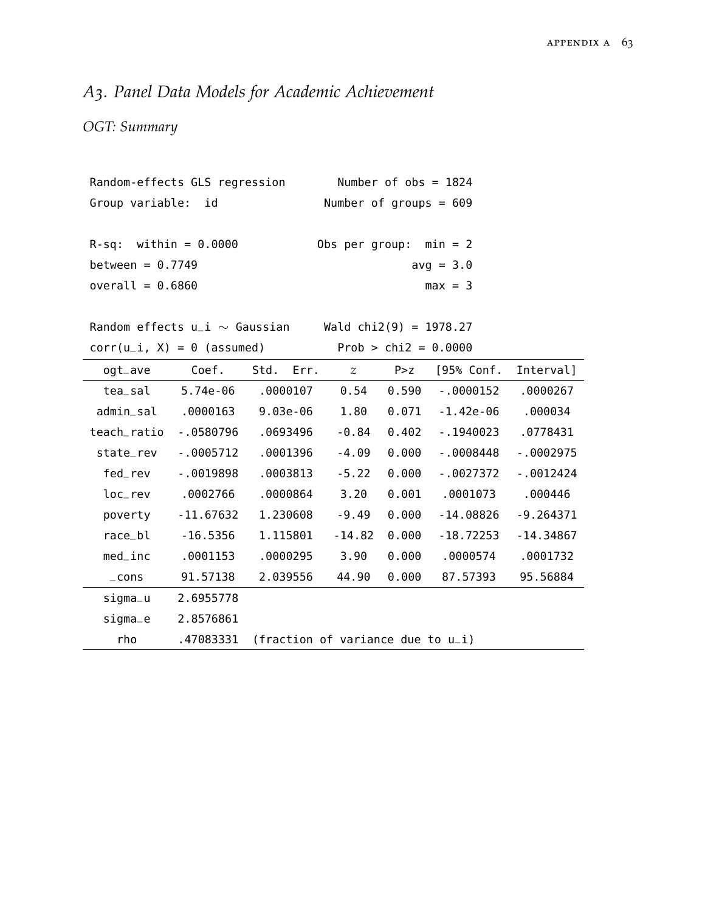## A3. Panel Data Models for Academic Achievement

*OGT: Summary*

```
Random-effects GLS regression       Number of obs = 1824
Group variable:  id                Number of groups = 609

R-sq:  within = 0.0000            Obs per group:  min = 2
between = 0.7749                                  avg = 3.0
overall = 0.6860                                  max = 3

Random effects u_i ~ Gaussian     Wald chi2(9) = 1978.27
corr(u_i, X) = 0 (assumed)         Prob > chi2 = 0.0000
```

| ogt_ave | Coef. | Std. Err. | z | P>z | [95% Conf. | Interval] |
|---|---|---|---|---|---|---|
| tea_sal | 5.74e-06 | .0000107 | 0.54 | 0.590 | -.0000152 | .0000267 |
| admin_sal | .0000163 | 9.03e-06 | 1.80 | 0.071 | -1.42e-06 | .000034 |
| teach_ratio | -.0580796 | .0693496 | -0.84 | 0.402 | -.1940023 | .0778431 |
| state_rev | -.0005712 | .0001396 | -4.09 | 0.000 | -.0008448 | -.0002975 |
| fed_rev | -.0019898 | .0003813 | -5.22 | 0.000 | -.0027372 | -.0012424 |
| loc_rev | .0002766 | .0000864 | 3.20 | 0.001 | .0001073 | .000446 |
| poverty | -11.67632 | 1.230608 | -9.49 | 0.000 | -14.08826 | -9.264371 |
| race_bl | -16.5356 | 1.115801 | -14.82 | 0.000 | -18.72253 | -14.34867 |
| med_inc | .0001153 | .0000295 | 3.90 | 0.000 | .0000574 | .0001732 |
| _cons | 91.57138 | 2.039556 | 44.90 | 0.000 | 87.57393 | 95.56884 |
| sigma_u | 2.6955778 | | | | | |
| sigma_e | 2.8576861 | | | | | |
| rho | .47083331 | (fraction of variance due to u_i) | | | | |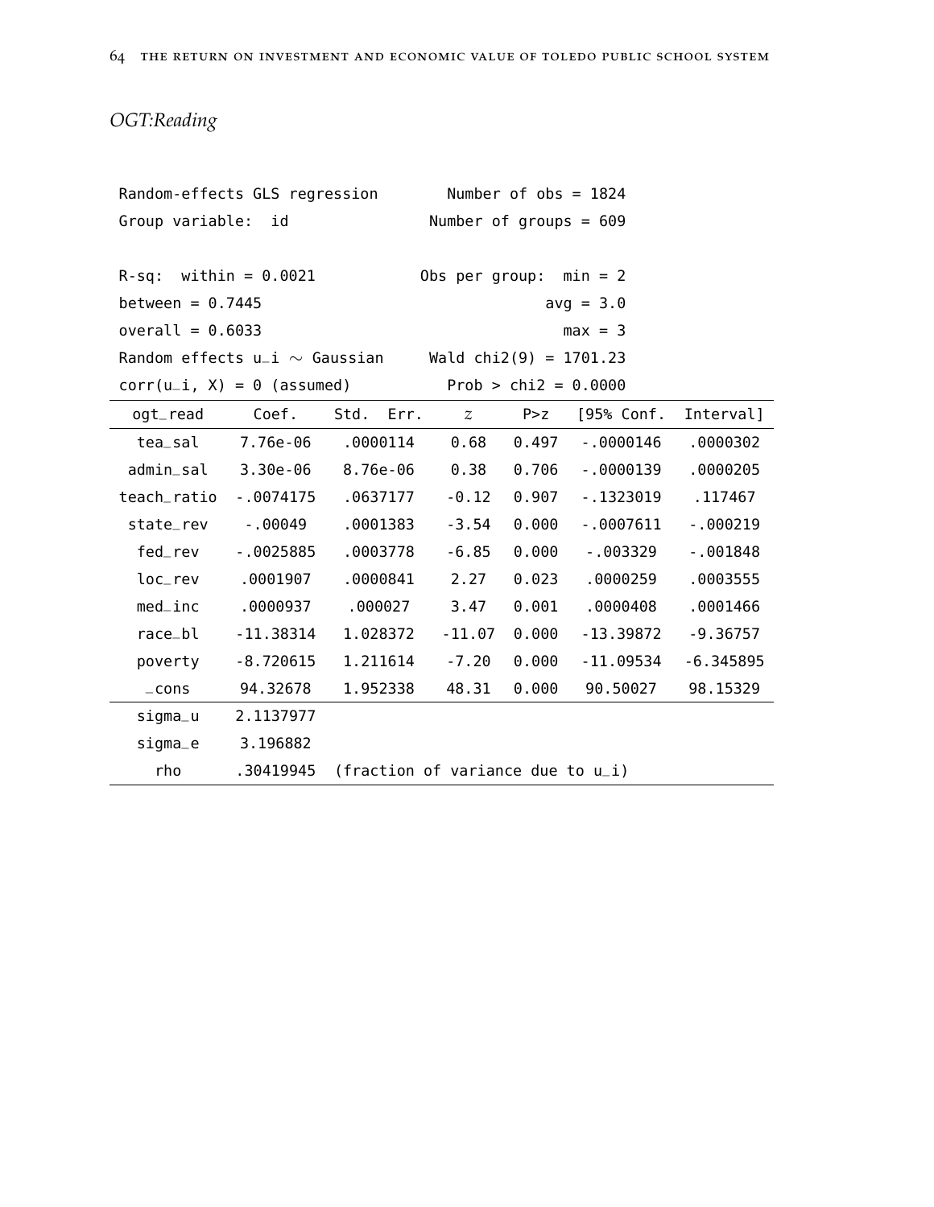*OGT:Reading*

```
Random-effects GLS regression        Number of obs = 1824
Group variable:  id                  Number of groups = 609

R-sq:  within = 0.0021              Obs per group:  min = 2
between = 0.7445                                    avg = 3.0
overall = 0.6033                                    max = 3
Random effects u_i ~ Gaussian        Wald chi2(9) = 1701.23
corr(u_i, X) = 0 (assumed)           Prob > chi2 = 0.0000
```

| ogt_read | Coef. | Std. Err. | z | P>z | [95% Conf. | Interval] |
|---|---|---|---|---|---|---|
| tea_sal | 7.76e-06 | .0000114 | 0.68 | 0.497 | -.0000146 | .0000302 |
| admin_sal | 3.30e-06 | 8.76e-06 | 0.38 | 0.706 | -.0000139 | .0000205 |
| teach_ratio | -.0074175 | .0637177 | -0.12 | 0.907 | -.1323019 | .117467 |
| state_rev | -.00049 | .0001383 | -3.54 | 0.000 | -.0007611 | -.000219 |
| fed_rev | -.0025885 | .0003778 | -6.85 | 0.000 | -.003329 | -.001848 |
| loc_rev | .0001907 | .0000841 | 2.27 | 0.023 | .0000259 | .0003555 |
| med_inc | .0000937 | .000027 | 3.47 | 0.001 | .0000408 | .0001466 |
| race_bl | -11.38314 | 1.028372 | -11.07 | 0.000 | -13.39872 | -9.36757 |
| poverty | -8.720615 | 1.211614 | -7.20 | 0.000 | -11.09534 | -6.345895 |
| _cons | 94.32678 | 1.952338 | 48.31 | 0.000 | 90.50027 | 98.15329 |
| sigma_u | 2.1137977 | | | | | |
| sigma_e | 3.196882 | | | | | |
| rho | .30419945 | (fraction of variance due to u_i) | | | | |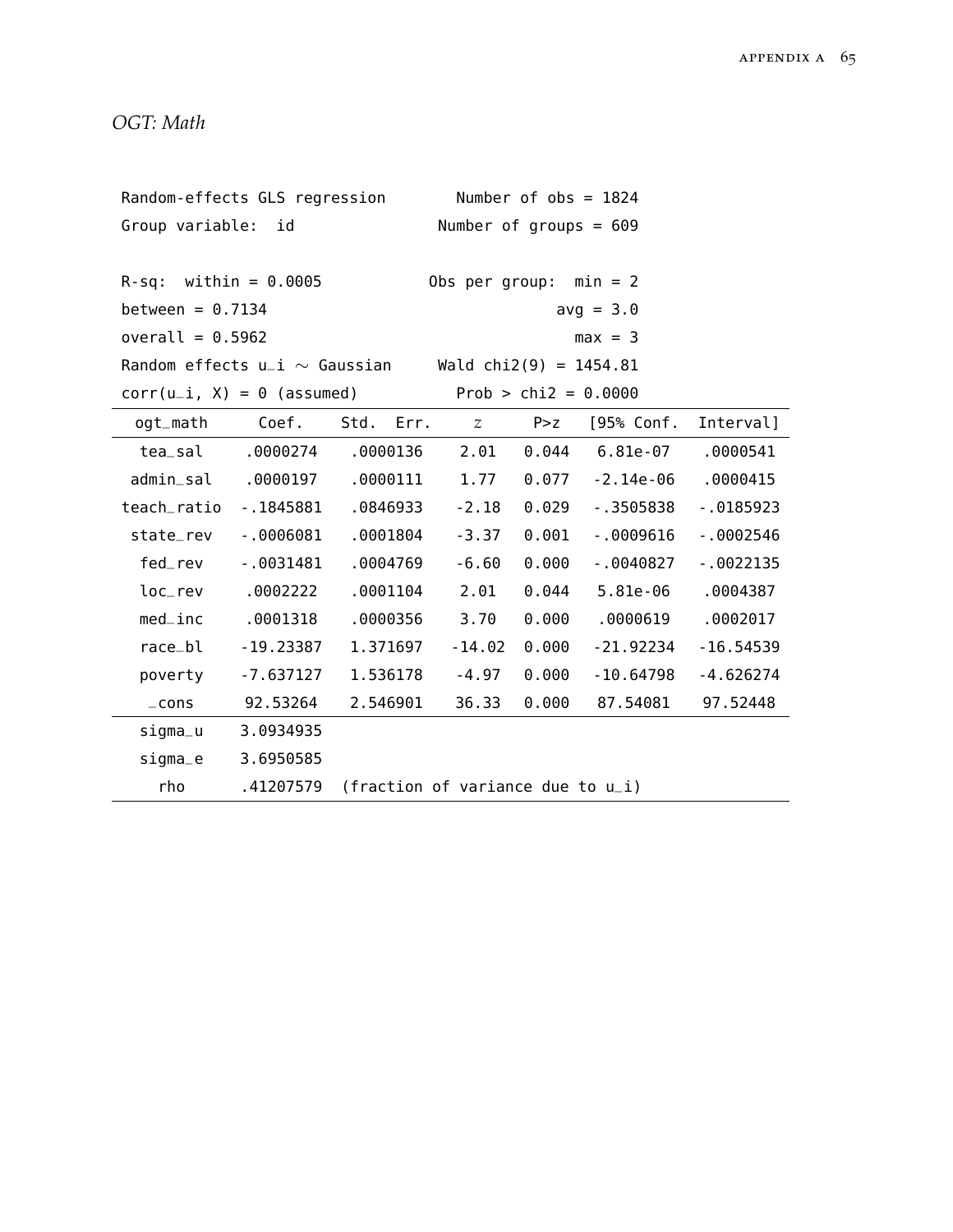*OGT: Math*

```
Random-effects GLS regression        Number of obs = 1824
Group variable:  id                  Number of groups = 609

R-sq:  within = 0.0005               Obs per group:  min = 2
between = 0.7134                                     avg = 3.0
overall = 0.5962                                     max = 3
Random effects u_i ~ Gaussian        Wald chi2(9) = 1454.81
corr(u_i, X) = 0 (assumed)           Prob > chi2 = 0.0000
```

| ogt_math | Coef. | Std. Err. | z | P>z | [95% Conf. | Interval] |
|---|---|---|---|---|---|---|
| tea_sal | .0000274 | .0000136 | 2.01 | 0.044 | 6.81e-07 | .0000541 |
| admin_sal | .0000197 | .0000111 | 1.77 | 0.077 | -2.14e-06 | .0000415 |
| teach_ratio | -.1845881 | .0846933 | -2.18 | 0.029 | -.3505838 | -.0185923 |
| state_rev | -.0006081 | .0001804 | -3.37 | 0.001 | -.0009616 | -.0002546 |
| fed_rev | -.0031481 | .0004769 | -6.60 | 0.000 | -.0040827 | -.0022135 |
| loc_rev | .0002222 | .0001104 | 2.01 | 0.044 | 5.81e-06 | .0004387 |
| med_inc | .0001318 | .0000356 | 3.70 | 0.000 | .0000619 | .0002017 |
| race_bl | -19.23387 | 1.371697 | -14.02 | 0.000 | -21.92234 | -16.54539 |
| poverty | -7.637127 | 1.536178 | -4.97 | 0.000 | -10.64798 | -4.626274 |
| _cons | 92.53264 | 2.546901 | 36.33 | 0.000 | 87.54081 | 97.52448 |
| sigma_u | 3.0934935 | | | | | |
| sigma_e | 3.6950585 | | | | | |
| rho | .41207579 | (fraction of variance due to u_i) | | | | |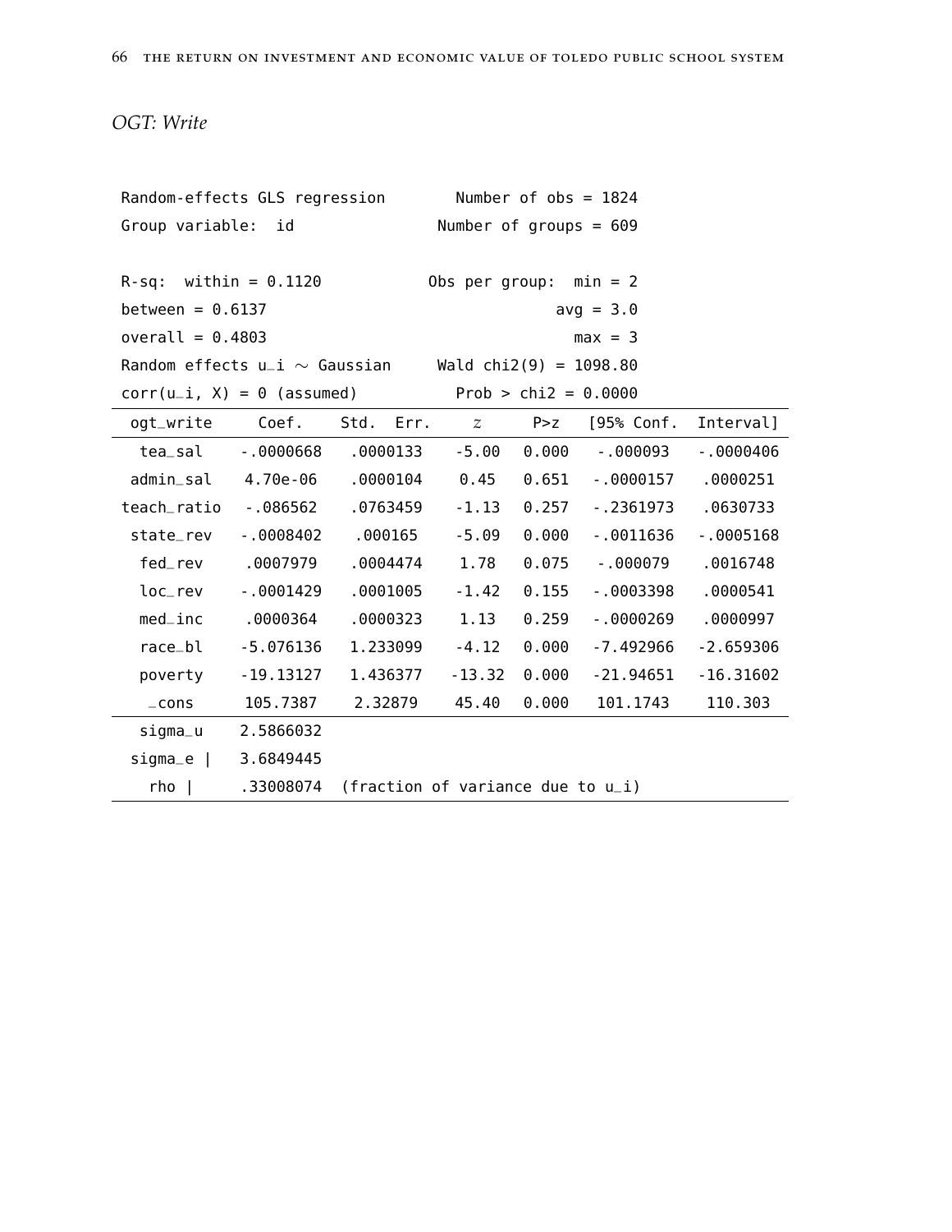*OGT: Write*

```
Random-effects GLS regression        Number of obs = 1824
Group variable:  id                  Number of groups = 609

R-sq:  within = 0.1120               Obs per group:  min = 2
between = 0.6137                                     avg = 3.0
overall = 0.4803                                     max = 3
Random effects u_i ~ Gaussian        Wald chi2(9) = 1098.80
corr(u_i, X) = 0 (assumed)           Prob > chi2 = 0.0000
```

| ogt_write | Coef. | Std. Err. | z | P>z | [95% Conf. | Interval] |
|---|---|---|---|---|---|---|
| tea_sal | -.0000668 | .0000133 | -5.00 | 0.000 | -.000093 | -.0000406 |
| admin_sal | 4.70e-06 | .0000104 | 0.45 | 0.651 | -.0000157 | .0000251 |
| teach_ratio | -.086562 | .0763459 | -1.13 | 0.257 | -.2361973 | .0630733 |
| state_rev | -.0008402 | .000165 | -5.09 | 0.000 | -.0011636 | -.0005168 |
| fed_rev | .0007979 | .0004474 | 1.78 | 0.075 | -.000079 | .0016748 |
| loc_rev | -.0001429 | .0001005 | -1.42 | 0.155 | -.0003398 | .0000541 |
| med_inc | .0000364 | .0000323 | 1.13 | 0.259 | -.0000269 | .0000997 |
| race_bl | -5.076136 | 1.233099 | -4.12 | 0.000 | -7.492966 | -2.659306 |
| poverty | -19.13127 | 1.436377 | -13.32 | 0.000 | -21.94651 | -16.31602 |
| _cons | 105.7387 | 2.32879 | 45.40 | 0.000 | 101.1743 | 110.303 |
| sigma_u | 2.5866032 | | | | | |
| sigma_e | 3.6849445 | | | | | |
| rho | .33008074 | (fraction of variance due to u_i) | | | | |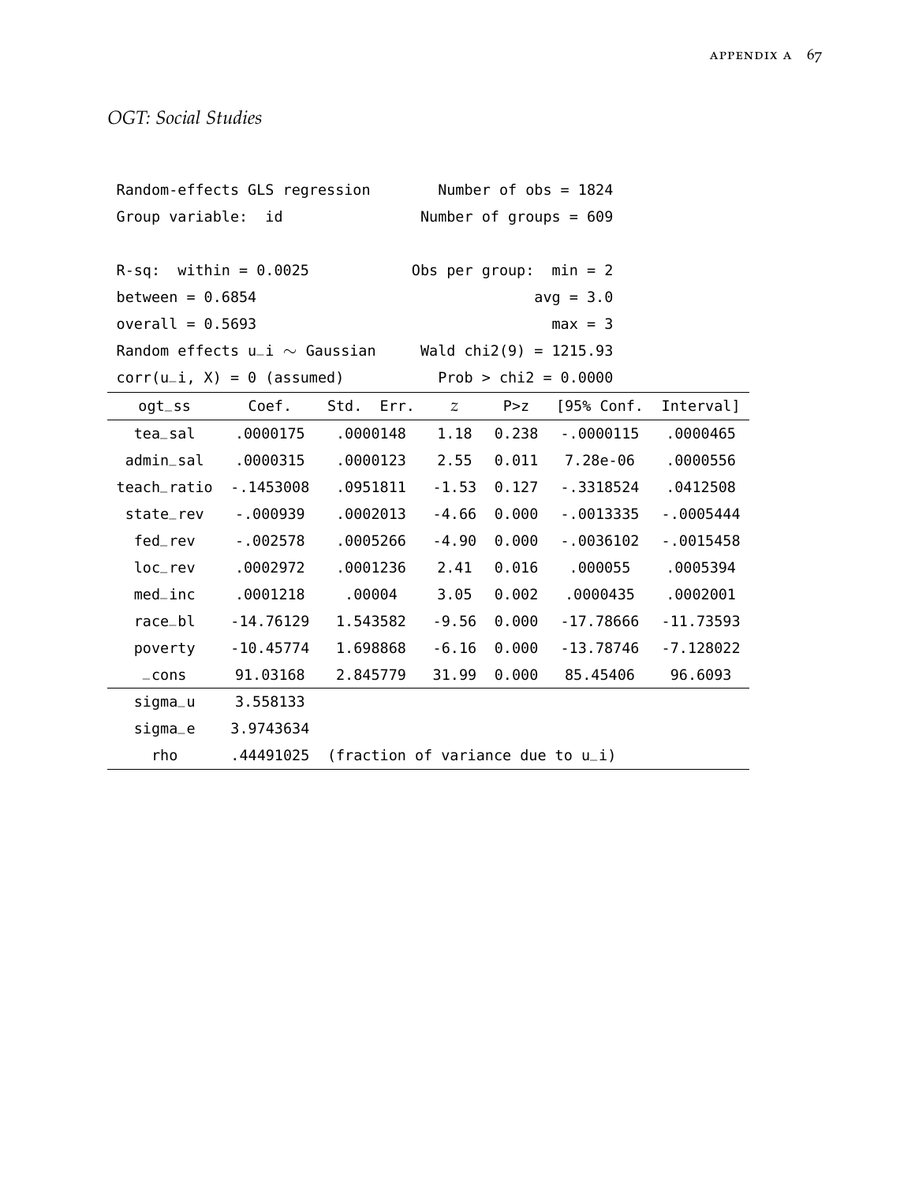*OGT: Social Studies*

```
Random-effects GLS regression          Number of obs = 1824
Group variable:  id                 Number of groups = 609

R-sq:  within = 0.0025              Obs per group:  min = 2
between = 0.6854                                    avg = 3.0
overall = 0.5693                                    max = 3
Random effects u_i ~ Gaussian         Wald chi2(9) = 1215.93
corr(u_i, X) = 0 (assumed)            Prob > chi2 = 0.0000
```

| ogt_ss | Coef. | Std. Err. | z | P>z | [95% Conf. | Interval] |
|---|---|---|---|---|---|---|
| tea_sal | .0000175 | .0000148 | 1.18 | 0.238 | -.0000115 | .0000465 |
| admin_sal | .0000315 | .0000123 | 2.55 | 0.011 | 7.28e-06 | .0000556 |
| teach_ratio | -.1453008 | .0951811 | -1.53 | 0.127 | -.3318524 | .0412508 |
| state_rev | -.000939 | .0002013 | -4.66 | 0.000 | -.0013335 | -.0005444 |
| fed_rev | -.002578 | .0005266 | -4.90 | 0.000 | -.0036102 | -.0015458 |
| loc_rev | .0002972 | .0001236 | 2.41 | 0.016 | .000055 | .0005394 |
| med_inc | .0001218 | .00004 | 3.05 | 0.002 | .0000435 | .0002001 |
| race_bl | -14.76129 | 1.543582 | -9.56 | 0.000 | -17.78666 | -11.73593 |
| poverty | -10.45774 | 1.698868 | -6.16 | 0.000 | -13.78746 | -7.128022 |
| _cons | 91.03168 | 2.845779 | 31.99 | 0.000 | 85.45406 | 96.6093 |
| sigma_u | 3.558133 | | | | | |
| sigma_e | 3.9743634 | | | | | |
| rho | .44491025 | (fraction of variance due to u_i) | | | | |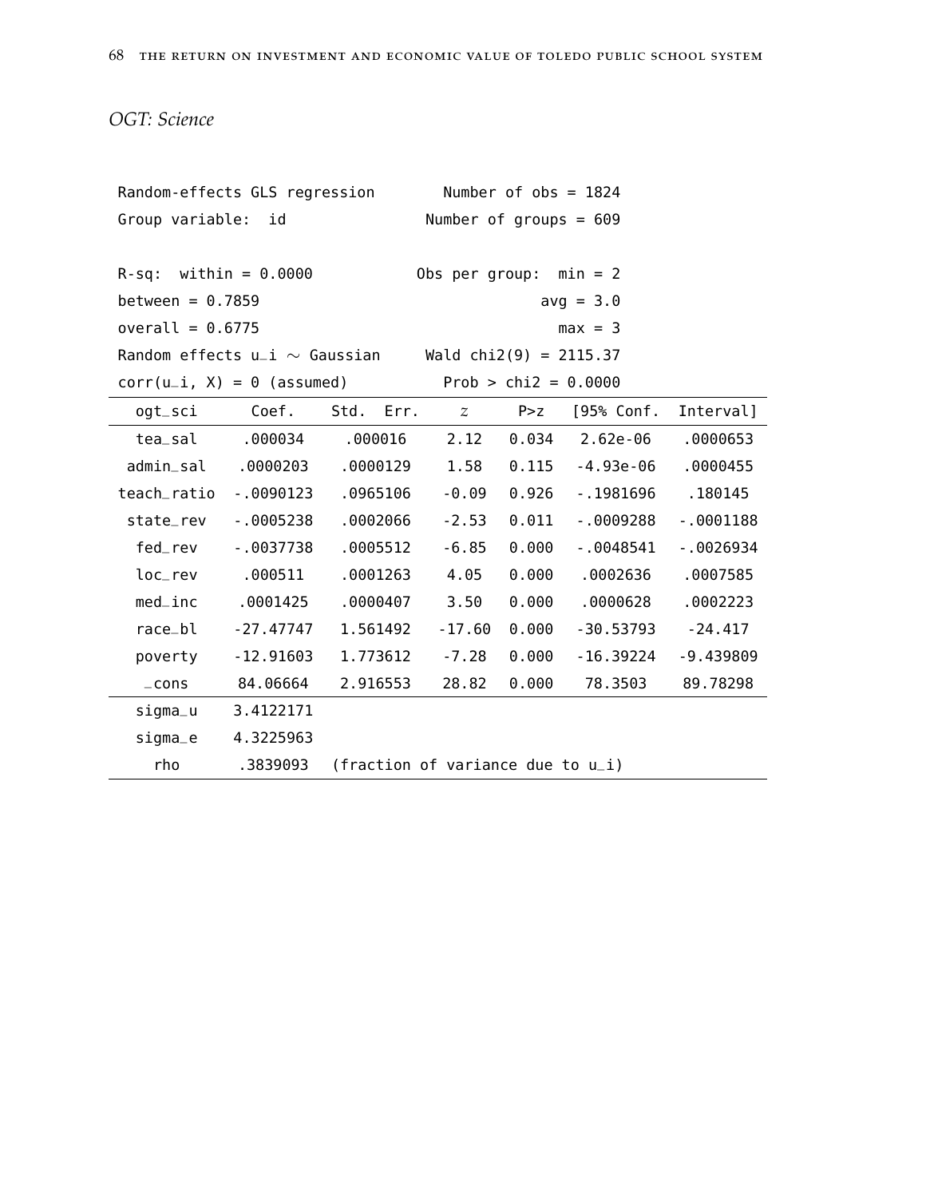*OGT: Science*

```
Random-effects GLS regression       Number of obs = 1824
Group variable:  id                Number of groups = 609

R-sq:  within = 0.0000            Obs per group:  min = 2
between = 0.7859                                  avg = 3.0
overall = 0.6775                                  max = 3
Random effects u_i ~ Gaussian      Wald chi2(9) = 2115.37
corr(u_i, X) = 0 (assumed)         Prob > chi2 = 0.0000
```

| ogt_sci | Coef. | Std. Err. | z | P>z | [95% Conf. | Interval] |
|---|---|---|---|---|---|---|
| tea_sal | .000034 | .000016 | 2.12 | 0.034 | 2.62e-06 | .0000653 |
| admin_sal | .0000203 | .0000129 | 1.58 | 0.115 | -4.93e-06 | .0000455 |
| teach_ratio | -.0090123 | .0965106 | -0.09 | 0.926 | -.1981696 | .180145 |
| state_rev | -.0005238 | .0002066 | -2.53 | 0.011 | -.0009288 | -.0001188 |
| fed_rev | -.0037738 | .0005512 | -6.85 | 0.000 | -.0048541 | -.0026934 |
| loc_rev | .000511 | .0001263 | 4.05 | 0.000 | .0002636 | .0007585 |
| med_inc | .0001425 | .0000407 | 3.50 | 0.000 | .0000628 | .0002223 |
| race_bl | -27.47747 | 1.561492 | -17.60 | 0.000 | -30.53793 | -24.417 |
| poverty | -12.91603 | 1.773612 | -7.28 | 0.000 | -16.39224 | -9.439809 |
| _cons | 84.06664 | 2.916553 | 28.82 | 0.000 | 78.3503 | 89.78298 |
| sigma_u | 3.4122171 | | | | | |
| sigma_e | 4.3225963 | | | | | |
| rho | .3839093 | (fraction of variance due to u_i) | | | | |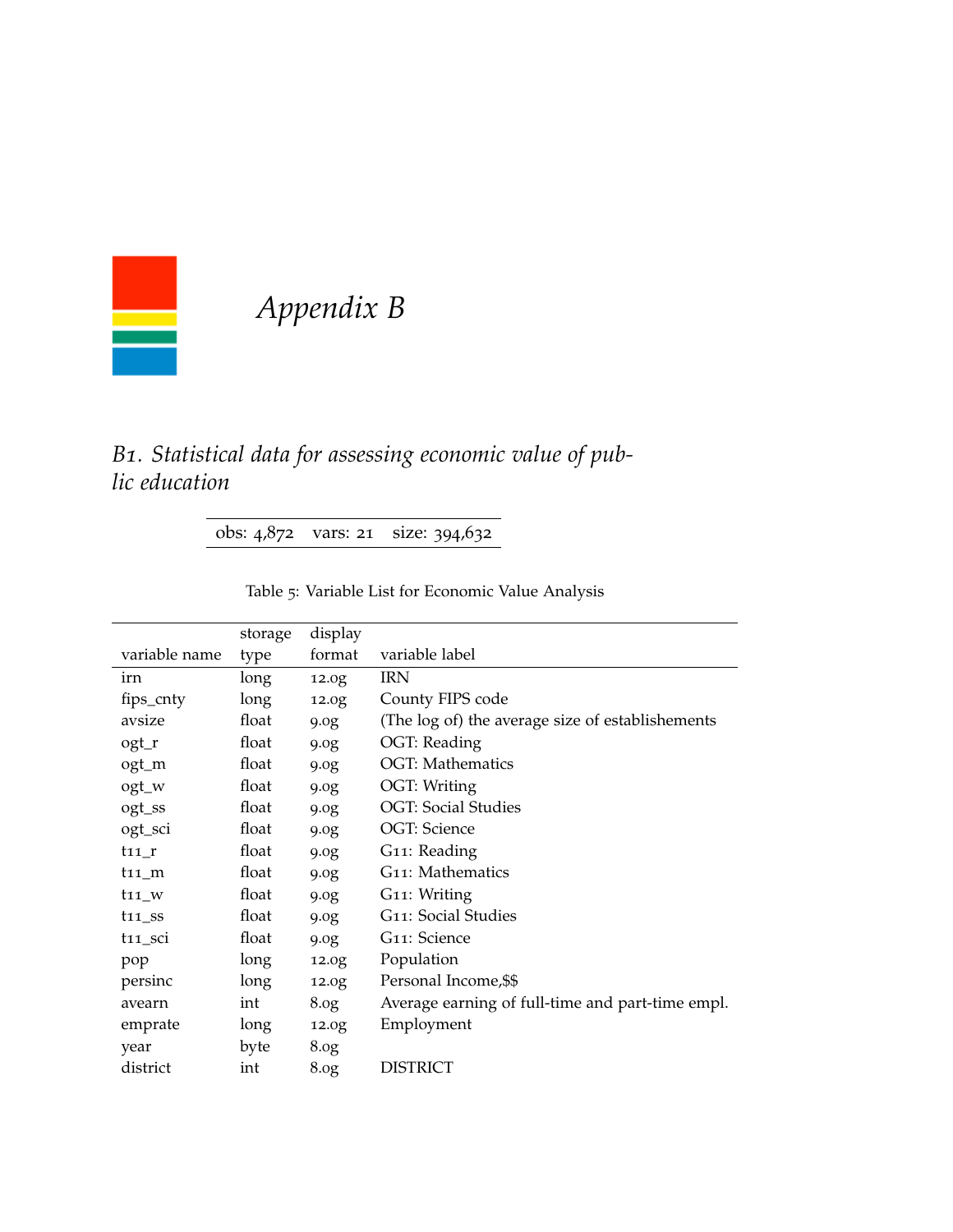# *Appendix B*

## *B1. Statistical data for assessing economic value of public education*

| obs: 4,872 | vars: 21 | size: 394,632 |
|---|---|---|

Table 5: Variable List for Economic Value Analysis

| variable name | storage type | display format | variable label |
|---|---|---|---|
| irn | long | 12.0g | IRN |
| fips_cnty | long | 12.0g | County FIPS code |
| avsize | float | 9.0g | (The log of) the average size of establishements |
| ogt_r | float | 9.0g | OGT: Reading |
| ogt_m | float | 9.0g | OGT: Mathematics |
| ogt_w | float | 9.0g | OGT: Writing |
| ogt_ss | float | 9.0g | OGT: Social Studies |
| ogt_sci | float | 9.0g | OGT: Science |
| t11_r | float | 9.0g | G11: Reading |
| t11_m | float | 9.0g | G11: Mathematics |
| t11_w | float | 9.0g | G11: Writing |
| t11_ss | float | 9.0g | G11: Social Studies |
| t11_sci | float | 9.0g | G11: Science |
| pop | long | 12.0g | Population |
| persinc | long | 12.0g | Personal Income,$$ |
| avearn | int | 8.0g | Average earning of full-time and part-time empl. |
| emprate | long | 12.0g | Employment |
| year | byte | 8.0g | |
| district | int | 8.0g | DISTRICT |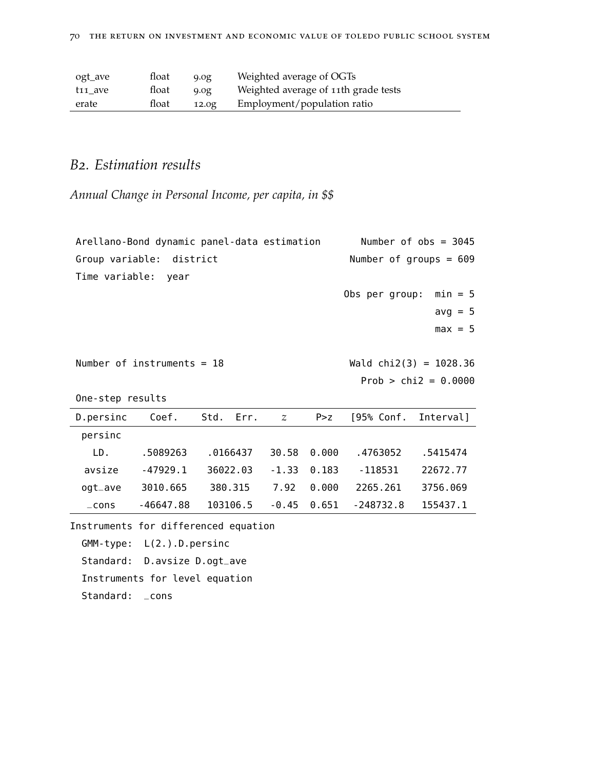| ogt_ave | float | 9.0g | Weighted average of OGTs |
|---|---|---|---|
| t11_ave | float | 9.0g | Weighted average of 11th grade tests |
| erate | float | 12.0g | Employment/population ratio |

## B2. Estimation results

### *Annual Change in Personal Income, per capita, in $$*

```
Arellano-Bond dynamic panel-data estimation       Number of obs = 3045
Group variable:  district                        Number of groups = 609
Time variable:  year
                                                 Obs per group:  min = 5
                                                                 avg = 5
                                                                 max = 5

Number of instruments = 18                       Wald chi2(3) = 1028.36
                                                   Prob > chi2 = 0.0000
One-step results
```

| D.persinc | Coef. | Std. Err. | z | P>z | [95% Conf. | Interval] |
|---|---|---|---|---|---|---|
| persinc | | | | | | |
| LD. | .5089263 | .0166437 | 30.58 | 0.000 | .4763052 | .5415474 |
| avsize | -47929.1 | 36022.03 | -1.33 | 0.183 | -118531 | 22672.77 |
| ogt_ave | 3010.665 | 380.315 | 7.92 | 0.000 | 2265.261 | 3756.069 |
| _cons | -46647.88 | 103106.5 | -0.45 | 0.651 | -248732.8 | 155437.1 |

```
Instruments for differenced equation
  GMM-type:  L(2.).D.persinc
  Standard:  D.avsize D.ogt_ave
  Instruments for level equation
  Standard:  _cons
```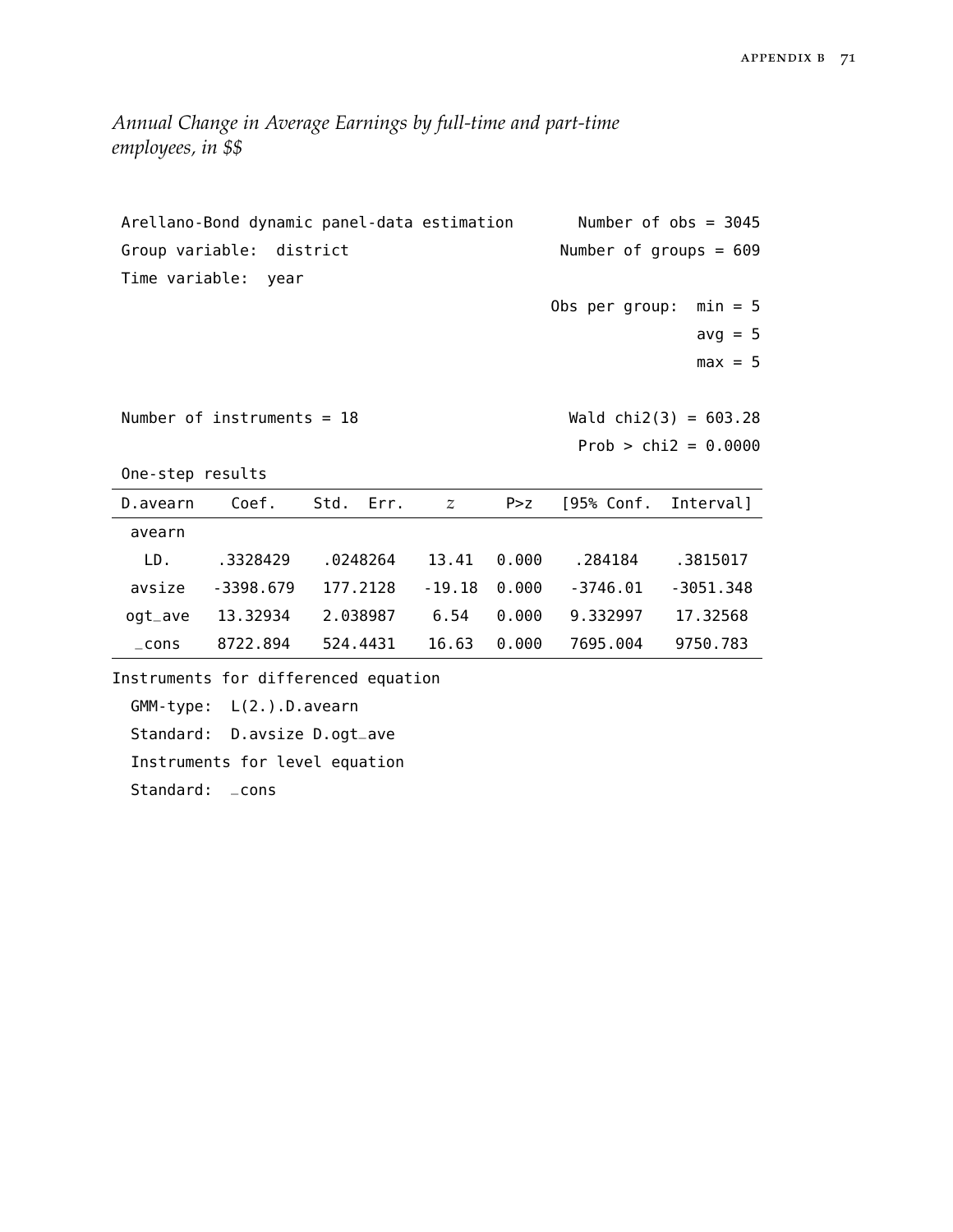*Annual Change in Average Earnings by full-time and part-time employees, in $$*

```
Arellano-Bond dynamic panel-data estimation       Number of obs = 3045
Group variable:  district                       Number of groups = 609
Time variable:  year
                                               Obs per group:  min = 5
                                                               avg = 5
                                                               max = 5

Number of instruments = 18                        Wald chi2(3) = 603.28
                                                  Prob > chi2 = 0.0000
One-step results
```

| D.avearn | Coef. | Std. Err. | z | P>z | [95% Conf. | Interval] |
|---|---|---|---|---|---|---|
| avearn | | | | | | |
| LD. | .3328429 | .0248264 | 13.41 | 0.000 | .284184 | .3815017 |
| avsize | -3398.679 | 177.2128 | -19.18 | 0.000 | -3746.01 | -3051.348 |
| ogt_ave | 13.32934 | 2.038987 | 6.54 | 0.000 | 9.332997 | 17.32568 |
| _cons | 8722.894 | 524.4431 | 16.63 | 0.000 | 7695.004 | 9750.783 |

```
Instruments for differenced equation
  GMM-type:  L(2.).D.avearn
  Standard:  D.avsize D.ogt_ave
  Instruments for level equation
  Standard:  _cons
```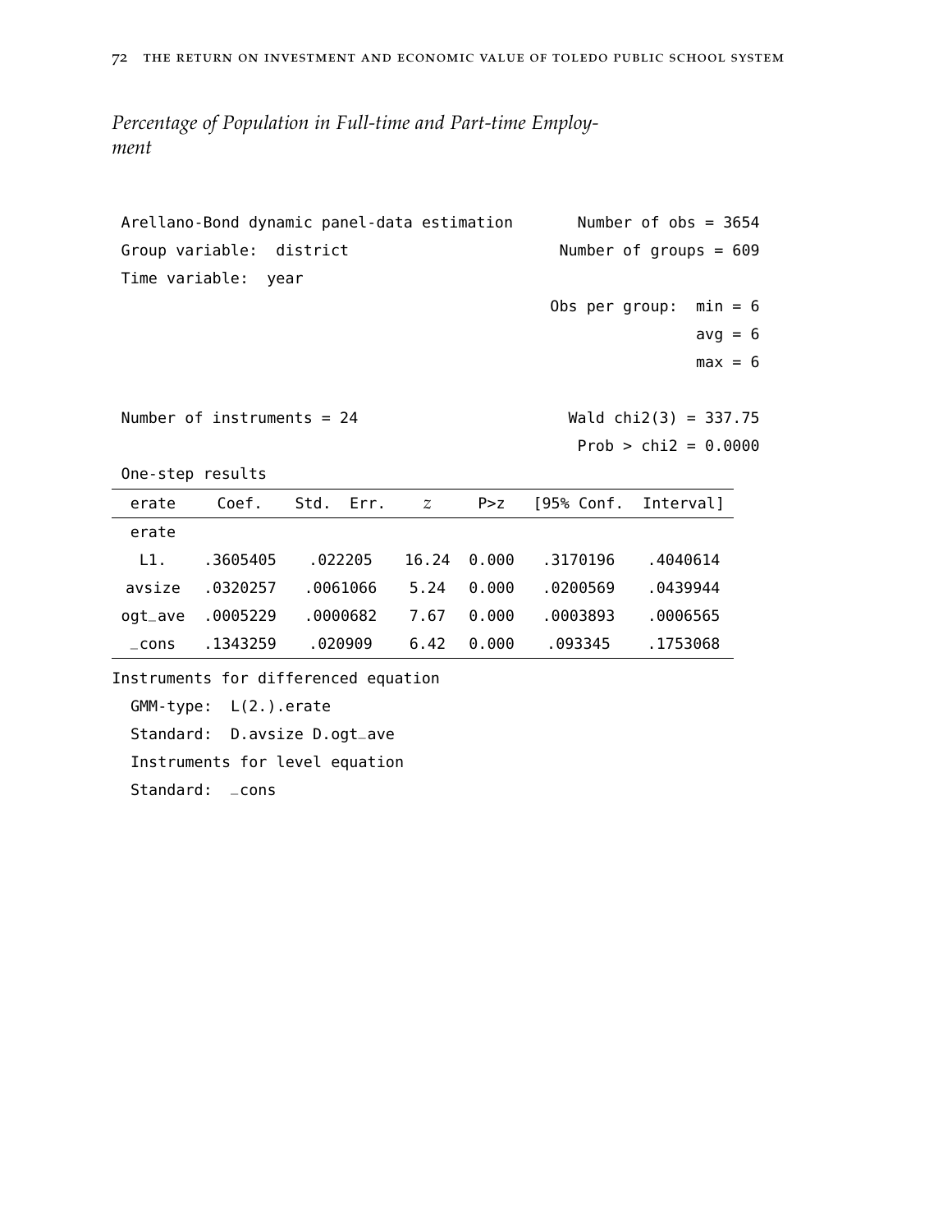*Percentage of Population in Full-time and Part-time Employment*

```
Arellano-Bond dynamic panel-data estimation       Number of obs = 3654
Group variable:  district                        Number of groups = 609
Time variable:  year
                                                Obs per group:  min = 6
                                                                avg = 6
                                                                max = 6

Number of instruments = 24                         Wald chi2(3) = 337.75
                                                    Prob > chi2 = 0.0000
One-step results
```

| erate | Coef. | Std. Err. | z | P>z | [95% Conf. | Interval] |
|---|---|---|---|---|---|---|
| erate | | | | | | |
| L1. | .3605405 | .022205 | 16.24 | 0.000 | .3170196 | .4040614 |
| avsize | .0320257 | .0061066 | 5.24 | 0.000 | .0200569 | .0439944 |
| ogt_ave | .0005229 | .0000682 | 7.67 | 0.000 | .0003893 | .0006565 |
| _cons | .1343259 | .020909 | 6.42 | 0.000 | .093345 | .1753068 |

```
Instruments for differenced equation
  GMM-type:  L(2.).erate
  Standard:  D.avsize D.ogt_ave
  Instruments for level equation
  Standard:  _cons
```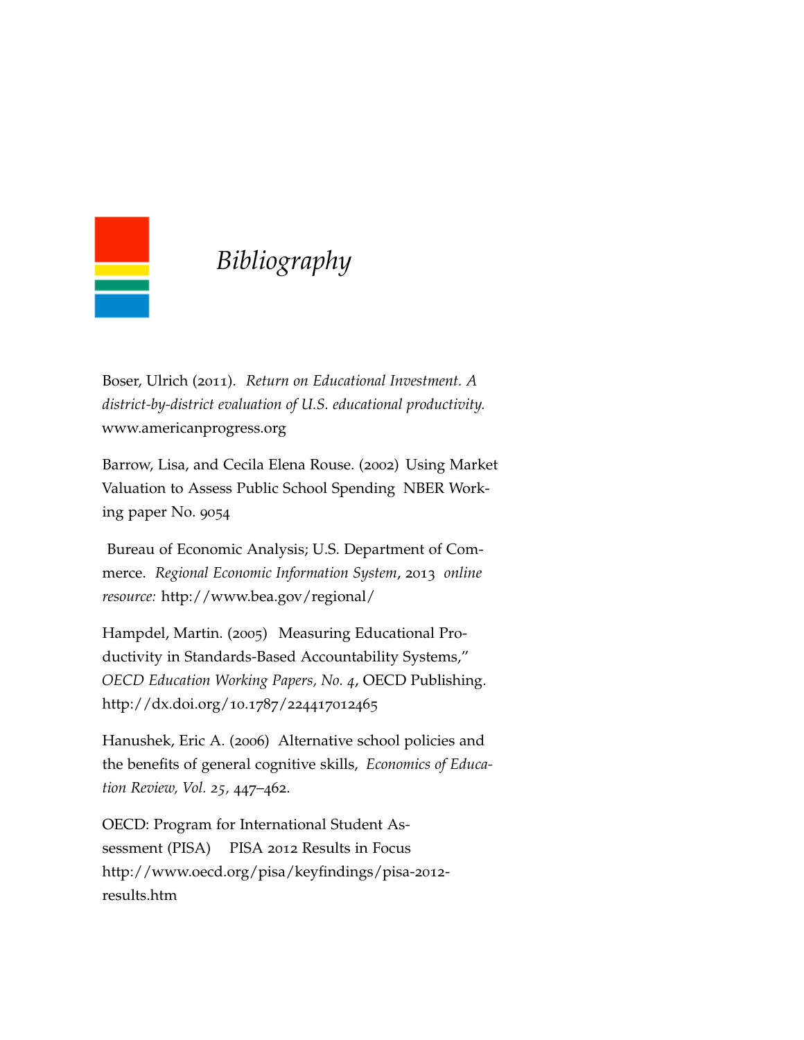# *Bibliography*

Boser, Ulrich (2011). *Return on Educational Investment. A district-by-district evaluation of U.S. educational productivity.* www.americanprogress.org

Barrow, Lisa, and Cecila Elena Rouse. (2002) Using Market Valuation to Assess Public School Spending NBER Working paper No. 9054

Bureau of Economic Analysis; U.S. Department of Commerce. *Regional Economic Information System*, 2013 *online resource:* http://www.bea.gov/regional/

Hampdel, Martin. (2005) Measuring Educational Productivity in Standards-Based Accountability Systems," *OECD Education Working Papers, No. 4*, OECD Publishing. http://dx.doi.org/10.1787/224417012465

Hanushek, Eric A. (2006) Alternative school policies and the benefits of general cognitive skills, *Economics of Education Review, Vol. 25,* 447–462.

OECD: Program for International Student Assessment (PISA) PISA 2012 Results in Focus http://www.oecd.org/pisa/keyfindings/pisa-2012-results.htm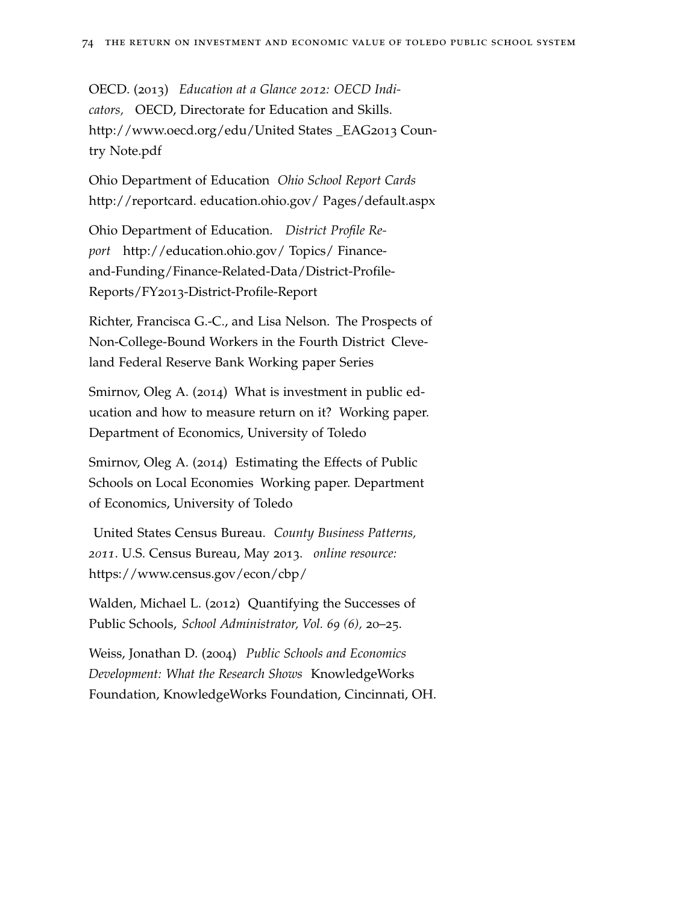OECD. (2013) *Education at a Glance 2012: OECD Indicators,* OECD, Directorate for Education and Skills. http://www.oecd.org/edu/United States _EAG2013 Country Note.pdf

Ohio Department of Education *Ohio School Report Cards* http://reportcard. education.ohio.gov/ Pages/default.aspx

Ohio Department of Education. *District Profile Report* http://education.ohio.gov/ Topics/ Finance-and-Funding/Finance-Related-Data/District-Profile-Reports/FY2013-District-Profile-Report

Richter, Francisca G.-C., and Lisa Nelson. The Prospects of Non-College-Bound Workers in the Fourth District Cleveland Federal Reserve Bank Working paper Series

Smirnov, Oleg A. (2014) What is investment in public education and how to measure return on it? Working paper. Department of Economics, University of Toledo

Smirnov, Oleg A. (2014) Estimating the Effects of Public Schools on Local Economies Working paper. Department of Economics, University of Toledo

United States Census Bureau. *County Business Patterns, 2011*. U.S. Census Bureau, May 2013. *online resource:* https://www.census.gov/econ/cbp/

Walden, Michael L. (2012) Quantifying the Successes of Public Schools, *School Administrator, Vol. 69 (6),* 20–25.

Weiss, Jonathan D. (2004) *Public Schools and Economics Development: What the Research Shows* KnowledgeWorks Foundation, KnowledgeWorks Foundation, Cincinnati, OH.